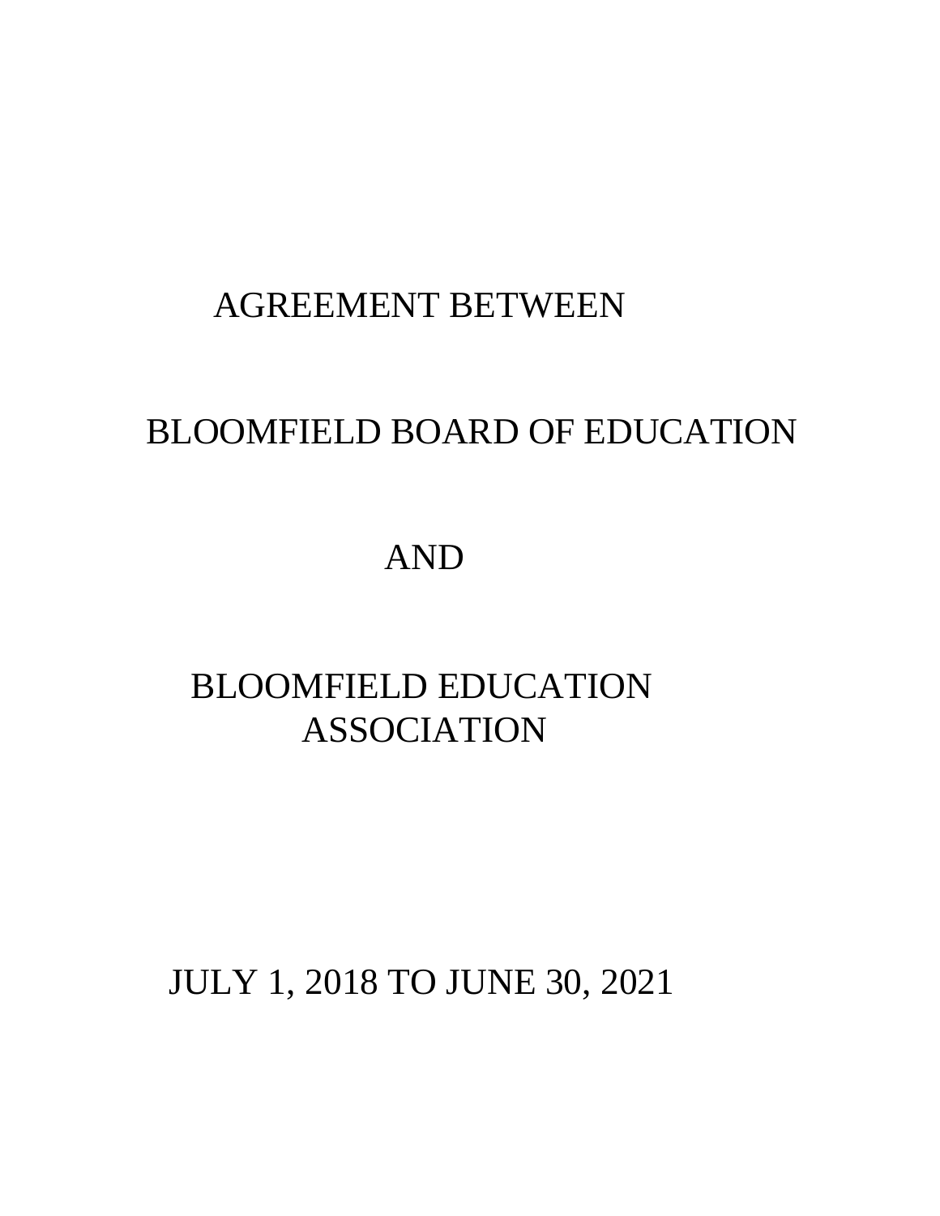# AGREEMENT BETWEEN

# BLOOMFIELD BOARD OF EDUCATION

# AND

# BLOOMFIELD EDUCATION ASSOCIATION

## JULY 1, 2018 TO JUNE 30, 2021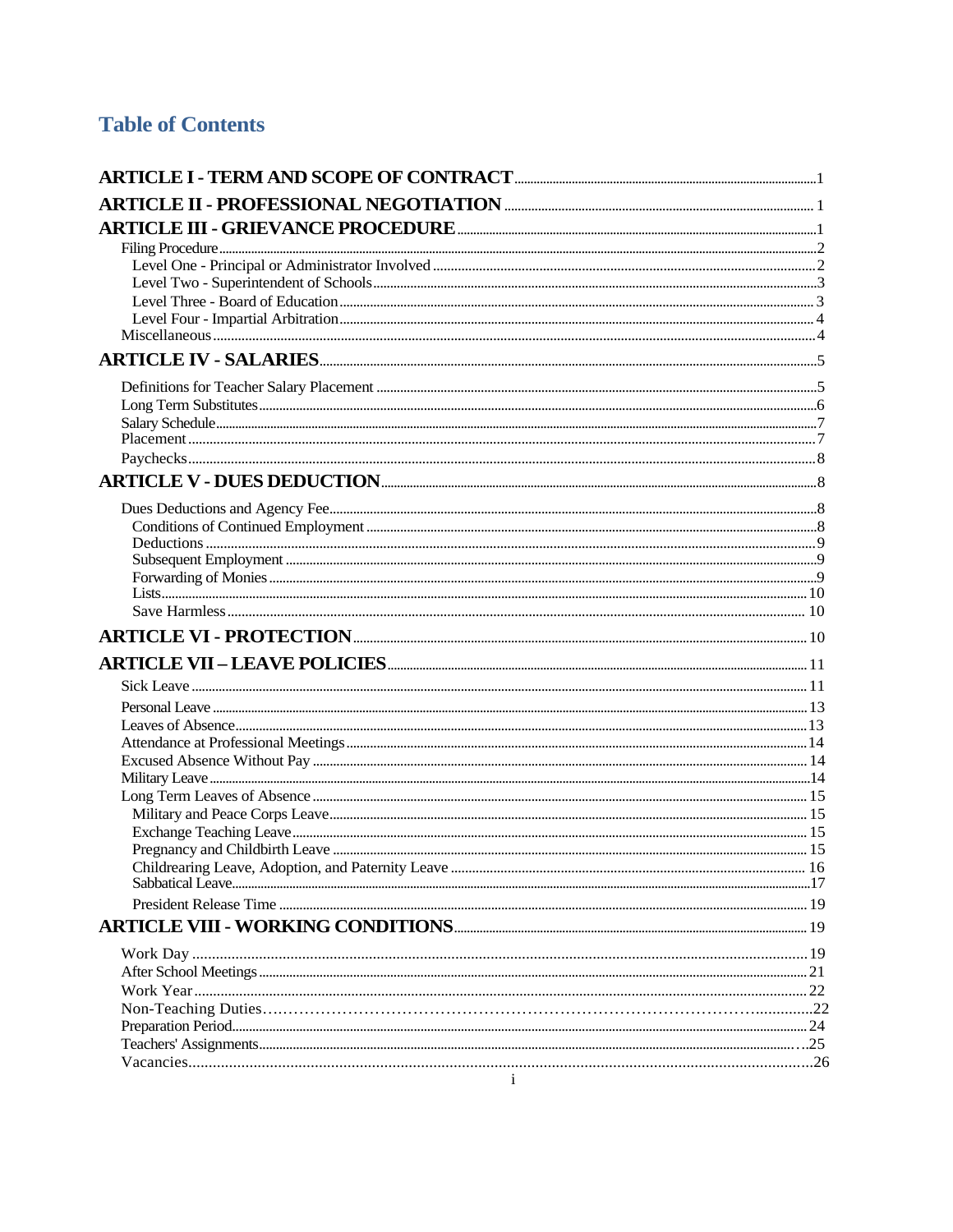# Table of Contents

**ARTICLE I - TERM AND SCOPE OF CONTRACT** ..... 1

**ARTICLE II - PROFESSIONAL NEGOTIATION** ..... 1

**ARTICLE III - GRIEVANCE PROCEDURE** ..... 1

- Filing Procedure ..... 2
  - Level One - Principal or Administrator Involved ..... 2
  - Level Two - Superintendent of Schools ..... 3
  - Level Three - Board of Education ..... 3
  - Level Four - Impartial Arbitration ..... 4
- Miscellaneous ..... 4

**ARTICLE IV - SALARIES** ..... 5

- Definitions for Teacher Salary Placement ..... 5
- Long Term Substitutes ..... 6
- Salary Schedule ..... 7
- Placement ..... 7
- Paychecks ..... 8

**ARTICLE V - DUES DEDUCTION** ..... 8

- Dues Deductions and Agency Fee ..... 8
  - Conditions of Continued Employment ..... 8
  - Deductions ..... 9
  - Subsequent Employment ..... 9
  - Forwarding of Monies ..... 9
  - Lists ..... 10
  - Save Harmless ..... 10

**ARTICLE VI - PROTECTION** ..... 10

**ARTICLE VII – LEAVE POLICIES** ..... 11

- Sick Leave ..... 11
- Personal Leave ..... 13
- Leaves of Absence ..... 13
- Attendance at Professional Meetings ..... 14
- Excused Absence Without Pay ..... 14
- Military Leave ..... 14
- Long Term Leaves of Absence ..... 15
  - Military and Peace Corps Leave ..... 15
  - Exchange Teaching Leave ..... 15
  - Pregnancy and Childbirth Leave ..... 15
  - Childrearing Leave, Adoption, and Paternity Leave ..... 16
  - Sabbatical Leave ..... 17
  - President Release Time ..... 19

**ARTICLE VIII - WORKING CONDITIONS** ..... 19

- Work Day ..... 19
- After School Meetings ..... 21
- Work Year ..... 22
- Non-Teaching Duties ..... 22
- Preparation Period ..... 24
- Teachers' Assignments ..... 25
- Vacancies ..... 26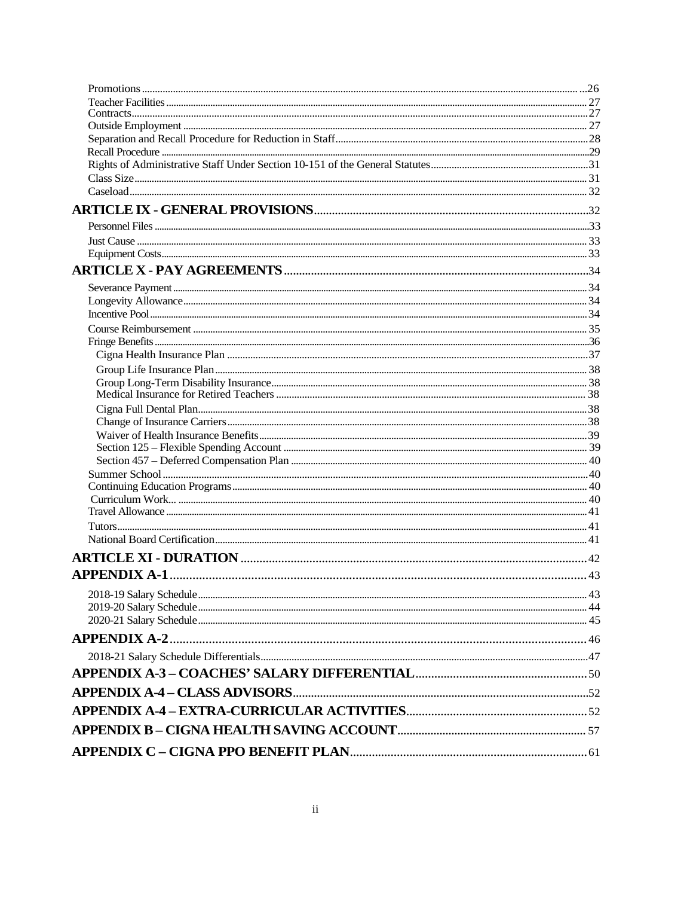Promotions ...26
Teacher Facilities 27
Contracts 27
Outside Employment 27
Separation and Recall Procedure for Reduction in Staff 28
Recall Procedure 29
Rights of Administrative Staff Under Section 10-151 of the General Statutes 31
Class Size 31
Caseload 32

**ARTICLE IX - GENERAL PROVISIONS** 32

Personnel Files 33
Just Cause 33
Equipment Costs 33

**ARTICLE X - PAY AGREEMENTS** 34

Severance Payment 34
Longevity Allowance 34
Incentive Pool 34
Course Reimbursement 35
Fringe Benefits 36
Cigna Health Insurance Plan 37
Group Life Insurance Plan 38
Group Long-Term Disability Insurance 38
Medical Insurance for Retired Teachers 38
Cigna Full Dental Plan 38
Change of Insurance Carriers 38
Waiver of Health Insurance Benefits 39
Section 125 – Flexible Spending Account 39
Section 457 – Deferred Compensation Plan 40
Summer School 40
Continuing Education Programs 40
Curriculum Work 40
Travel Allowance 41
Tutors 41
National Board Certification 41

**ARTICLE XI - DURATION** 42

**APPENDIX A-1** 43

2018-19 Salary Schedule 43
2019-20 Salary Schedule 44
2020-21 Salary Schedule 45

**APPENDIX A-2** 46

2018-21 Salary Schedule Differentials 47

**APPENDIX A-3 – COACHES' SALARY DIFFERENTIAL** 50

**APPENDIX A-4 – CLASS ADVISORS** 52

**APPENDIX A-4 – EXTRA-CURRICULAR ACTIVITIES** 52

**APPENDIX B – CIGNA HEALTH SAVING ACCOUNT** 57

**APPENDIX C – CIGNA PPO BENEFIT PLAN** 61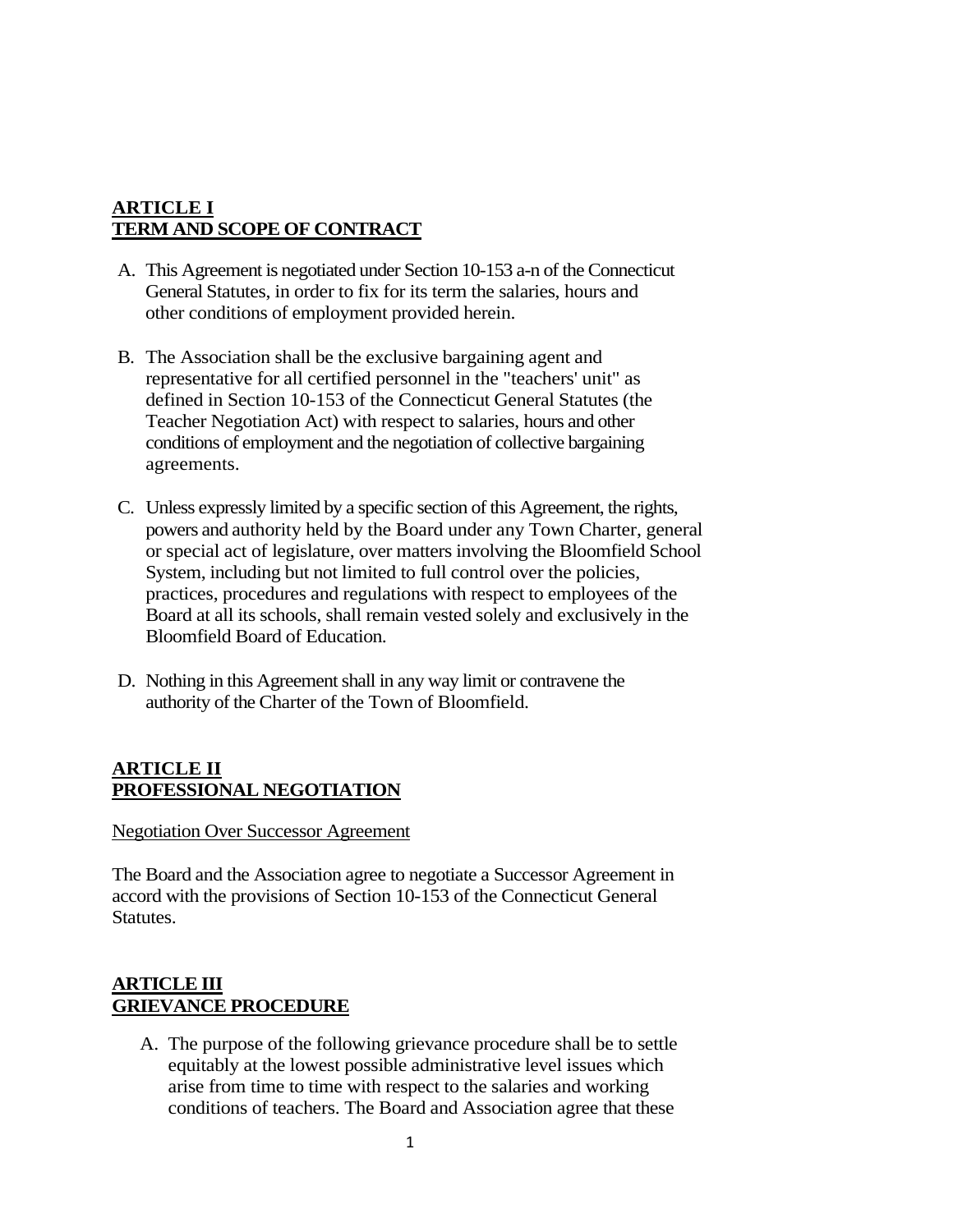## ARTICLE I
## TERM AND SCOPE OF CONTRACT

A. This Agreement is negotiated under Section 10-153 a-n of the Connecticut General Statutes, in order to fix for its term the salaries, hours and other conditions of employment provided herein.

B. The Association shall be the exclusive bargaining agent and representative for all certified personnel in the "teachers' unit" as defined in Section 10-153 of the Connecticut General Statutes (the Teacher Negotiation Act) with respect to salaries, hours and other conditions of employment and the negotiation of collective bargaining agreements.

C. Unless expressly limited by a specific section of this Agreement, the rights, powers and authority held by the Board under any Town Charter, general or special act of legislature, over matters involving the Bloomfield School System, including but not limited to full control over the policies, practices, procedures and regulations with respect to employees of the Board at all its schools, shall remain vested solely and exclusively in the Bloomfield Board of Education.

D. Nothing in this Agreement shall in any way limit or contravene the authority of the Charter of the Town of Bloomfield.

## ARTICLE II
## PROFESSIONAL NEGOTIATION

Negotiation Over Successor Agreement

The Board and the Association agree to negotiate a Successor Agreement in accord with the provisions of Section 10-153 of the Connecticut General Statutes.

## ARTICLE III
## GRIEVANCE PROCEDURE

A. The purpose of the following grievance procedure shall be to settle equitably at the lowest possible administrative level issues which arise from time to time with respect to the salaries and working conditions of teachers. The Board and Association agree that these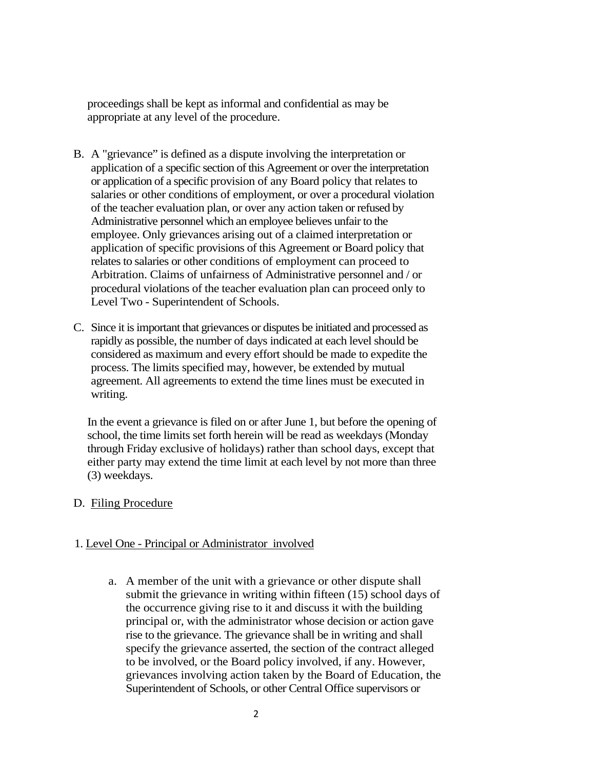proceedings shall be kept as informal and confidential as may be appropriate at any level of the procedure.

B. A "grievance" is defined as a dispute involving the interpretation or application of a specific section of this Agreement or over the interpretation or application of a specific provision of any Board policy that relates to salaries or other conditions of employment, or over a procedural violation of the teacher evaluation plan, or over any action taken or refused by Administrative personnel which an employee believes unfair to the employee. Only grievances arising out of a claimed interpretation or application of specific provisions of this Agreement or Board policy that relates to salaries or other conditions of employment can proceed to Arbitration. Claims of unfairness of Administrative personnel and / or procedural violations of the teacher evaluation plan can proceed only to Level Two - Superintendent of Schools.

C. Since it is important that grievances or disputes be initiated and processed as rapidly as possible, the number of days indicated at each level should be considered as maximum and every effort should be made to expedite the process. The limits specified may, however, be extended by mutual agreement. All agreements to extend the time lines must be executed in writing.

   In the event a grievance is filed on or after June 1, but before the opening of school, the time limits set forth herein will be read as weekdays (Monday through Friday exclusive of holidays) rather than school days, except that either party may extend the time limit at each level by not more than three (3) weekdays.

D. <u>Filing Procedure</u>

1. <u>Level One - Principal or Administrator involved</u>

   a. A member of the unit with a grievance or other dispute shall submit the grievance in writing within fifteen (15) school days of the occurrence giving rise to it and discuss it with the building principal or, with the administrator whose decision or action gave rise to the grievance. The grievance shall be in writing and shall specify the grievance asserted, the section of the contract alleged to be involved, or the Board policy involved, if any. However, grievances involving action taken by the Board of Education, the Superintendent of Schools, or other Central Office supervisors or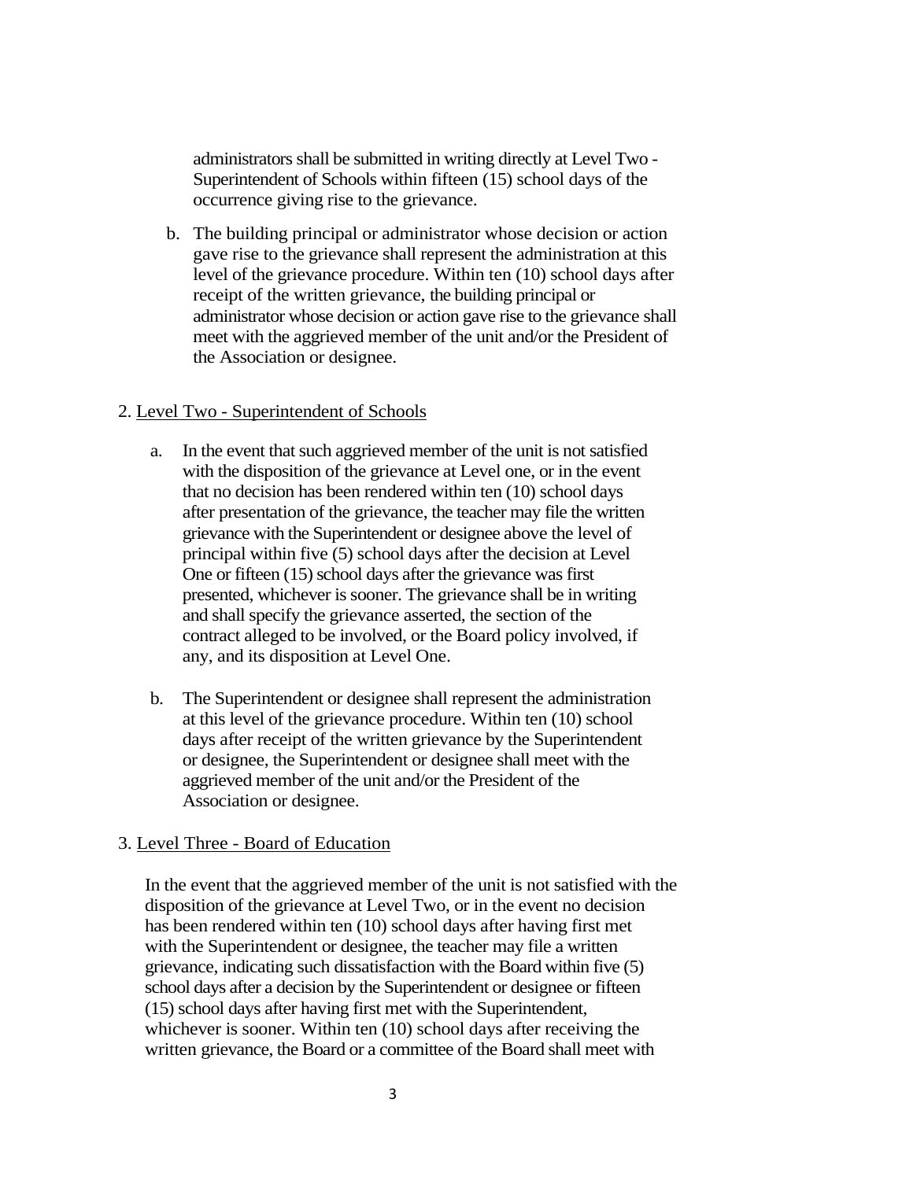administrators shall be submitted in writing directly at Level Two - Superintendent of Schools within fifteen (15) school days of the occurrence giving rise to the grievance.

b. The building principal or administrator whose decision or action gave rise to the grievance shall represent the administration at this level of the grievance procedure. Within ten (10) school days after receipt of the written grievance, the building principal or administrator whose decision or action gave rise to the grievance shall meet with the aggrieved member of the unit and/or the President of the Association or designee.

2. Level Two - Superintendent of Schools

a. In the event that such aggrieved member of the unit is not satisfied with the disposition of the grievance at Level one, or in the event that no decision has been rendered within ten (10) school days after presentation of the grievance, the teacher may file the written grievance with the Superintendent or designee above the level of principal within five (5) school days after the decision at Level One or fifteen (15) school days after the grievance was first presented, whichever is sooner. The grievance shall be in writing and shall specify the grievance asserted, the section of the contract alleged to be involved, or the Board policy involved, if any, and its disposition at Level One.

b. The Superintendent or designee shall represent the administration at this level of the grievance procedure. Within ten (10) school days after receipt of the written grievance by the Superintendent or designee, the Superintendent or designee shall meet with the aggrieved member of the unit and/or the President of the Association or designee.

3. Level Three - Board of Education

In the event that the aggrieved member of the unit is not satisfied with the disposition of the grievance at Level Two, or in the event no decision has been rendered within ten (10) school days after having first met with the Superintendent or designee, the teacher may file a written grievance, indicating such dissatisfaction with the Board within five (5) school days after a decision by the Superintendent or designee or fifteen (15) school days after having first met with the Superintendent, whichever is sooner. Within ten (10) school days after receiving the written grievance, the Board or a committee of the Board shall meet with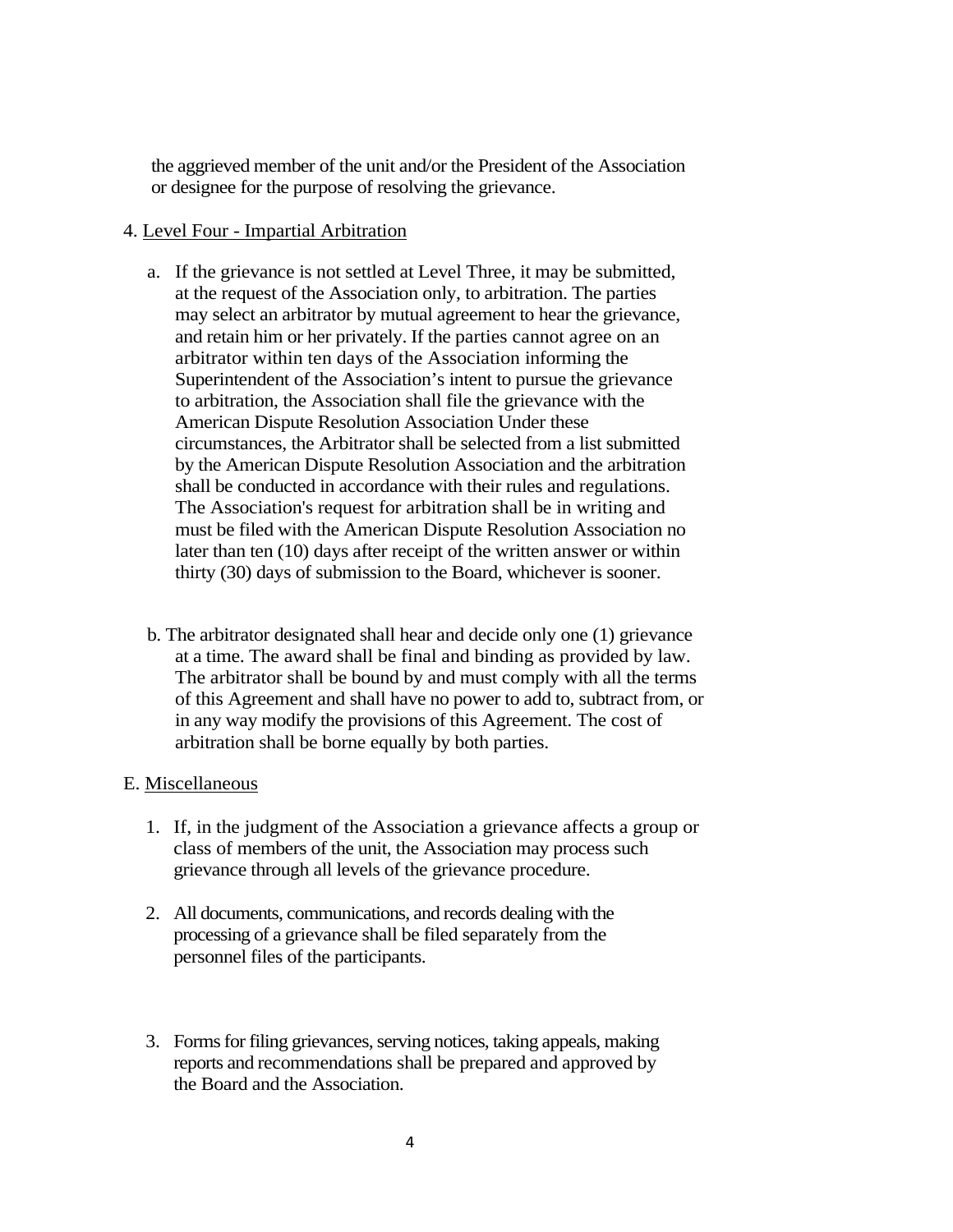the aggrieved member of the unit and/or the President of the Association or designee for the purpose of resolving the grievance.

4. Level Four - Impartial Arbitration

   a. If the grievance is not settled at Level Three, it may be submitted, at the request of the Association only, to arbitration. The parties may select an arbitrator by mutual agreement to hear the grievance, and retain him or her privately. If the parties cannot agree on an arbitrator within ten days of the Association informing the Superintendent of the Association's intent to pursue the grievance to arbitration, the Association shall file the grievance with the American Dispute Resolution Association Under these circumstances, the Arbitrator shall be selected from a list submitted by the American Dispute Resolution Association and the arbitration shall be conducted in accordance with their rules and regulations. The Association's request for arbitration shall be in writing and must be filed with the American Dispute Resolution Association no later than ten (10) days after receipt of the written answer or within thirty (30) days of submission to the Board, whichever is sooner.

   b. The arbitrator designated shall hear and decide only one (1) grievance at a time. The award shall be final and binding as provided by law. The arbitrator shall be bound by and must comply with all the terms of this Agreement and shall have no power to add to, subtract from, or in any way modify the provisions of this Agreement. The cost of arbitration shall be borne equally by both parties.

E. Miscellaneous

1. If, in the judgment of the Association a grievance affects a group or class of members of the unit, the Association may process such grievance through all levels of the grievance procedure.

2. All documents, communications, and records dealing with the processing of a grievance shall be filed separately from the personnel files of the participants.

3. Forms for filing grievances, serving notices, taking appeals, making reports and recommendations shall be prepared and approved by the Board and the Association.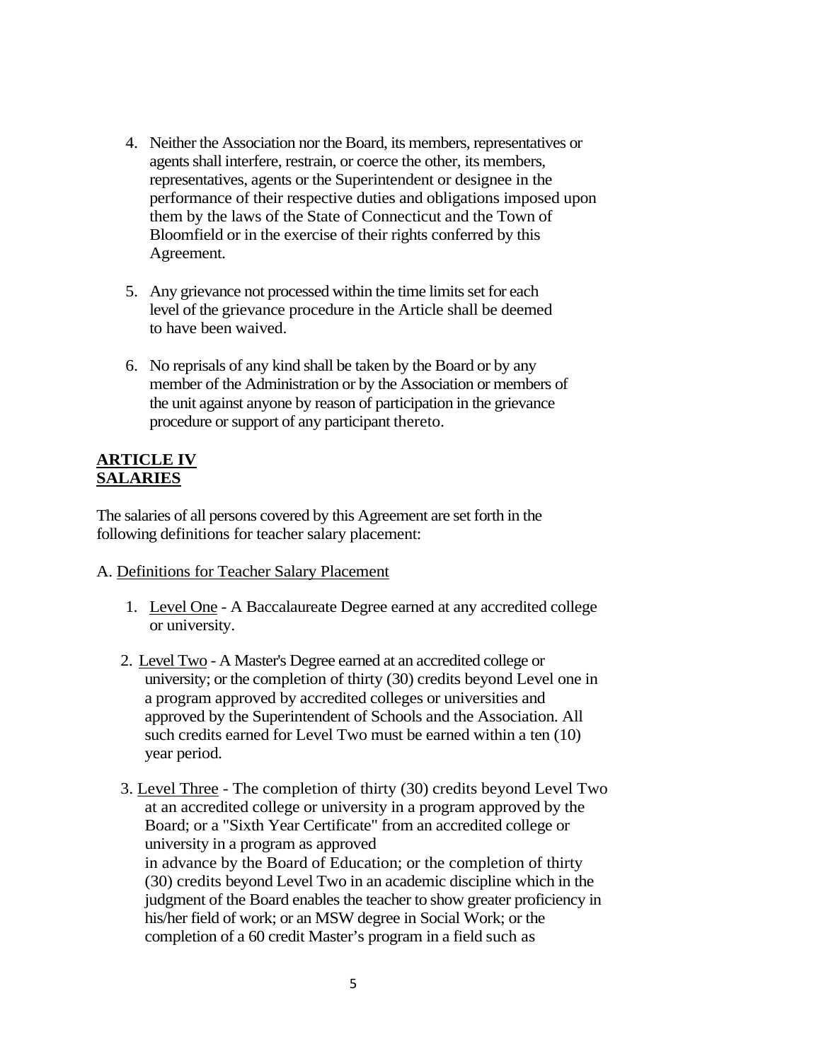4. Neither the Association nor the Board, its members, representatives or agents shall interfere, restrain, or coerce the other, its members, representatives, agents or the Superintendent or designee in the performance of their respective duties and obligations imposed upon them by the laws of the State of Connecticut and the Town of Bloomfield or in the exercise of their rights conferred by this Agreement.

5. Any grievance not processed within the time limits set for each level of the grievance procedure in the Article shall be deemed to have been waived.

6. No reprisals of any kind shall be taken by the Board or by any member of the Administration or by the Association or members of the unit against anyone by reason of participation in the grievance procedure or support of any participant thereto.

## ARTICLE IV
## SALARIES

The salaries of all persons covered by this Agreement are set forth in the following definitions for teacher salary placement:

A. Definitions for Teacher Salary Placement

1. Level One - A Baccalaureate Degree earned at any accredited college or university.

2. Level Two - A Master's Degree earned at an accredited college or university; or the completion of thirty (30) credits beyond Level one in a program approved by accredited colleges or universities and approved by the Superintendent of Schools and the Association. All such credits earned for Level Two must be earned within a ten (10) year period.

3. Level Three - The completion of thirty (30) credits beyond Level Two at an accredited college or university in a program approved by the Board; or a "Sixth Year Certificate" from an accredited college or university in a program as approved in advance by the Board of Education; or the completion of thirty (30) credits beyond Level Two in an academic discipline which in the judgment of the Board enables the teacher to show greater proficiency in his/her field of work; or an MSW degree in Social Work; or the completion of a 60 credit Master's program in a field such as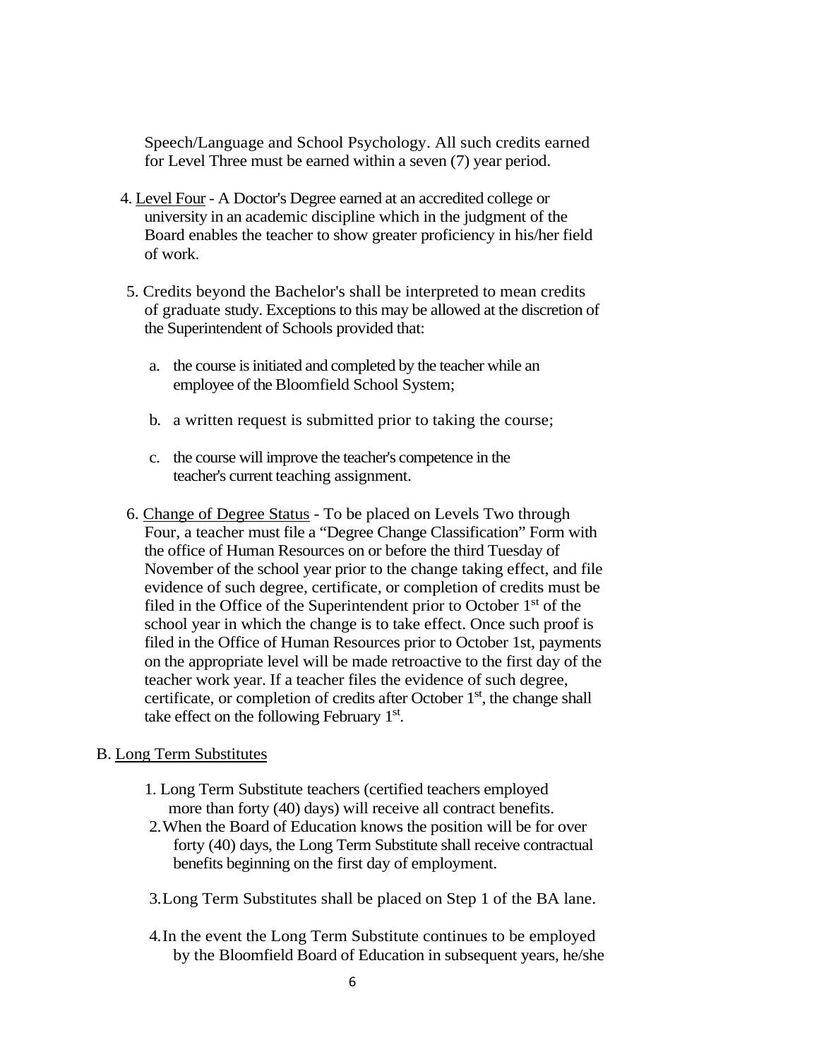Speech/Language and School Psychology. All such credits earned for Level Three must be earned within a seven (7) year period.

4. Level Four - A Doctor's Degree earned at an accredited college or university in an academic discipline which in the judgment of the Board enables the teacher to show greater proficiency in his/her field of work.

5. Credits beyond the Bachelor's shall be interpreted to mean credits of graduate study. Exceptions to this may be allowed at the discretion of the Superintendent of Schools provided that:

   a. the course is initiated and completed by the teacher while an employee of the Bloomfield School System;

   b. a written request is submitted prior to taking the course;

   c. the course will improve the teacher's competence in the teacher's current teaching assignment.

6. Change of Degree Status - To be placed on Levels Two through Four, a teacher must file a "Degree Change Classification" Form with the office of Human Resources on or before the third Tuesday of November of the school year prior to the change taking effect, and file evidence of such degree, certificate, or completion of credits must be filed in the Office of the Superintendent prior to October 1st of the school year in which the change is to take effect. Once such proof is filed in the Office of Human Resources prior to October 1st, payments on the appropriate level will be made retroactive to the first day of the teacher work year. If a teacher files the evidence of such degree, certificate, or completion of credits after October 1st, the change shall take effect on the following February 1st.

B. Long Term Substitutes

1. Long Term Substitute teachers (certified teachers employed more than forty (40) days) will receive all contract benefits.
2. When the Board of Education knows the position will be for over forty (40) days, the Long Term Substitute shall receive contractual benefits beginning on the first day of employment.

3. Long Term Substitutes shall be placed on Step 1 of the BA lane.

4. In the event the Long Term Substitute continues to be employed by the Bloomfield Board of Education in subsequent years, he/she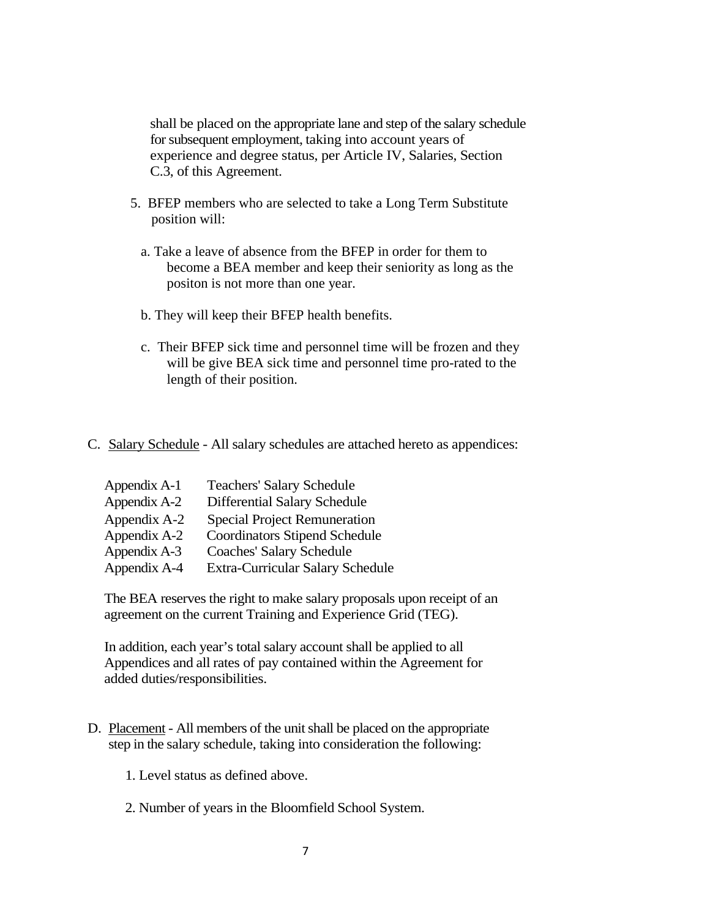shall be placed on the appropriate lane and step of the salary schedule for subsequent employment, taking into account years of experience and degree status, per Article IV, Salaries, Section C.3, of this Agreement.

5. BFEP members who are selected to take a Long Term Substitute position will:

   a. Take a leave of absence from the BFEP in order for them to become a BEA member and keep their seniority as long as the positon is not more than one year.

   b. They will keep their BFEP health benefits.

   c. Their BFEP sick time and personnel time will be frozen and they will be give BEA sick time and personnel time pro-rated to the length of their position.

C. Salary Schedule - All salary schedules are attached hereto as appendices:

| | |
|---|---|
| Appendix A-1 | Teachers' Salary Schedule |
| Appendix A-2 | Differential Salary Schedule |
| Appendix A-2 | Special Project Remuneration |
| Appendix A-2 | Coordinators Stipend Schedule |
| Appendix A-3 | Coaches' Salary Schedule |
| Appendix A-4 | Extra-Curricular Salary Schedule |

The BEA reserves the right to make salary proposals upon receipt of an agreement on the current Training and Experience Grid (TEG).

In addition, each year's total salary account shall be applied to all Appendices and all rates of pay contained within the Agreement for added duties/responsibilities.

D. Placement - All members of the unit shall be placed on the appropriate step in the salary schedule, taking into consideration the following:

   1. Level status as defined above.

   2. Number of years in the Bloomfield School System.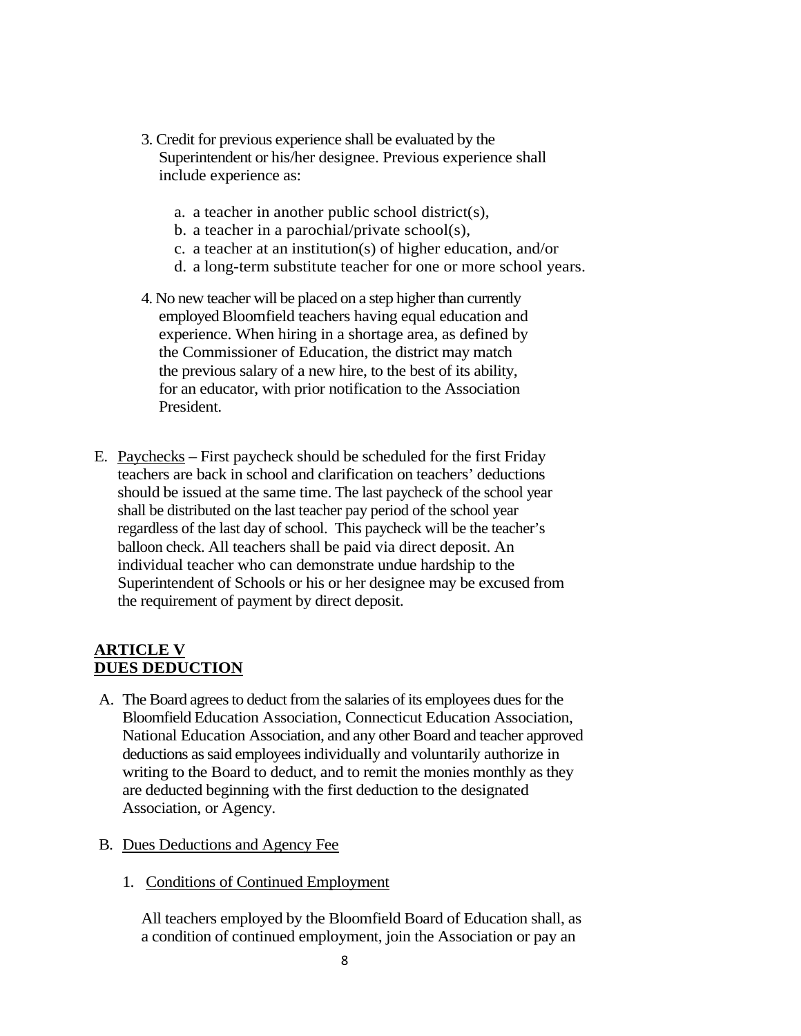3. Credit for previous experience shall be evaluated by the Superintendent or his/her designee. Previous experience shall include experience as:

   a. a teacher in another public school district(s),
   b. a teacher in a parochial/private school(s),
   c. a teacher at an institution(s) of higher education, and/or
   d. a long-term substitute teacher for one or more school years.

4. No new teacher will be placed on a step higher than currently employed Bloomfield teachers having equal education and experience. When hiring in a shortage area, as defined by the Commissioner of Education, the district may match the previous salary of a new hire, to the best of its ability, for an educator, with prior notification to the Association President.

E. Paychecks – First paycheck should be scheduled for the first Friday teachers are back in school and clarification on teachers' deductions should be issued at the same time. The last paycheck of the school year shall be distributed on the last teacher pay period of the school year regardless of the last day of school. This paycheck will be the teacher's balloon check. All teachers shall be paid via direct deposit. An individual teacher who can demonstrate undue hardship to the Superintendent of Schools or his or her designee may be excused from the requirement of payment by direct deposit.

## ARTICLE V
## DUES DEDUCTION

A. The Board agrees to deduct from the salaries of its employees dues for the Bloomfield Education Association, Connecticut Education Association, National Education Association, and any other Board and teacher approved deductions as said employees individually and voluntarily authorize in writing to the Board to deduct, and to remit the monies monthly as they are deducted beginning with the first deduction to the designated Association, or Agency.

B. Dues Deductions and Agency Fee

   1. Conditions of Continued Employment

   All teachers employed by the Bloomfield Board of Education shall, as a condition of continued employment, join the Association or pay an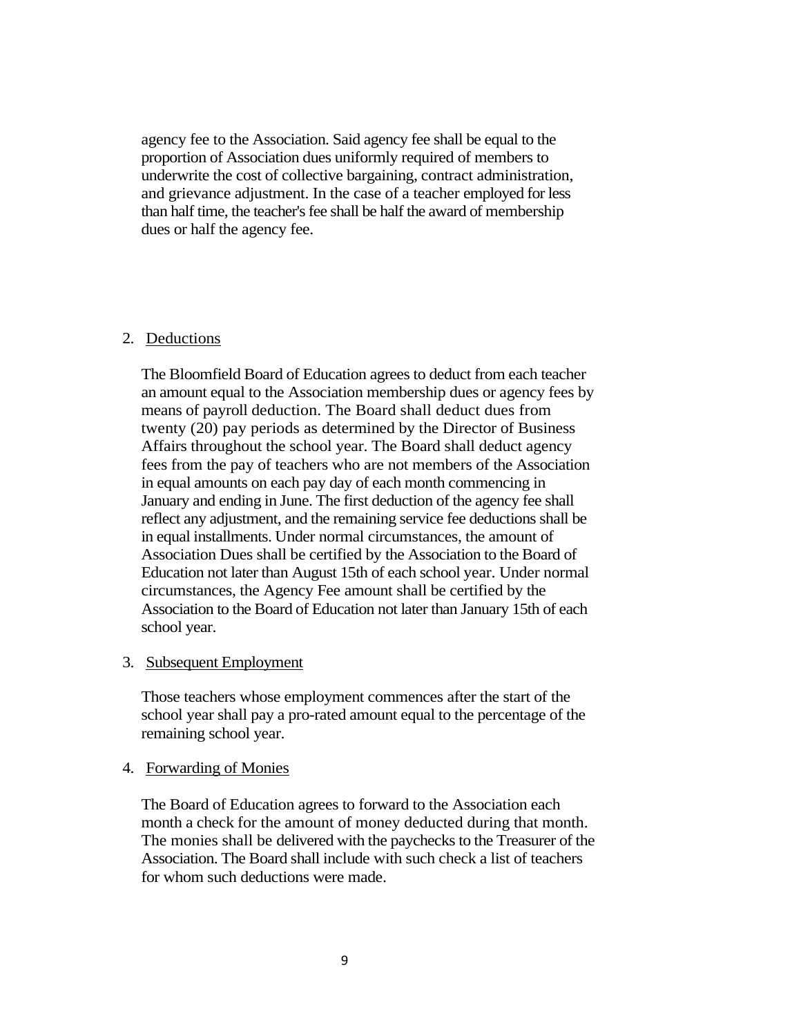agency fee to the Association. Said agency fee shall be equal to the proportion of Association dues uniformly required of members to underwrite the cost of collective bargaining, contract administration, and grievance adjustment. In the case of a teacher employed for less than half time, the teacher's fee shall be half the award of membership dues or half the agency fee.

2. Deductions

   The Bloomfield Board of Education agrees to deduct from each teacher an amount equal to the Association membership dues or agency fees by means of payroll deduction. The Board shall deduct dues from twenty (20) pay periods as determined by the Director of Business Affairs throughout the school year. The Board shall deduct agency fees from the pay of teachers who are not members of the Association in equal amounts on each pay day of each month commencing in January and ending in June. The first deduction of the agency fee shall reflect any adjustment, and the remaining service fee deductions shall be in equal installments. Under normal circumstances, the amount of Association Dues shall be certified by the Association to the Board of Education not later than August 15th of each school year. Under normal circumstances, the Agency Fee amount shall be certified by the Association to the Board of Education not later than January 15th of each school year.

3. Subsequent Employment

   Those teachers whose employment commences after the start of the school year shall pay a pro-rated amount equal to the percentage of the remaining school year.

4. Forwarding of Monies

   The Board of Education agrees to forward to the Association each month a check for the amount of money deducted during that month. The monies shall be delivered with the paychecks to the Treasurer of the Association. The Board shall include with such check a list of teachers for whom such deductions were made.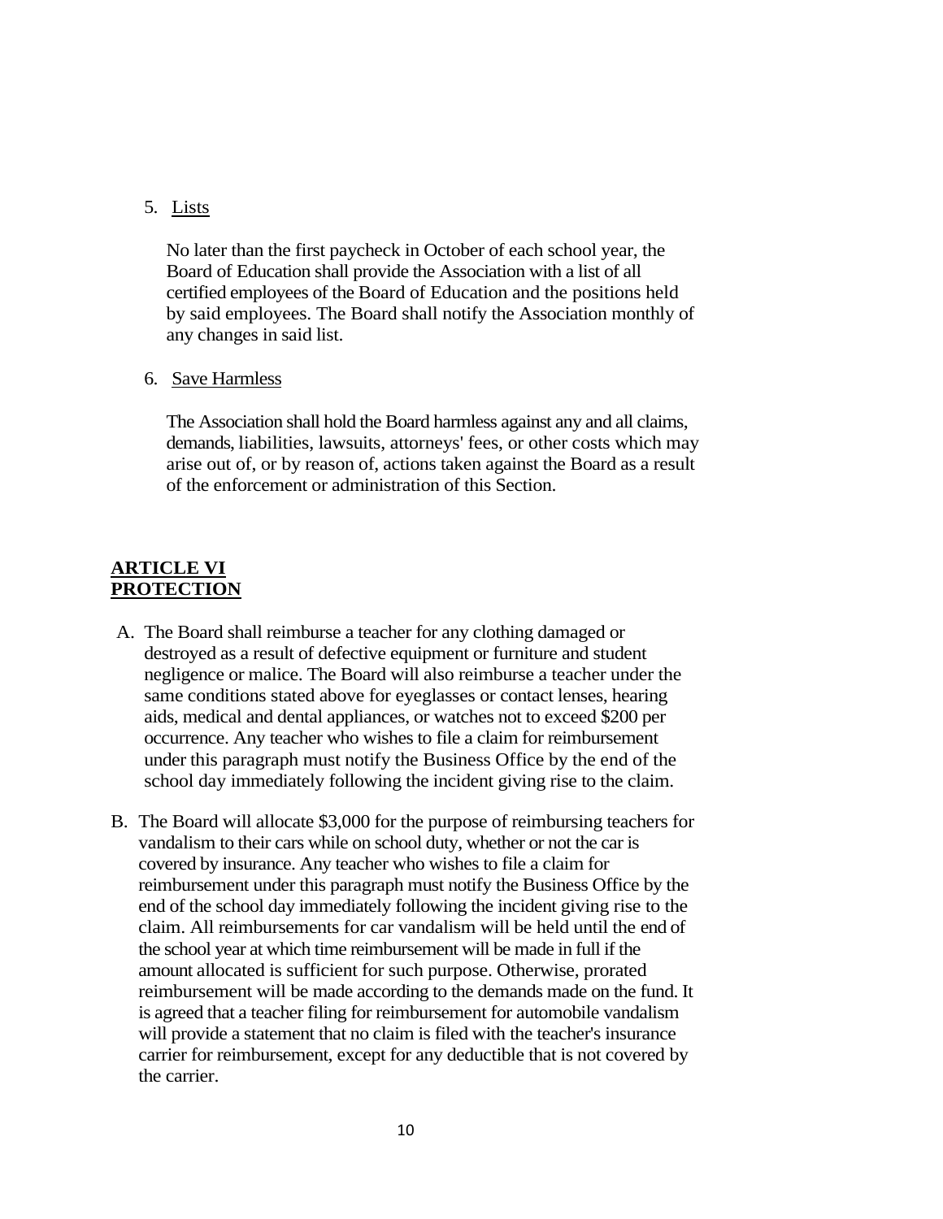5. Lists

   No later than the first paycheck in October of each school year, the Board of Education shall provide the Association with a list of all certified employees of the Board of Education and the positions held by said employees. The Board shall notify the Association monthly of any changes in said list.

6. Save Harmless

   The Association shall hold the Board harmless against any and all claims, demands, liabilities, lawsuits, attorneys' fees, or other costs which may arise out of, or by reason of, actions taken against the Board as a result of the enforcement or administration of this Section.

## ARTICLE VI
## PROTECTION

A. The Board shall reimburse a teacher for any clothing damaged or destroyed as a result of defective equipment or furniture and student negligence or malice. The Board will also reimburse a teacher under the same conditions stated above for eyeglasses or contact lenses, hearing aids, medical and dental appliances, or watches not to exceed $200 per occurrence. Any teacher who wishes to file a claim for reimbursement under this paragraph must notify the Business Office by the end of the school day immediately following the incident giving rise to the claim.

B. The Board will allocate $3,000 for the purpose of reimbursing teachers for vandalism to their cars while on school duty, whether or not the car is covered by insurance. Any teacher who wishes to file a claim for reimbursement under this paragraph must notify the Business Office by the end of the school day immediately following the incident giving rise to the claim. All reimbursements for car vandalism will be held until the end of the school year at which time reimbursement will be made in full if the amount allocated is sufficient for such purpose. Otherwise, prorated reimbursement will be made according to the demands made on the fund. It is agreed that a teacher filing for reimbursement for automobile vandalism will provide a statement that no claim is filed with the teacher's insurance carrier for reimbursement, except for any deductible that is not covered by the carrier.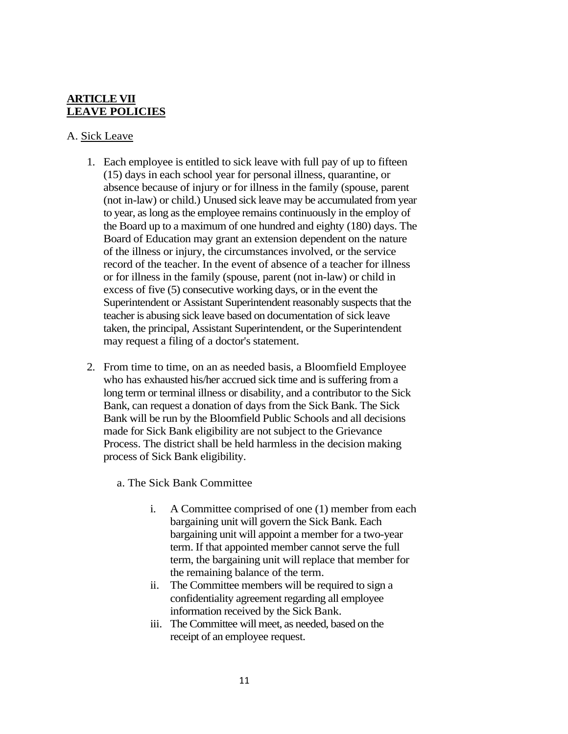## **ARTICLE VII**
## **LEAVE POLICIES**

A. Sick Leave

1. Each employee is entitled to sick leave with full pay of up to fifteen (15) days in each school year for personal illness, quarantine, or absence because of injury or for illness in the family (spouse, parent (not in-law) or child.) Unused sick leave may be accumulated from year to year, as long as the employee remains continuously in the employ of the Board up to a maximum of one hundred and eighty (180) days. The Board of Education may grant an extension dependent on the nature of the illness or injury, the circumstances involved, or the service record of the teacher. In the event of absence of a teacher for illness or for illness in the family (spouse, parent (not in-law) or child in excess of five (5) consecutive working days, or in the event the Superintendent or Assistant Superintendent reasonably suspects that the teacher is abusing sick leave based on documentation of sick leave taken, the principal, Assistant Superintendent, or the Superintendent may request a filing of a doctor's statement.

2. From time to time, on an as needed basis, a Bloomfield Employee who has exhausted his/her accrued sick time and is suffering from a long term or terminal illness or disability, and a contributor to the Sick Bank, can request a donation of days from the Sick Bank. The Sick Bank will be run by the Bloomfield Public Schools and all decisions made for Sick Bank eligibility are not subject to the Grievance Process. The district shall be held harmless in the decision making process of Sick Bank eligibility.

   a. The Sick Bank Committee

      i. A Committee comprised of one (1) member from each bargaining unit will govern the Sick Bank. Each bargaining unit will appoint a member for a two-year term. If that appointed member cannot serve the full term, the bargaining unit will replace that member for the remaining balance of the term.
      ii. The Committee members will be required to sign a confidentiality agreement regarding all employee information received by the Sick Bank.
      iii. The Committee will meet, as needed, based on the receipt of an employee request.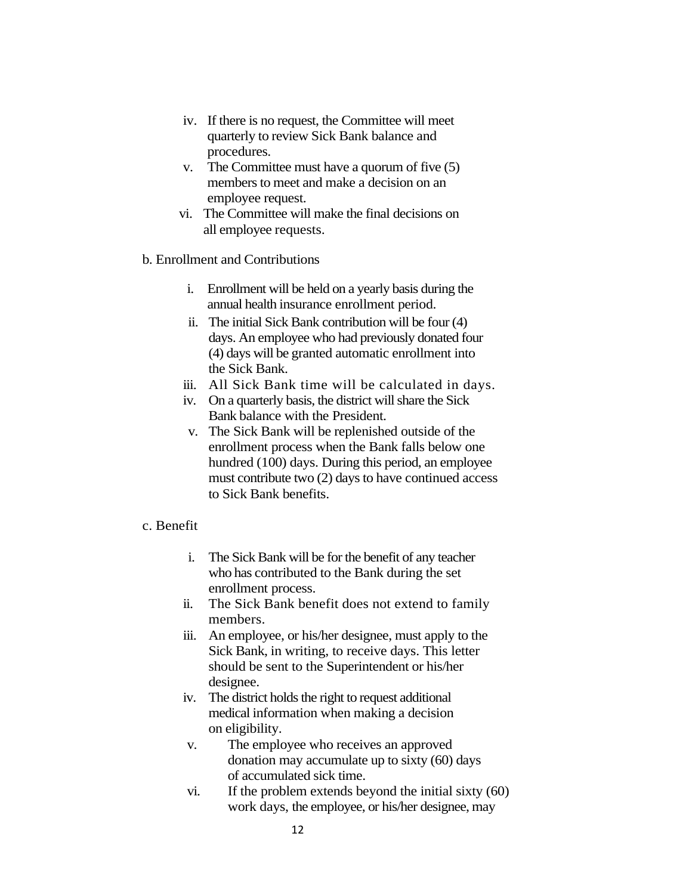iv. If there is no request, the Committee will meet quarterly to review Sick Bank balance and procedures.

v. The Committee must have a quorum of five (5) members to meet and make a decision on an employee request.

vi. The Committee will make the final decisions on all employee requests.

b. Enrollment and Contributions

i. Enrollment will be held on a yearly basis during the annual health insurance enrollment period.

ii. The initial Sick Bank contribution will be four (4) days. An employee who had previously donated four (4) days will be granted automatic enrollment into the Sick Bank.

iii. All Sick Bank time will be calculated in days.

iv. On a quarterly basis, the district will share the Sick Bank balance with the President.

v. The Sick Bank will be replenished outside of the enrollment process when the Bank falls below one hundred (100) days. During this period, an employee must contribute two (2) days to have continued access to Sick Bank benefits.

c. Benefit

i. The Sick Bank will be for the benefit of any teacher who has contributed to the Bank during the set enrollment process.

ii. The Sick Bank benefit does not extend to family members.

iii. An employee, or his/her designee, must apply to the Sick Bank, in writing, to receive days. This letter should be sent to the Superintendent or his/her designee.

iv. The district holds the right to request additional medical information when making a decision on eligibility.

v. The employee who receives an approved donation may accumulate up to sixty (60) days of accumulated sick time.

vi. If the problem extends beyond the initial sixty (60) work days, the employee, or his/her designee, may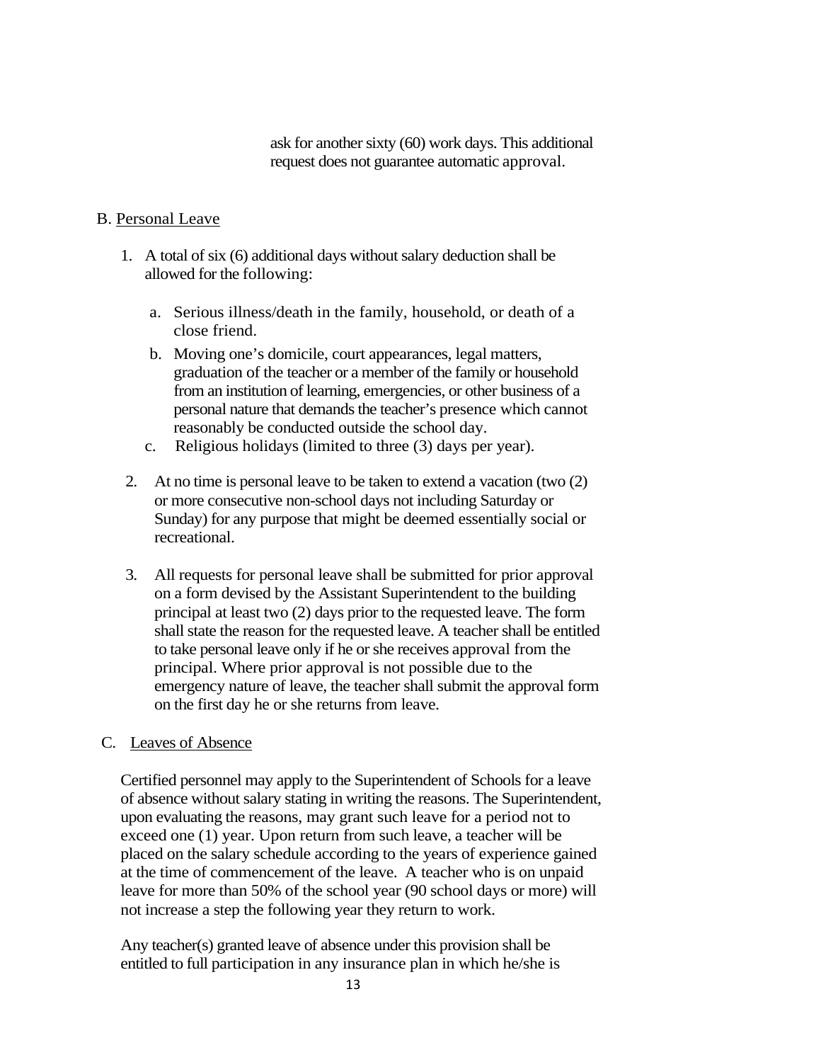ask for another sixty (60) work days. This additional request does not guarantee automatic approval.

B. <u>Personal Leave</u>

1. A total of six (6) additional days without salary deduction shall be allowed for the following:

   a. Serious illness/death in the family, household, or death of a close friend.
   b. Moving one's domicile, court appearances, legal matters, graduation of the teacher or a member of the family or household from an institution of learning, emergencies, or other business of a personal nature that demands the teacher's presence which cannot reasonably be conducted outside the school day.
   c. Religious holidays (limited to three (3) days per year).

2. At no time is personal leave to be taken to extend a vacation (two (2) or more consecutive non-school days not including Saturday or Sunday) for any purpose that might be deemed essentially social or recreational.

3. All requests for personal leave shall be submitted for prior approval on a form devised by the Assistant Superintendent to the building principal at least two (2) days prior to the requested leave. The form shall state the reason for the requested leave. A teacher shall be entitled to take personal leave only if he or she receives approval from the principal. Where prior approval is not possible due to the emergency nature of leave, the teacher shall submit the approval form on the first day he or she returns from leave.

C. <u>Leaves of Absence</u>

Certified personnel may apply to the Superintendent of Schools for a leave of absence without salary stating in writing the reasons. The Superintendent, upon evaluating the reasons, may grant such leave for a period not to exceed one (1) year. Upon return from such leave, a teacher will be placed on the salary schedule according to the years of experience gained at the time of commencement of the leave. A teacher who is on unpaid leave for more than 50% of the school year (90 school days or more) will not increase a step the following year they return to work.

Any teacher(s) granted leave of absence under this provision shall be entitled to full participation in any insurance plan in which he/she is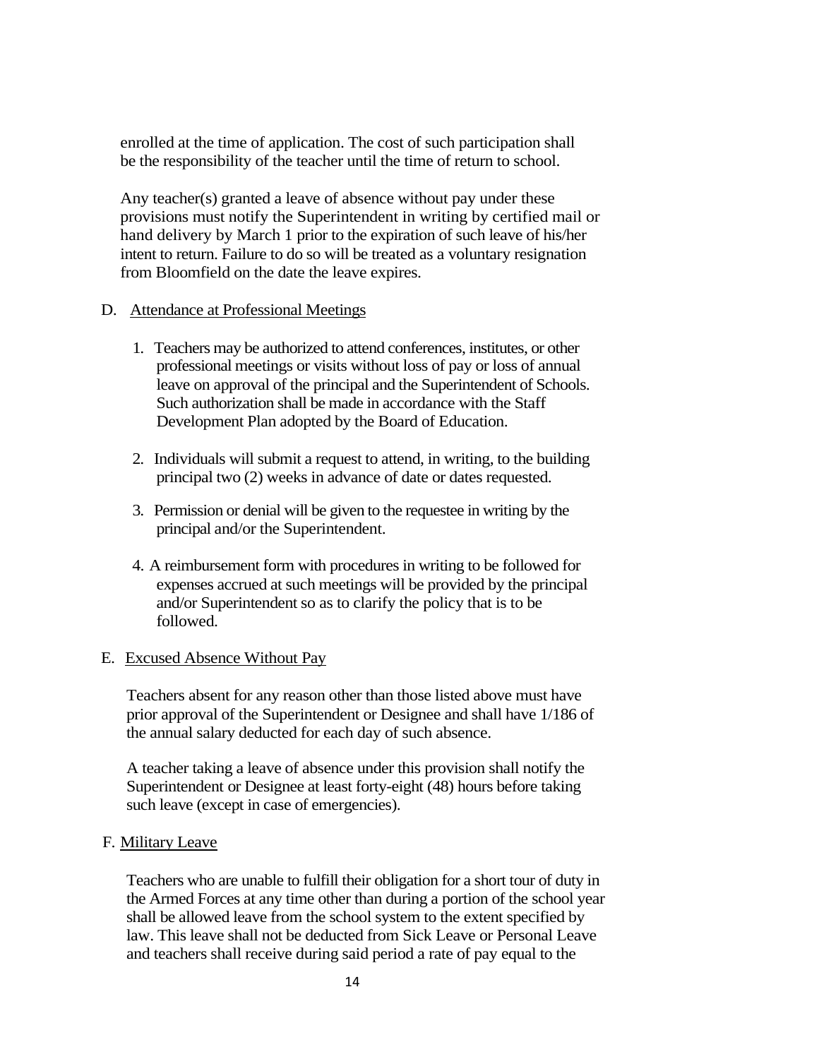enrolled at the time of application. The cost of such participation shall be the responsibility of the teacher until the time of return to school.

Any teacher(s) granted a leave of absence without pay under these provisions must notify the Superintendent in writing by certified mail or hand delivery by March 1 prior to the expiration of such leave of his/her intent to return. Failure to do so will be treated as a voluntary resignation from Bloomfield on the date the leave expires.

D. Attendance at Professional Meetings

1. Teachers may be authorized to attend conferences, institutes, or other professional meetings or visits without loss of pay or loss of annual leave on approval of the principal and the Superintendent of Schools. Such authorization shall be made in accordance with the Staff Development Plan adopted by the Board of Education.

2. Individuals will submit a request to attend, in writing, to the building principal two (2) weeks in advance of date or dates requested.

3. Permission or denial will be given to the requestee in writing by the principal and/or the Superintendent.

4. A reimbursement form with procedures in writing to be followed for expenses accrued at such meetings will be provided by the principal and/or Superintendent so as to clarify the policy that is to be followed.

E. Excused Absence Without Pay

Teachers absent for any reason other than those listed above must have prior approval of the Superintendent or Designee and shall have 1/186 of the annual salary deducted for each day of such absence.

A teacher taking a leave of absence under this provision shall notify the Superintendent or Designee at least forty-eight (48) hours before taking such leave (except in case of emergencies).

F. Military Leave

Teachers who are unable to fulfill their obligation for a short tour of duty in the Armed Forces at any time other than during a portion of the school year shall be allowed leave from the school system to the extent specified by law. This leave shall not be deducted from Sick Leave or Personal Leave and teachers shall receive during said period a rate of pay equal to the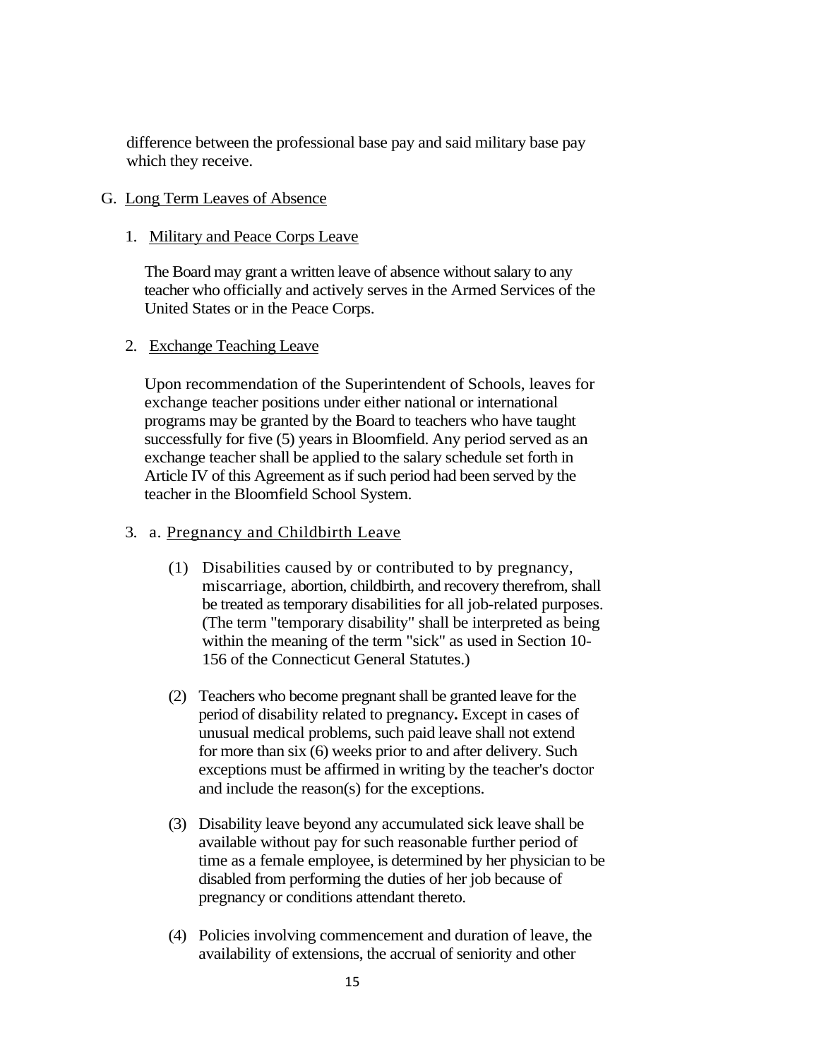difference between the professional base pay and said military base pay which they receive.

G. Long Term Leaves of Absence

1. Military and Peace Corps Leave

   The Board may grant a written leave of absence without salary to any teacher who officially and actively serves in the Armed Services of the United States or in the Peace Corps.

2. Exchange Teaching Leave

   Upon recommendation of the Superintendent of Schools, leaves for exchange teacher positions under either national or international programs may be granted by the Board to teachers who have taught successfully for five (5) years in Bloomfield. Any period served as an exchange teacher shall be applied to the salary schedule set forth in Article IV of this Agreement as if such period had been served by the teacher in the Bloomfield School System.

3. a. Pregnancy and Childbirth Leave

   (1) Disabilities caused by or contributed to by pregnancy, miscarriage, abortion, childbirth, and recovery therefrom, shall be treated as temporary disabilities for all job-related purposes. (The term "temporary disability" shall be interpreted as being within the meaning of the term "sick" as used in Section 10-156 of the Connecticut General Statutes.)

   (2) Teachers who become pregnant shall be granted leave for the period of disability related to pregnancy**.** Except in cases of unusual medical problems, such paid leave shall not extend for more than six (6) weeks prior to and after delivery. Such exceptions must be affirmed in writing by the teacher's doctor and include the reason(s) for the exceptions.

   (3) Disability leave beyond any accumulated sick leave shall be available without pay for such reasonable further period of time as a female employee, is determined by her physician to be disabled from performing the duties of her job because of pregnancy or conditions attendant thereto.

   (4) Policies involving commencement and duration of leave, the availability of extensions, the accrual of seniority and other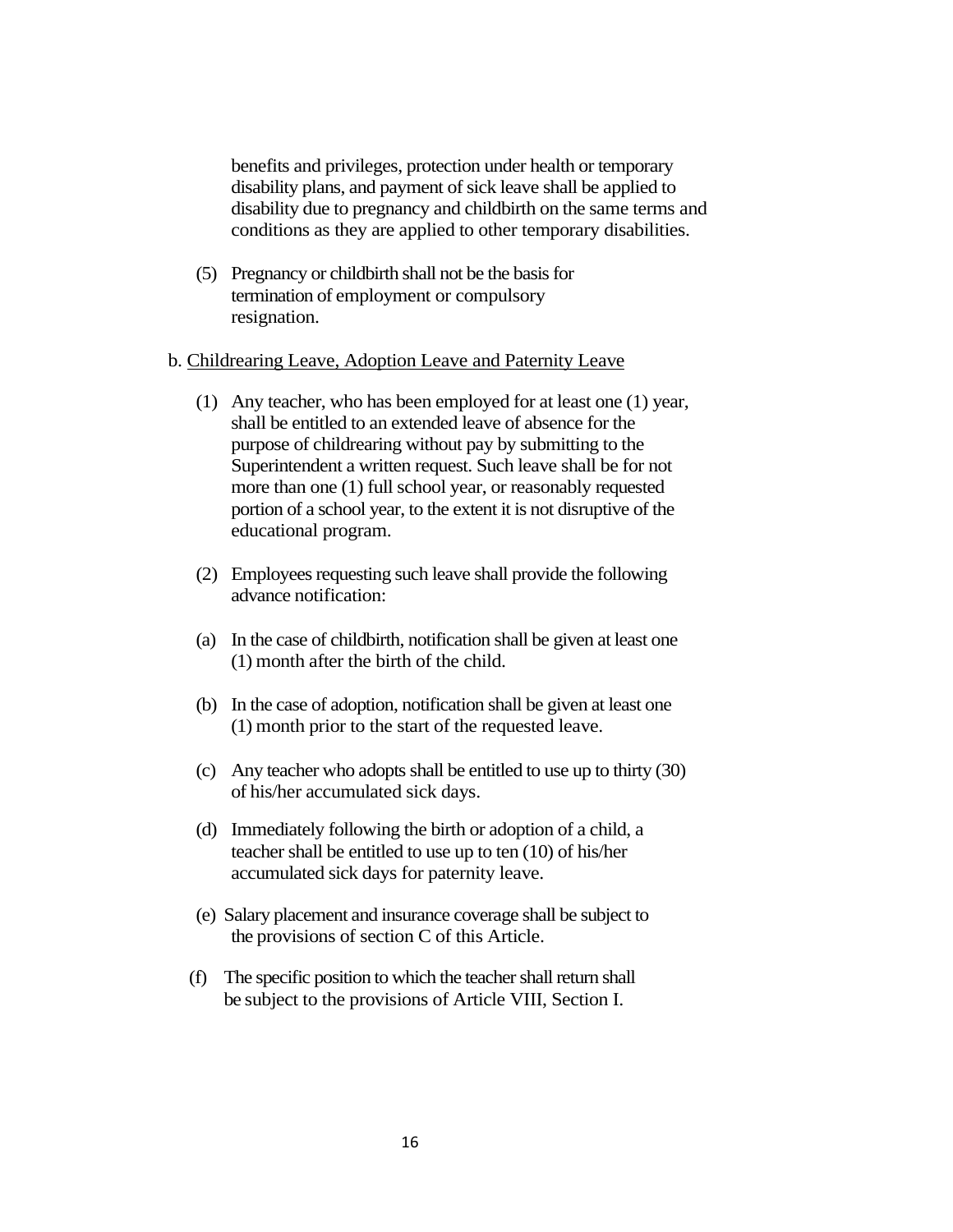benefits and privileges, protection under health or temporary disability plans, and payment of sick leave shall be applied to disability due to pregnancy and childbirth on the same terms and conditions as they are applied to other temporary disabilities.

(5) Pregnancy or childbirth shall not be the basis for termination of employment or compulsory resignation.

b. <u>Childrearing Leave, Adoption Leave and Paternity Leave</u>

(1) Any teacher, who has been employed for at least one (1) year, shall be entitled to an extended leave of absence for the purpose of childrearing without pay by submitting to the Superintendent a written request. Such leave shall be for not more than one (1) full school year, or reasonably requested portion of a school year, to the extent it is not disruptive of the educational program.

(2) Employees requesting such leave shall provide the following advance notification:

(a) In the case of childbirth, notification shall be given at least one (1) month after the birth of the child.

(b) In the case of adoption, notification shall be given at least one (1) month prior to the start of the requested leave.

(c) Any teacher who adopts shall be entitled to use up to thirty (30) of his/her accumulated sick days.

(d) Immediately following the birth or adoption of a child, a teacher shall be entitled to use up to ten (10) of his/her accumulated sick days for paternity leave.

(e) Salary placement and insurance coverage shall be subject to the provisions of section C of this Article.

(f) The specific position to which the teacher shall return shall be subject to the provisions of Article VIII, Section I.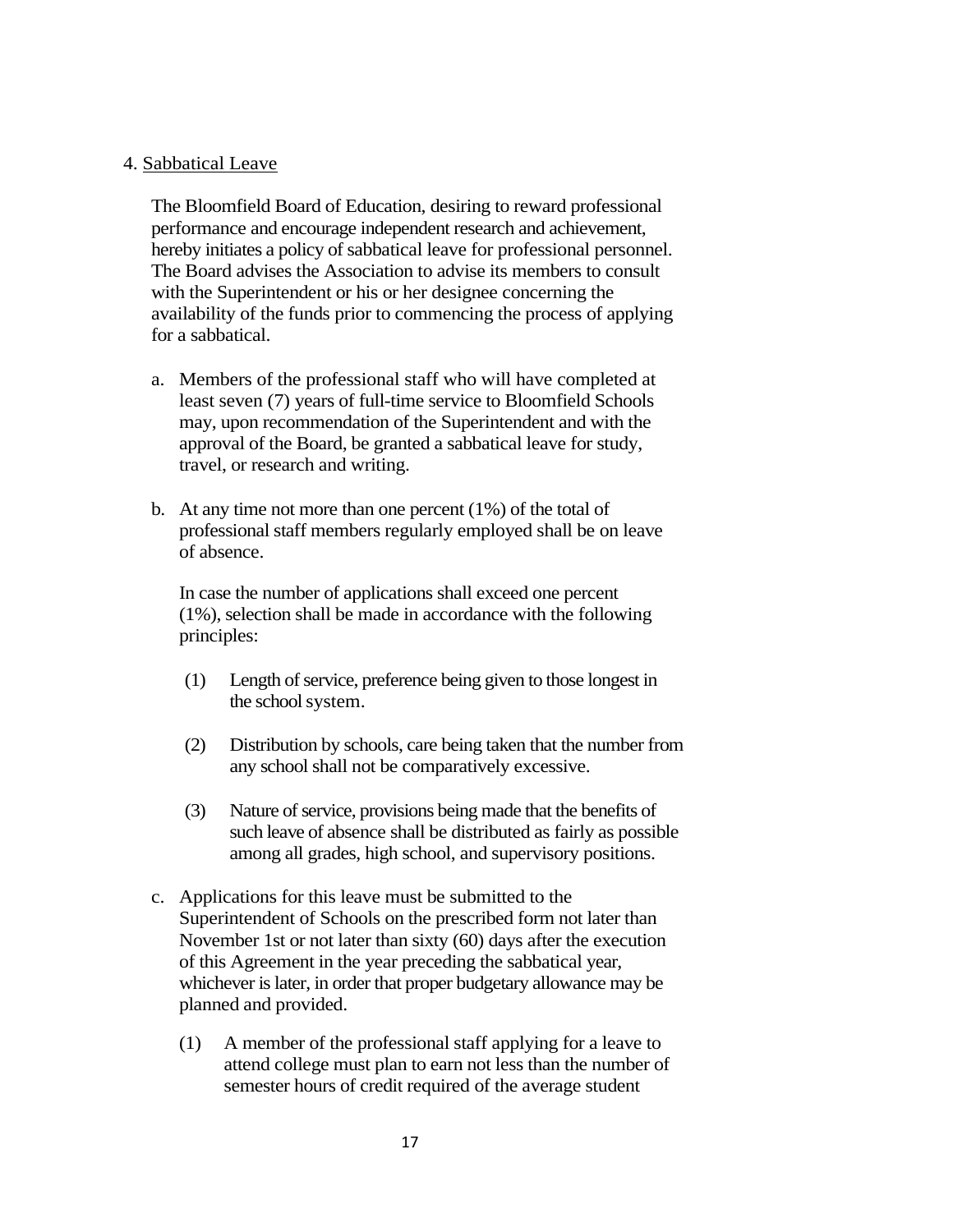4. <u>Sabbatical Leave</u>

The Bloomfield Board of Education, desiring to reward professional performance and encourage independent research and achievement, hereby initiates a policy of sabbatical leave for professional personnel. The Board advises the Association to advise its members to consult with the Superintendent or his or her designee concerning the availability of the funds prior to commencing the process of applying for a sabbatical.

a. Members of the professional staff who will have completed at least seven (7) years of full-time service to Bloomfield Schools may, upon recommendation of the Superintendent and with the approval of the Board, be granted a sabbatical leave for study, travel, or research and writing.

b. At any time not more than one percent (1%) of the total of professional staff members regularly employed shall be on leave of absence.

   In case the number of applications shall exceed one percent (1%), selection shall be made in accordance with the following principles:

   (1) Length of service, preference being given to those longest in the school system.

   (2) Distribution by schools, care being taken that the number from any school shall not be comparatively excessive.

   (3) Nature of service, provisions being made that the benefits of such leave of absence shall be distributed as fairly as possible among all grades, high school, and supervisory positions.

c. Applications for this leave must be submitted to the Superintendent of Schools on the prescribed form not later than November 1st or not later than sixty (60) days after the execution of this Agreement in the year preceding the sabbatical year, whichever is later, in order that proper budgetary allowance may be planned and provided.

   (1) A member of the professional staff applying for a leave to attend college must plan to earn not less than the number of semester hours of credit required of the average student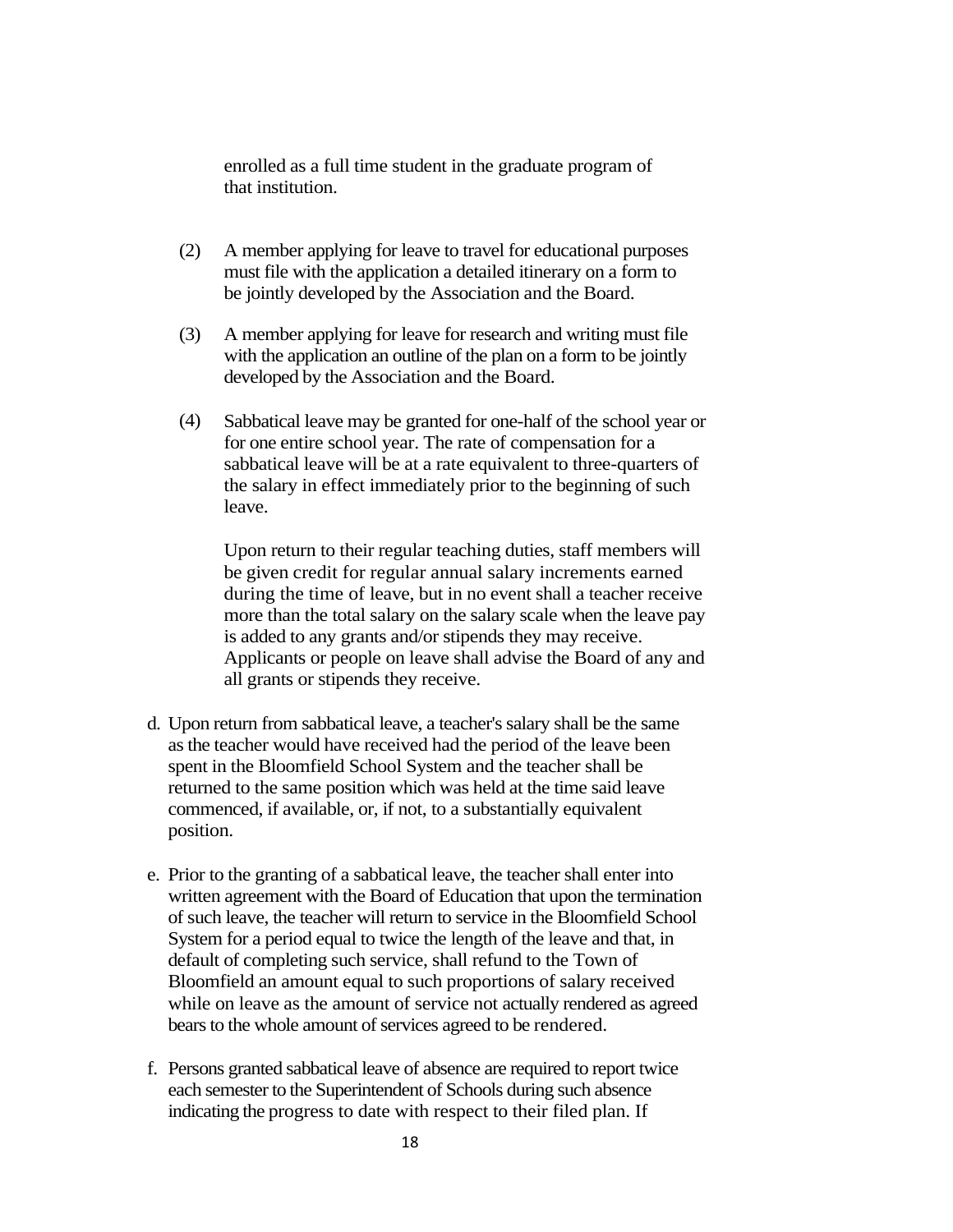enrolled as a full time student in the graduate program of that institution.

(2) A member applying for leave to travel for educational purposes must file with the application a detailed itinerary on a form to be jointly developed by the Association and the Board.

(3) A member applying for leave for research and writing must file with the application an outline of the plan on a form to be jointly developed by the Association and the Board.

(4) Sabbatical leave may be granted for one-half of the school year or for one entire school year. The rate of compensation for a sabbatical leave will be at a rate equivalent to three-quarters of the salary in effect immediately prior to the beginning of such leave.

Upon return to their regular teaching duties, staff members will be given credit for regular annual salary increments earned during the time of leave, but in no event shall a teacher receive more than the total salary on the salary scale when the leave pay is added to any grants and/or stipends they may receive. Applicants or people on leave shall advise the Board of any and all grants or stipends they receive.

d. Upon return from sabbatical leave, a teacher's salary shall be the same as the teacher would have received had the period of the leave been spent in the Bloomfield School System and the teacher shall be returned to the same position which was held at the time said leave commenced, if available, or, if not, to a substantially equivalent position.

e. Prior to the granting of a sabbatical leave, the teacher shall enter into written agreement with the Board of Education that upon the termination of such leave, the teacher will return to service in the Bloomfield School System for a period equal to twice the length of the leave and that, in default of completing such service, shall refund to the Town of Bloomfield an amount equal to such proportions of salary received while on leave as the amount of service not actually rendered as agreed bears to the whole amount of services agreed to be rendered.

f. Persons granted sabbatical leave of absence are required to report twice each semester to the Superintendent of Schools during such absence indicating the progress to date with respect to their filed plan. If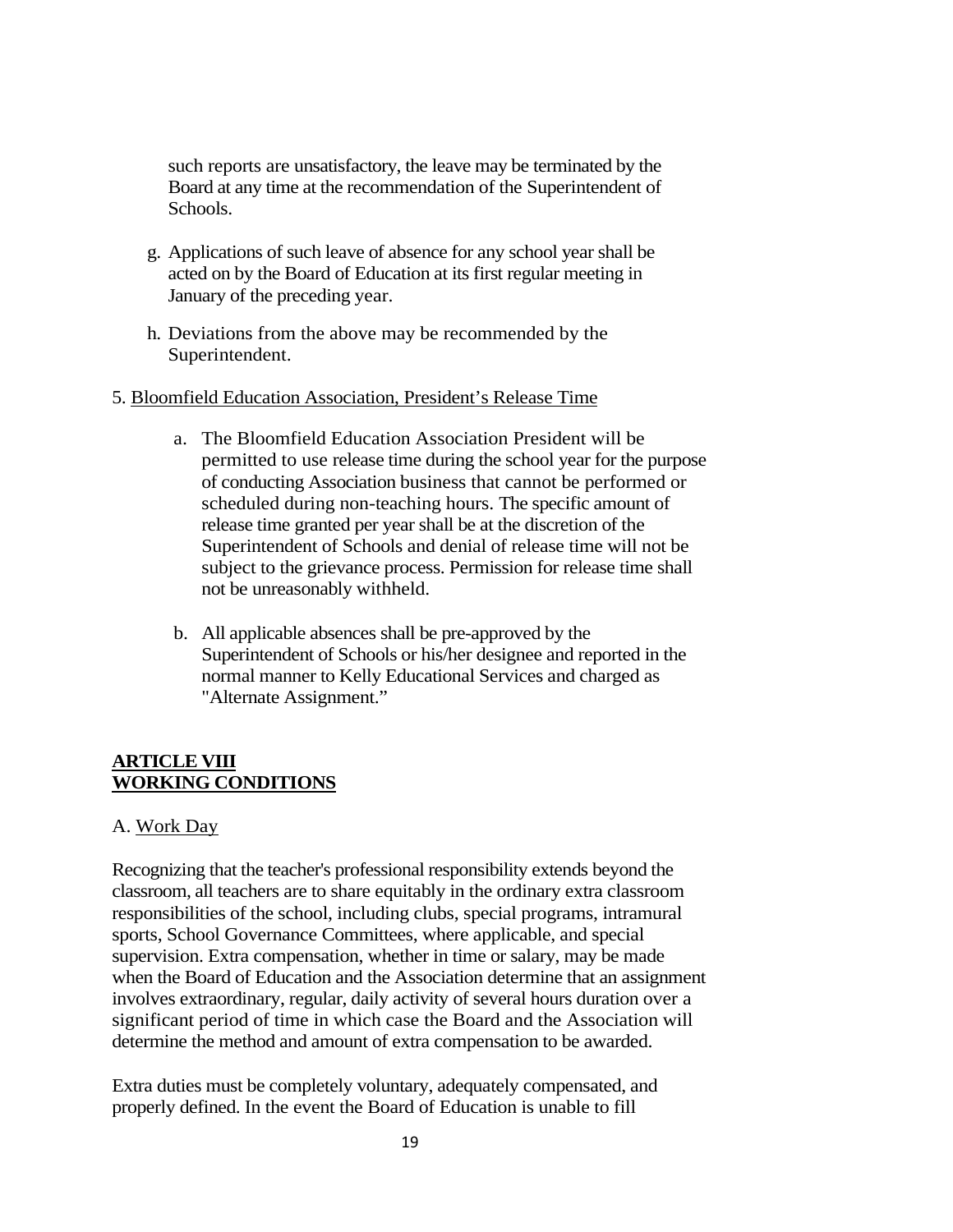such reports are unsatisfactory, the leave may be terminated by the Board at any time at the recommendation of the Superintendent of Schools.

g. Applications of such leave of absence for any school year shall be acted on by the Board of Education at its first regular meeting in January of the preceding year.

h. Deviations from the above may be recommended by the Superintendent.

5. Bloomfield Education Association, President's Release Time

a. The Bloomfield Education Association President will be permitted to use release time during the school year for the purpose of conducting Association business that cannot be performed or scheduled during non-teaching hours. The specific amount of release time granted per year shall be at the discretion of the Superintendent of Schools and denial of release time will not be subject to the grievance process. Permission for release time shall not be unreasonably withheld.

b. All applicable absences shall be pre-approved by the Superintendent of Schools or his/her designee and reported in the normal manner to Kelly Educational Services and charged as "Alternate Assignment."

## ARTICLE VIII
## WORKING CONDITIONS

A. Work Day

Recognizing that the teacher's professional responsibility extends beyond the classroom, all teachers are to share equitably in the ordinary extra classroom responsibilities of the school, including clubs, special programs, intramural sports, School Governance Committees, where applicable, and special supervision. Extra compensation, whether in time or salary, may be made when the Board of Education and the Association determine that an assignment involves extraordinary, regular, daily activity of several hours duration over a significant period of time in which case the Board and the Association will determine the method and amount of extra compensation to be awarded.

Extra duties must be completely voluntary, adequately compensated, and properly defined. In the event the Board of Education is unable to fill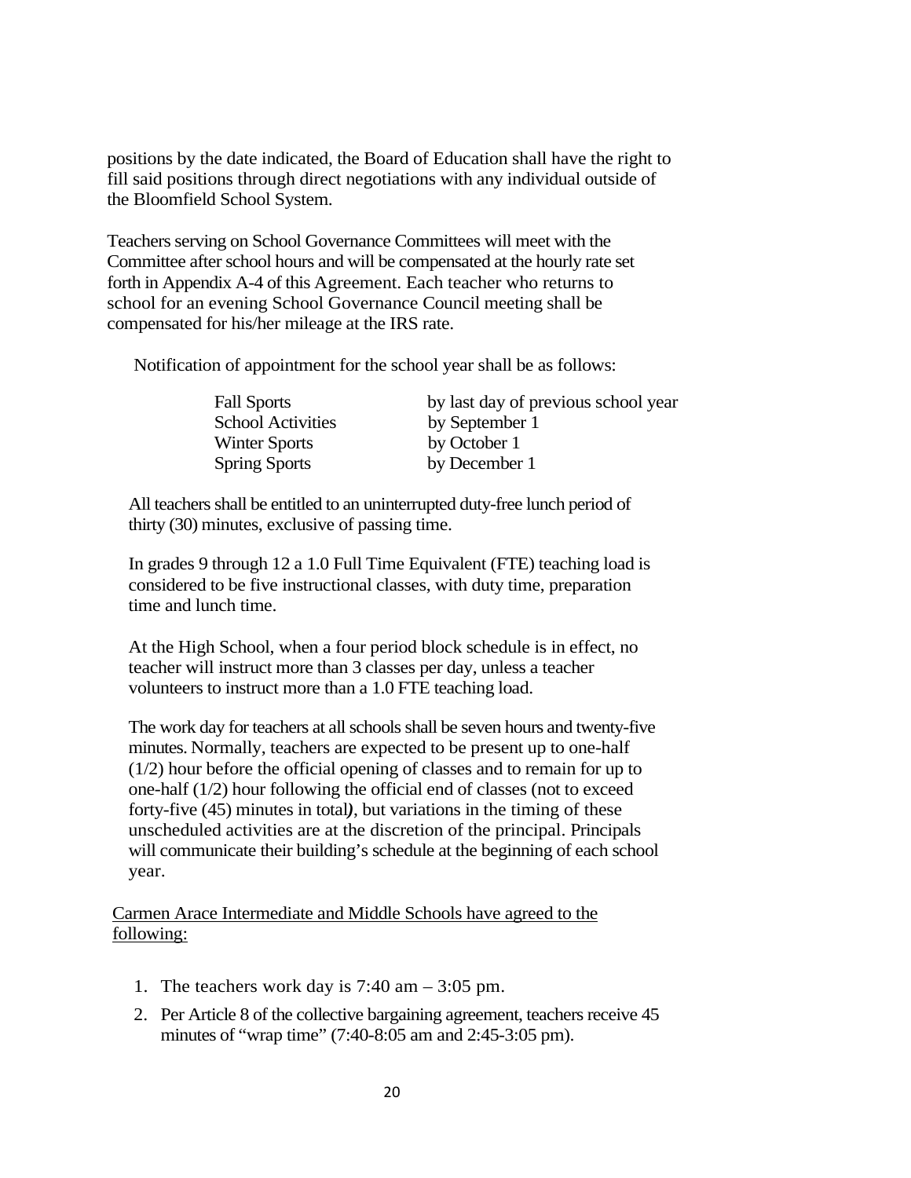positions by the date indicated, the Board of Education shall have the right to fill said positions through direct negotiations with any individual outside of the Bloomfield School System.

Teachers serving on School Governance Committees will meet with the Committee after school hours and will be compensated at the hourly rate set forth in Appendix A-4 of this Agreement. Each teacher who returns to school for an evening School Governance Council meeting shall be compensated for his/her mileage at the IRS rate.

Notification of appointment for the school year shall be as follows:

| | |
|---|---|
| Fall Sports | by last day of previous school year |
| School Activities | by September 1 |
| Winter Sports | by October 1 |
| Spring Sports | by December 1 |

All teachers shall be entitled to an uninterrupted duty-free lunch period of thirty (30) minutes, exclusive of passing time.

In grades 9 through 12 a 1.0 Full Time Equivalent (FTE) teaching load is considered to be five instructional classes, with duty time, preparation time and lunch time.

At the High School, when a four period block schedule is in effect, no teacher will instruct more than 3 classes per day, unless a teacher volunteers to instruct more than a 1.0 FTE teaching load.

The work day for teachers at all schools shall be seven hours and twenty-five minutes. Normally, teachers are expected to be present up to one-half (1/2) hour before the official opening of classes and to remain for up to one-half (1/2) hour following the official end of classes (not to exceed forty-five (45) minutes in total), but variations in the timing of these unscheduled activities are at the discretion of the principal. Principals will communicate their building's schedule at the beginning of each school year.

Carmen Arace Intermediate and Middle Schools have agreed to the following:

1. The teachers work day is 7:40 am – 3:05 pm.
2. Per Article 8 of the collective bargaining agreement, teachers receive 45 minutes of "wrap time" (7:40-8:05 am and 2:45-3:05 pm).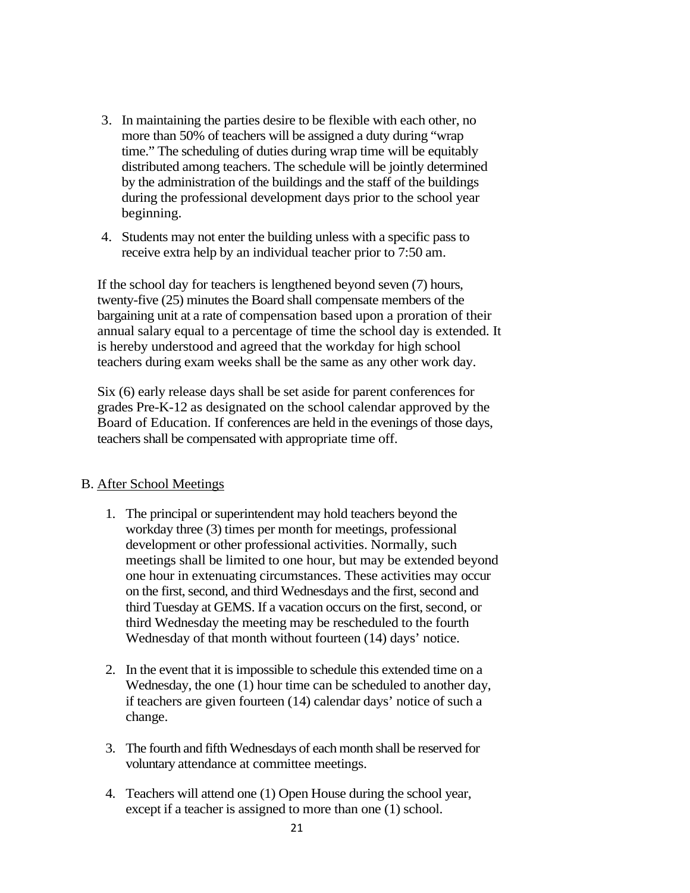3. In maintaining the parties desire to be flexible with each other, no more than 50% of teachers will be assigned a duty during "wrap time." The scheduling of duties during wrap time will be equitably distributed among teachers. The schedule will be jointly determined by the administration of the buildings and the staff of the buildings during the professional development days prior to the school year beginning.

4. Students may not enter the building unless with a specific pass to receive extra help by an individual teacher prior to 7:50 am.

If the school day for teachers is lengthened beyond seven (7) hours, twenty-five (25) minutes the Board shall compensate members of the bargaining unit at a rate of compensation based upon a proration of their annual salary equal to a percentage of time the school day is extended. It is hereby understood and agreed that the workday for high school teachers during exam weeks shall be the same as any other work day.

Six (6) early release days shall be set aside for parent conferences for grades Pre-K-12 as designated on the school calendar approved by the Board of Education. If conferences are held in the evenings of those days, teachers shall be compensated with appropriate time off.

B. After School Meetings

1. The principal or superintendent may hold teachers beyond the workday three (3) times per month for meetings, professional development or other professional activities. Normally, such meetings shall be limited to one hour, but may be extended beyond one hour in extenuating circumstances. These activities may occur on the first, second, and third Wednesdays and the first, second and third Tuesday at GEMS. If a vacation occurs on the first, second, or third Wednesday the meeting may be rescheduled to the fourth Wednesday of that month without fourteen (14) days' notice.

2. In the event that it is impossible to schedule this extended time on a Wednesday, the one (1) hour time can be scheduled to another day, if teachers are given fourteen (14) calendar days' notice of such a change.

3. The fourth and fifth Wednesdays of each month shall be reserved for voluntary attendance at committee meetings.

4. Teachers will attend one (1) Open House during the school year, except if a teacher is assigned to more than one (1) school.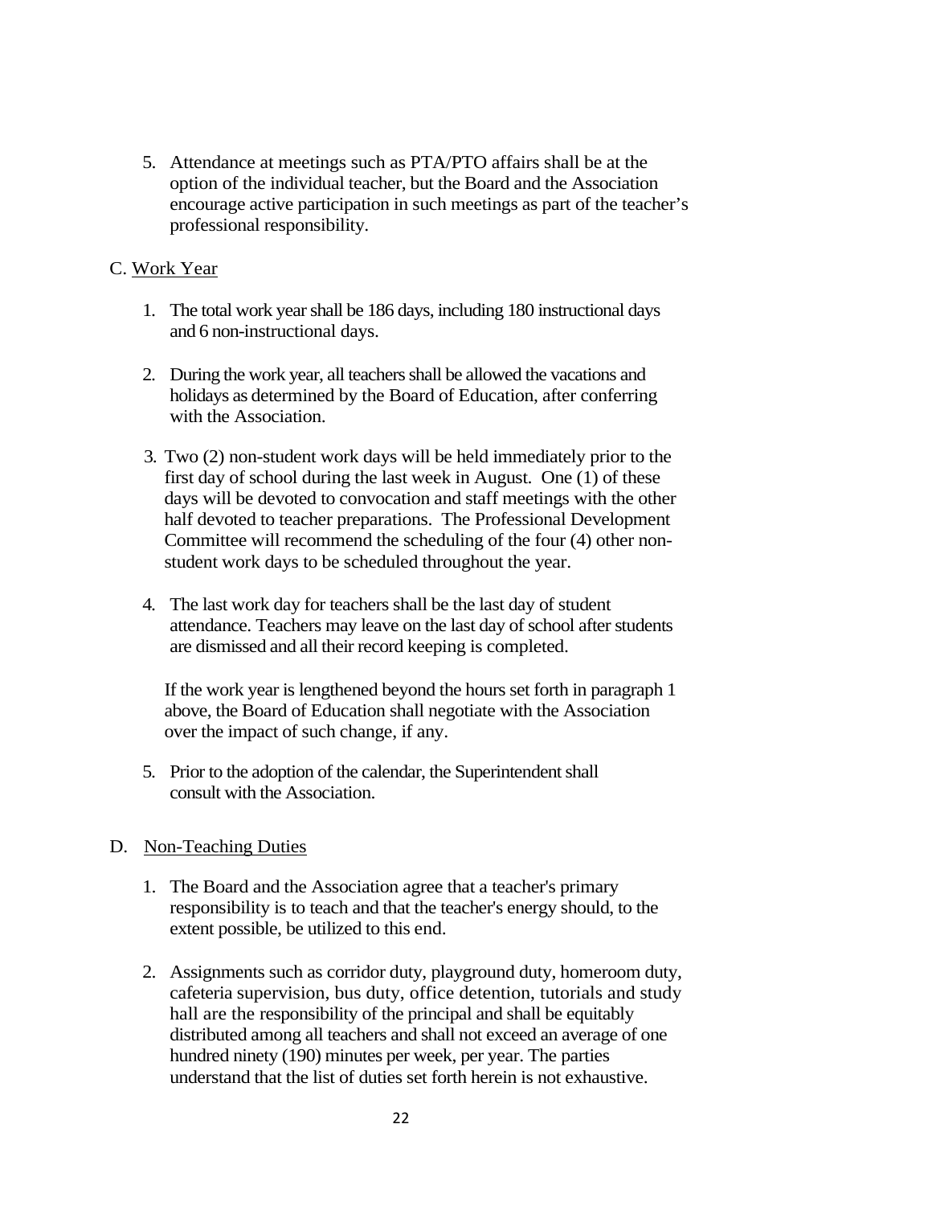5. Attendance at meetings such as PTA/PTO affairs shall be at the option of the individual teacher, but the Board and the Association encourage active participation in such meetings as part of the teacher's professional responsibility.

C. Work Year

1. The total work year shall be 186 days, including 180 instructional days and 6 non-instructional days.

2. During the work year, all teachers shall be allowed the vacations and holidays as determined by the Board of Education, after conferring with the Association.

3. Two (2) non-student work days will be held immediately prior to the first day of school during the last week in August. One (1) of these days will be devoted to convocation and staff meetings with the other half devoted to teacher preparations. The Professional Development Committee will recommend the scheduling of the four (4) other non-student work days to be scheduled throughout the year.

4. The last work day for teachers shall be the last day of student attendance. Teachers may leave on the last day of school after students are dismissed and all their record keeping is completed.

   If the work year is lengthened beyond the hours set forth in paragraph 1 above, the Board of Education shall negotiate with the Association over the impact of such change, if any.

5. Prior to the adoption of the calendar, the Superintendent shall consult with the Association.

D. Non-Teaching Duties

1. The Board and the Association agree that a teacher's primary responsibility is to teach and that the teacher's energy should, to the extent possible, be utilized to this end.

2. Assignments such as corridor duty, playground duty, homeroom duty, cafeteria supervision, bus duty, office detention, tutorials and study hall are the responsibility of the principal and shall be equitably distributed among all teachers and shall not exceed an average of one hundred ninety (190) minutes per week, per year. The parties understand that the list of duties set forth herein is not exhaustive.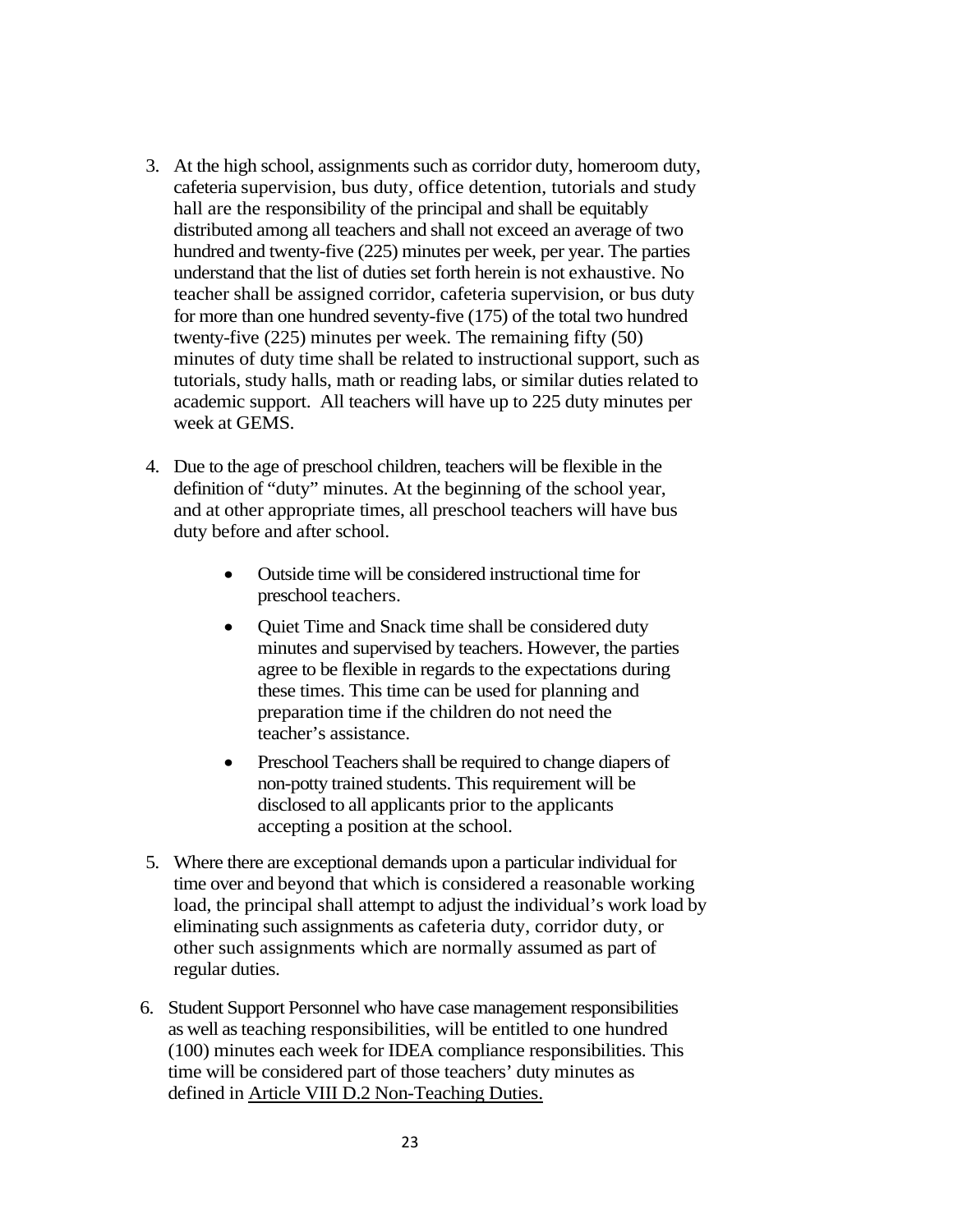3. At the high school, assignments such as corridor duty, homeroom duty, cafeteria supervision, bus duty, office detention, tutorials and study hall are the responsibility of the principal and shall be equitably distributed among all teachers and shall not exceed an average of two hundred and twenty-five (225) minutes per week, per year. The parties understand that the list of duties set forth herein is not exhaustive. No teacher shall be assigned corridor, cafeteria supervision, or bus duty for more than one hundred seventy-five (175) of the total two hundred twenty-five (225) minutes per week. The remaining fifty (50) minutes of duty time shall be related to instructional support, such as tutorials, study halls, math or reading labs, or similar duties related to academic support. All teachers will have up to 225 duty minutes per week at GEMS.

4. Due to the age of preschool children, teachers will be flexible in the definition of "duty" minutes. At the beginning of the school year, and at other appropriate times, all preschool teachers will have bus duty before and after school.

   - Outside time will be considered instructional time for preschool teachers.
   - Quiet Time and Snack time shall be considered duty minutes and supervised by teachers. However, the parties agree to be flexible in regards to the expectations during these times. This time can be used for planning and preparation time if the children do not need the teacher's assistance.
   - Preschool Teachers shall be required to change diapers of non-potty trained students. This requirement will be disclosed to all applicants prior to the applicants accepting a position at the school.

5. Where there are exceptional demands upon a particular individual for time over and beyond that which is considered a reasonable working load, the principal shall attempt to adjust the individual's work load by eliminating such assignments as cafeteria duty, corridor duty, or other such assignments which are normally assumed as part of regular duties.

6. Student Support Personnel who have case management responsibilities as well as teaching responsibilities, will be entitled to one hundred (100) minutes each week for IDEA compliance responsibilities. This time will be considered part of those teachers' duty minutes as defined in <u>Article VIII D.2 Non-Teaching Duties.</u>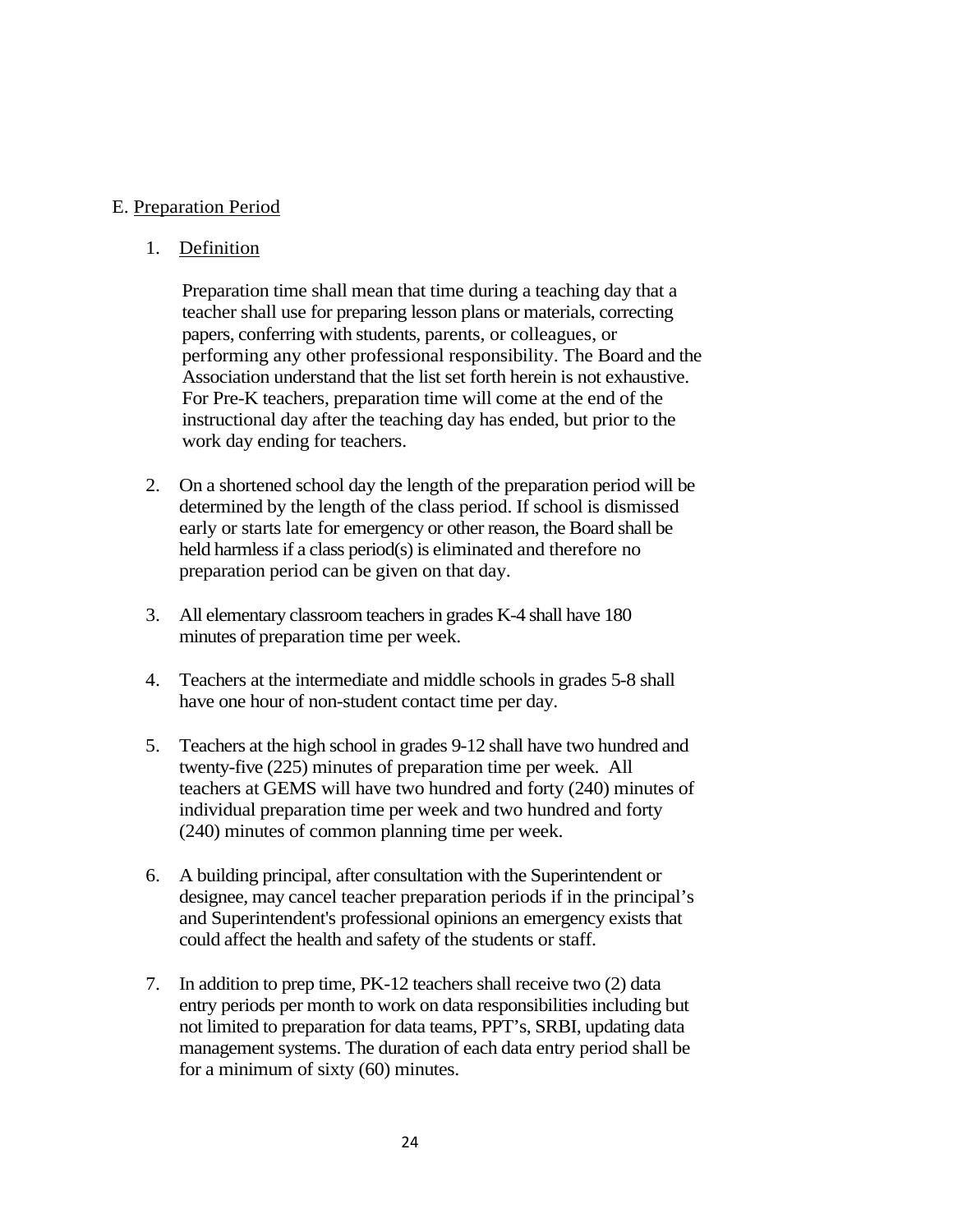E. <u>Preparation Period</u>

1. <u>Definition</u>

   Preparation time shall mean that time during a teaching day that a teacher shall use for preparing lesson plans or materials, correcting papers, conferring with students, parents, or colleagues, or performing any other professional responsibility. The Board and the Association understand that the list set forth herein is not exhaustive. For Pre-K teachers, preparation time will come at the end of the instructional day after the teaching day has ended, but prior to the work day ending for teachers.

2. On a shortened school day the length of the preparation period will be determined by the length of the class period. If school is dismissed early or starts late for emergency or other reason, the Board shall be held harmless if a class period(s) is eliminated and therefore no preparation period can be given on that day.

3. All elementary classroom teachers in grades K-4 shall have 180 minutes of preparation time per week.

4. Teachers at the intermediate and middle schools in grades 5-8 shall have one hour of non-student contact time per day.

5. Teachers at the high school in grades 9-12 shall have two hundred and twenty-five (225) minutes of preparation time per week. All teachers at GEMS will have two hundred and forty (240) minutes of individual preparation time per week and two hundred and forty (240) minutes of common planning time per week.

6. A building principal, after consultation with the Superintendent or designee, may cancel teacher preparation periods if in the principal's and Superintendent's professional opinions an emergency exists that could affect the health and safety of the students or staff.

7. In addition to prep time, PK-12 teachers shall receive two (2) data entry periods per month to work on data responsibilities including but not limited to preparation for data teams, PPT's, SRBI, updating data management systems. The duration of each data entry period shall be for a minimum of sixty (60) minutes.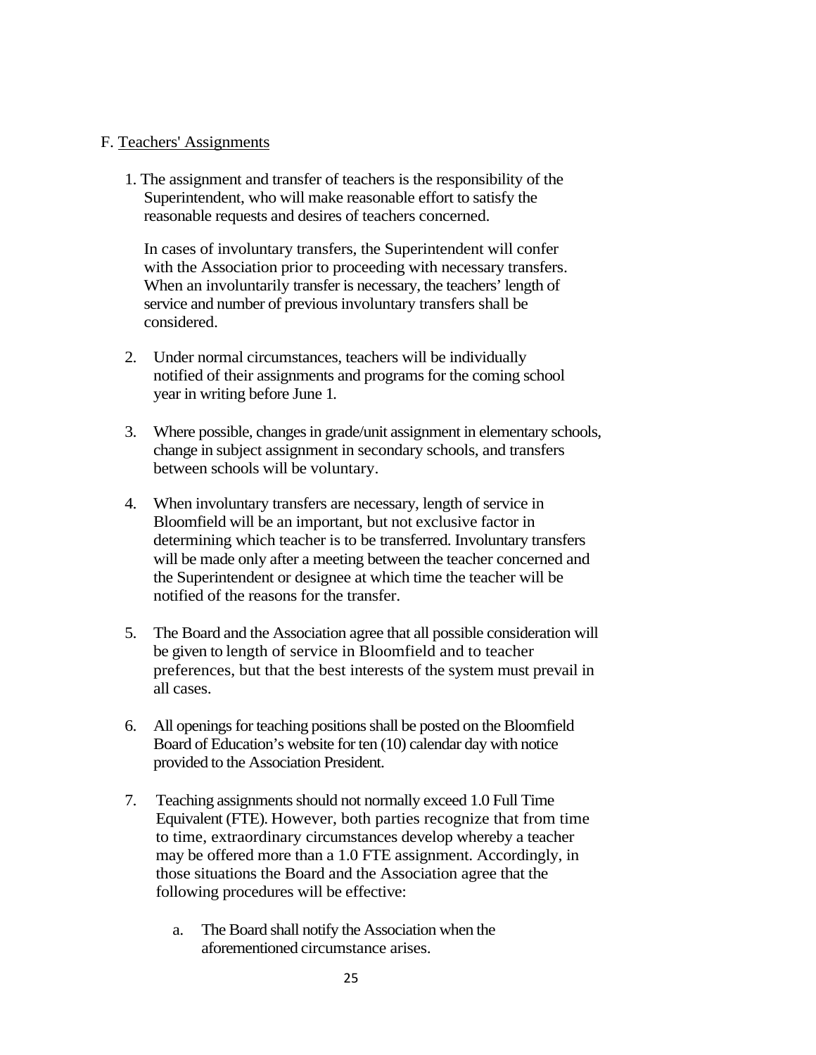F. Teachers' Assignments

1. The assignment and transfer of teachers is the responsibility of the Superintendent, who will make reasonable effort to satisfy the reasonable requests and desires of teachers concerned.

   In cases of involuntary transfers, the Superintendent will confer with the Association prior to proceeding with necessary transfers. When an involuntarily transfer is necessary, the teachers' length of service and number of previous involuntary transfers shall be considered.

2. Under normal circumstances, teachers will be individually notified of their assignments and programs for the coming school year in writing before June 1.

3. Where possible, changes in grade/unit assignment in elementary schools, change in subject assignment in secondary schools, and transfers between schools will be voluntary.

4. When involuntary transfers are necessary, length of service in Bloomfield will be an important, but not exclusive factor in determining which teacher is to be transferred. Involuntary transfers will be made only after a meeting between the teacher concerned and the Superintendent or designee at which time the teacher will be notified of the reasons for the transfer.

5. The Board and the Association agree that all possible consideration will be given to length of service in Bloomfield and to teacher preferences, but that the best interests of the system must prevail in all cases.

6. All openings for teaching positions shall be posted on the Bloomfield Board of Education's website for ten (10) calendar day with notice provided to the Association President.

7. Teaching assignments should not normally exceed 1.0 Full Time Equivalent (FTE). However, both parties recognize that from time to time, extraordinary circumstances develop whereby a teacher may be offered more than a 1.0 FTE assignment. Accordingly, in those situations the Board and the Association agree that the following procedures will be effective:

   a. The Board shall notify the Association when the aforementioned circumstance arises.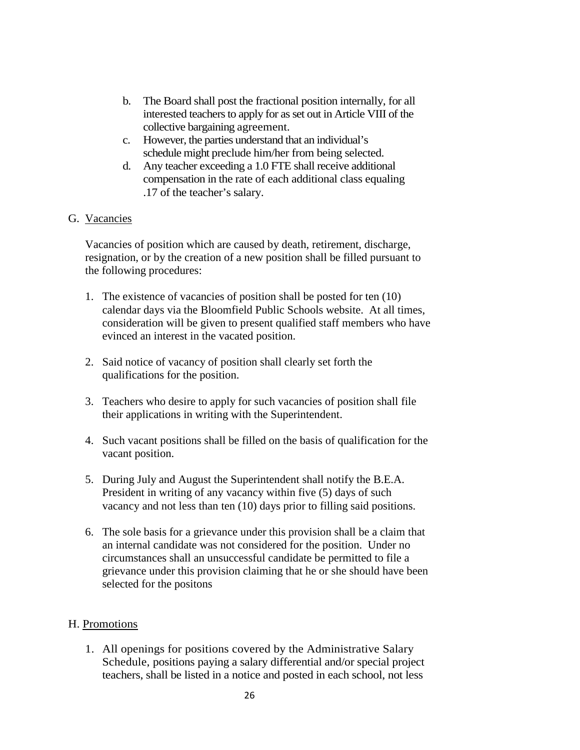b. The Board shall post the fractional position internally, for all interested teachers to apply for as set out in Article VIII of the collective bargaining agreement.

c. However, the parties understand that an individual's schedule might preclude him/her from being selected.

d. Any teacher exceeding a 1.0 FTE shall receive additional compensation in the rate of each additional class equaling .17 of the teacher's salary.

G. Vacancies

Vacancies of position which are caused by death, retirement, discharge, resignation, or by the creation of a new position shall be filled pursuant to the following procedures:

1. The existence of vacancies of position shall be posted for ten (10) calendar days via the Bloomfield Public Schools website. At all times, consideration will be given to present qualified staff members who have evinced an interest in the vacated position.

2. Said notice of vacancy of position shall clearly set forth the qualifications for the position.

3. Teachers who desire to apply for such vacancies of position shall file their applications in writing with the Superintendent.

4. Such vacant positions shall be filled on the basis of qualification for the vacant position.

5. During July and August the Superintendent shall notify the B.E.A. President in writing of any vacancy within five (5) days of such vacancy and not less than ten (10) days prior to filling said positions.

6. The sole basis for a grievance under this provision shall be a claim that an internal candidate was not considered for the position. Under no circumstances shall an unsuccessful candidate be permitted to file a grievance under this provision claiming that he or she should have been selected for the positons

H. Promotions

1. All openings for positions covered by the Administrative Salary Schedule, positions paying a salary differential and/or special project teachers, shall be listed in a notice and posted in each school, not less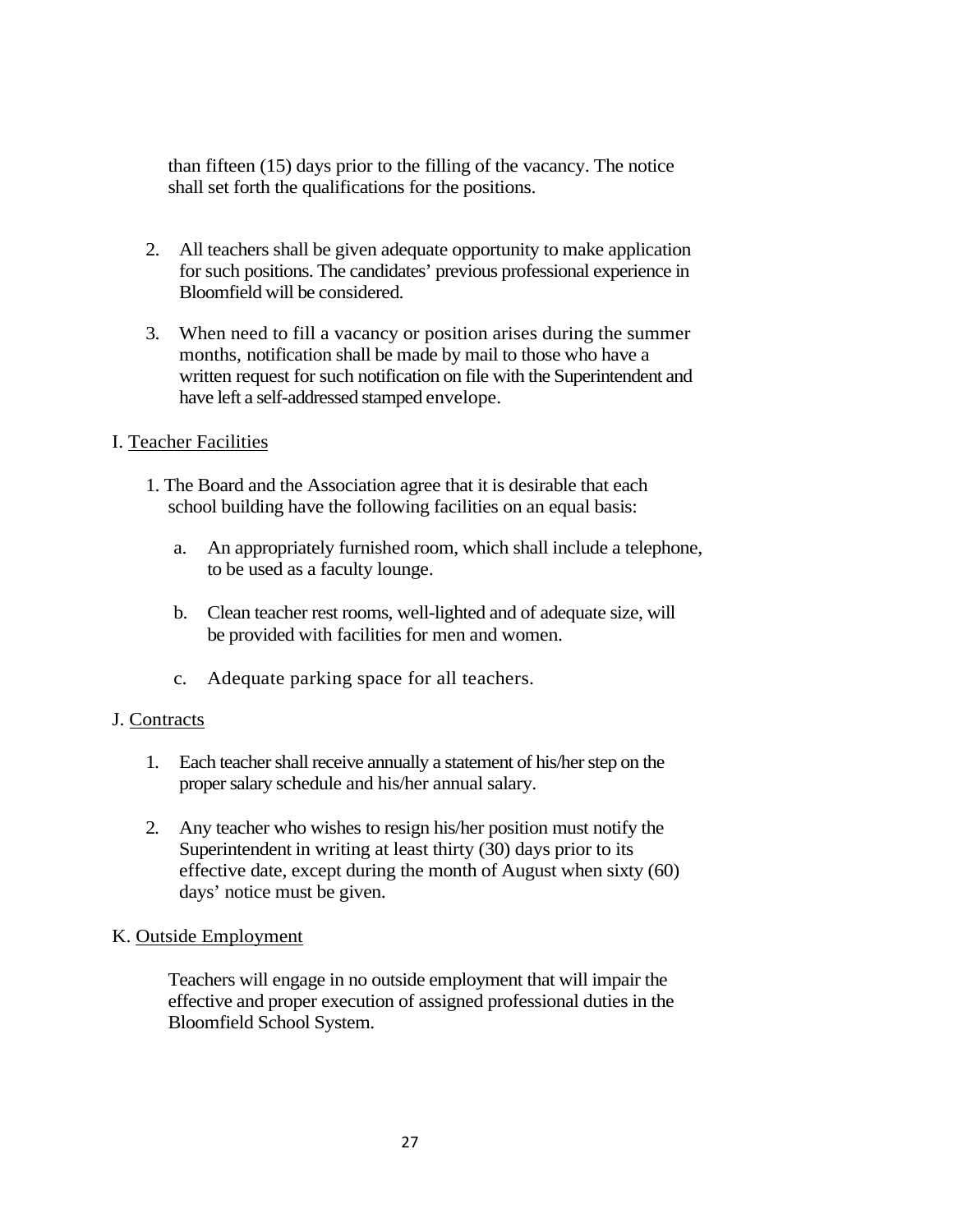than fifteen (15) days prior to the filling of the vacancy. The notice shall set forth the qualifications for the positions.

2. All teachers shall be given adequate opportunity to make application for such positions. The candidates' previous professional experience in Bloomfield will be considered.

3. When need to fill a vacancy or position arises during the summer months, notification shall be made by mail to those who have a written request for such notification on file with the Superintendent and have left a self-addressed stamped envelope.

I. Teacher Facilities

1. The Board and the Association agree that it is desirable that each school building have the following facilities on an equal basis:

   a. An appropriately furnished room, which shall include a telephone, to be used as a faculty lounge.

   b. Clean teacher rest rooms, well-lighted and of adequate size, will be provided with facilities for men and women.

   c. Adequate parking space for all teachers.

J. Contracts

1. Each teacher shall receive annually a statement of his/her step on the proper salary schedule and his/her annual salary.

2. Any teacher who wishes to resign his/her position must notify the Superintendent in writing at least thirty (30) days prior to its effective date, except during the month of August when sixty (60) days' notice must be given.

K. Outside Employment

Teachers will engage in no outside employment that will impair the effective and proper execution of assigned professional duties in the Bloomfield School System.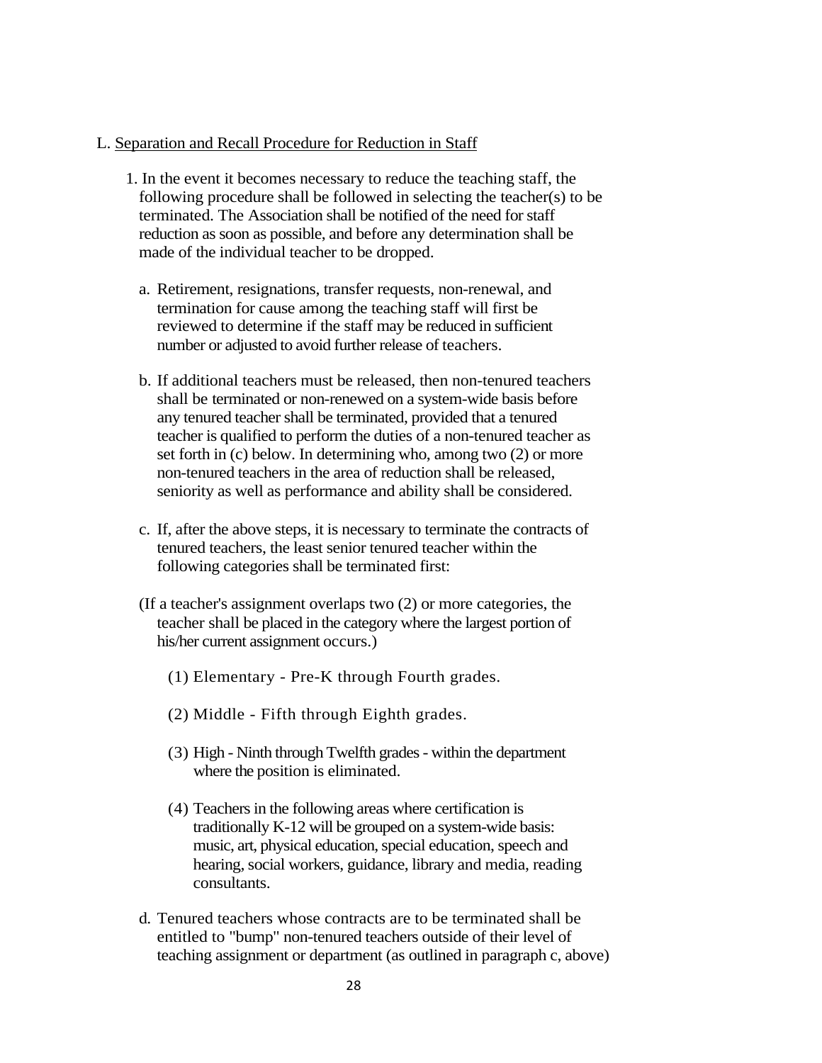L. <u>Separation and Recall Procedure for Reduction in Staff</u>

1. In the event it becomes necessary to reduce the teaching staff, the following procedure shall be followed in selecting the teacher(s) to be terminated. The Association shall be notified of the need for staff reduction as soon as possible, and before any determination shall be made of the individual teacher to be dropped.

   a. Retirement, resignations, transfer requests, non-renewal, and termination for cause among the teaching staff will first be reviewed to determine if the staff may be reduced in sufficient number or adjusted to avoid further release of teachers.

   b. If additional teachers must be released, then non-tenured teachers shall be terminated or non-renewed on a system-wide basis before any tenured teacher shall be terminated, provided that a tenured teacher is qualified to perform the duties of a non-tenured teacher as set forth in (c) below. In determining who, among two (2) or more non-tenured teachers in the area of reduction shall be released, seniority as well as performance and ability shall be considered.

   c. If, after the above steps, it is necessary to terminate the contracts of tenured teachers, the least senior tenured teacher within the following categories shall be terminated first:

   (If a teacher's assignment overlaps two (2) or more categories, the teacher shall be placed in the category where the largest portion of his/her current assignment occurs.)

      (1) Elementary - Pre-K through Fourth grades.

      (2) Middle - Fifth through Eighth grades.

      (3) High - Ninth through Twelfth grades - within the department where the position is eliminated.

      (4) Teachers in the following areas where certification is traditionally K-12 will be grouped on a system-wide basis: music, art, physical education, special education, speech and hearing, social workers, guidance, library and media, reading consultants.

   d. Tenured teachers whose contracts are to be terminated shall be entitled to "bump" non-tenured teachers outside of their level of teaching assignment or department (as outlined in paragraph c, above)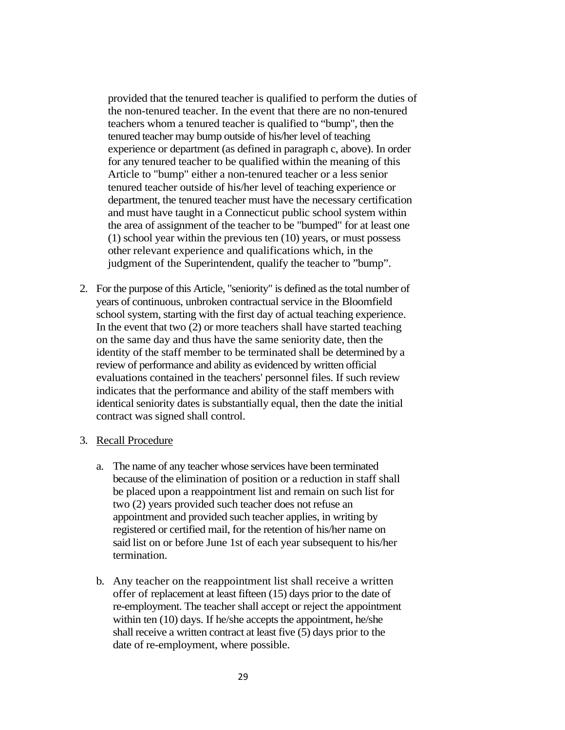provided that the tenured teacher is qualified to perform the duties of the non-tenured teacher. In the event that there are no non-tenured teachers whom a tenured teacher is qualified to "bump", then the tenured teacher may bump outside of his/her level of teaching experience or department (as defined in paragraph c, above). In order for any tenured teacher to be qualified within the meaning of this Article to "bump" either a non-tenured teacher or a less senior tenured teacher outside of his/her level of teaching experience or department, the tenured teacher must have the necessary certification and must have taught in a Connecticut public school system within the area of assignment of the teacher to be "bumped" for at least one (1) school year within the previous ten (10) years, or must possess other relevant experience and qualifications which, in the judgment of the Superintendent, qualify the teacher to "bump".

2. For the purpose of this Article, "seniority" is defined as the total number of years of continuous, unbroken contractual service in the Bloomfield school system, starting with the first day of actual teaching experience. In the event that two (2) or more teachers shall have started teaching on the same day and thus have the same seniority date, then the identity of the staff member to be terminated shall be determined by a review of performance and ability as evidenced by written official evaluations contained in the teachers' personnel files. If such review indicates that the performance and ability of the staff members with identical seniority dates is substantially equal, then the date the initial contract was signed shall control.

3. <u>Recall Procedure</u>

   a. The name of any teacher whose services have been terminated because of the elimination of position or a reduction in staff shall be placed upon a reappointment list and remain on such list for two (2) years provided such teacher does not refuse an appointment and provided such teacher applies, in writing by registered or certified mail, for the retention of his/her name on said list on or before June 1st of each year subsequent to his/her termination.

   b. Any teacher on the reappointment list shall receive a written offer of replacement at least fifteen (15) days prior to the date of re-employment. The teacher shall accept or reject the appointment within ten (10) days. If he/she accepts the appointment, he/she shall receive a written contract at least five (5) days prior to the date of re-employment, where possible.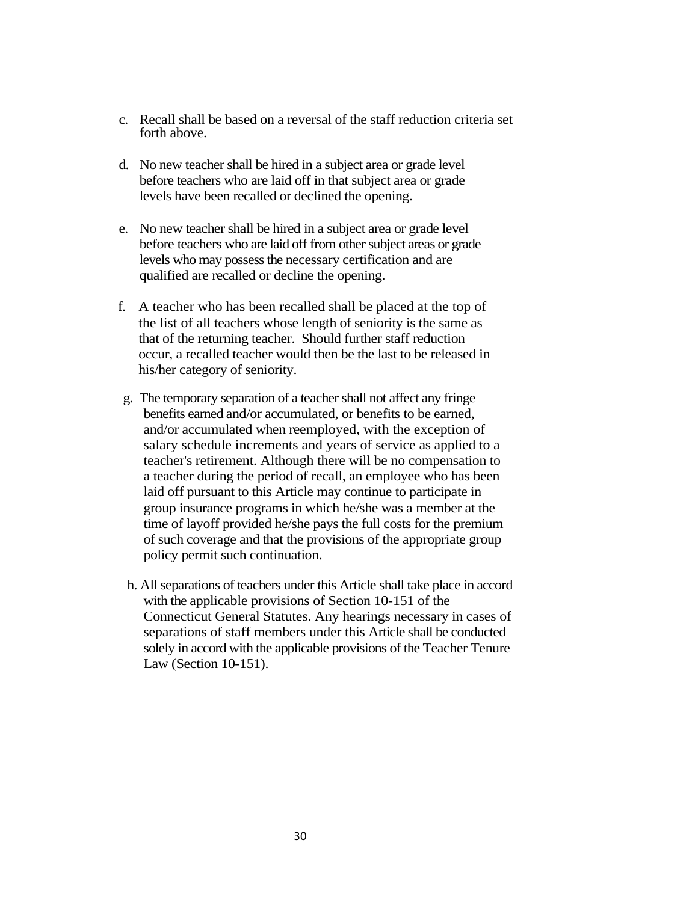c. Recall shall be based on a reversal of the staff reduction criteria set forth above.

d. No new teacher shall be hired in a subject area or grade level before teachers who are laid off in that subject area or grade levels have been recalled or declined the opening.

e. No new teacher shall be hired in a subject area or grade level before teachers who are laid off from other subject areas or grade levels who may possess the necessary certification and are qualified are recalled or decline the opening.

f. A teacher who has been recalled shall be placed at the top of the list of all teachers whose length of seniority is the same as that of the returning teacher. Should further staff reduction occur, a recalled teacher would then be the last to be released in his/her category of seniority.

g. The temporary separation of a teacher shall not affect any fringe benefits earned and/or accumulated, or benefits to be earned, and/or accumulated when reemployed, with the exception of salary schedule increments and years of service as applied to a teacher's retirement. Although there will be no compensation to a teacher during the period of recall, an employee who has been laid off pursuant to this Article may continue to participate in group insurance programs in which he/she was a member at the time of layoff provided he/she pays the full costs for the premium of such coverage and that the provisions of the appropriate group policy permit such continuation.

h. All separations of teachers under this Article shall take place in accord with the applicable provisions of Section 10-151 of the Connecticut General Statutes. Any hearings necessary in cases of separations of staff members under this Article shall be conducted solely in accord with the applicable provisions of the Teacher Tenure Law (Section 10-151).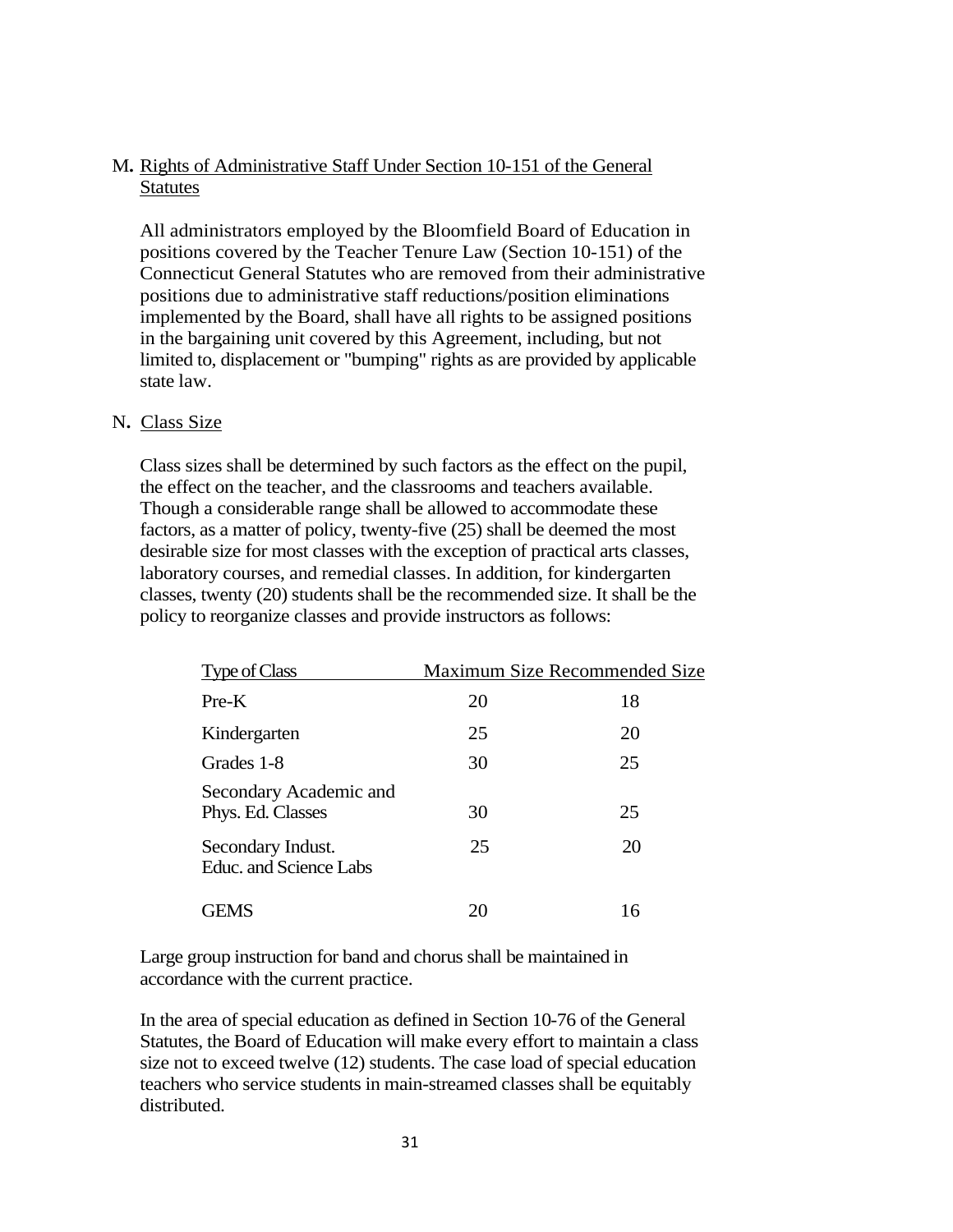### M. Rights of Administrative Staff Under Section 10-151 of the General Statutes

All administrators employed by the Bloomfield Board of Education in positions covered by the Teacher Tenure Law (Section 10-151) of the Connecticut General Statutes who are removed from their administrative positions due to administrative staff reductions/position eliminations implemented by the Board, shall have all rights to be assigned positions in the bargaining unit covered by this Agreement, including, but not limited to, displacement or "bumping" rights as are provided by applicable state law.

### N. Class Size

Class sizes shall be determined by such factors as the effect on the pupil, the effect on the teacher, and the classrooms and teachers available. Though a considerable range shall be allowed to accommodate these factors, as a matter of policy, twenty-five (25) shall be deemed the most desirable size for most classes with the exception of practical arts classes, laboratory courses, and remedial classes. In addition, for kindergarten classes, twenty (20) students shall be the recommended size. It shall be the policy to reorganize classes and provide instructors as follows:

| Type of Class | Maximum Size | Recommended Size |
| --- | --- | --- |
| Pre-K | 20 | 18 |
| Kindergarten | 25 | 20 |
| Grades 1-8 | 30 | 25 |
| Secondary Academic and Phys. Ed. Classes | 30 | 25 |
| Secondary Indust. Educ. and Science Labs | 25 | 20 |
| GEMS | 20 | 16 |

Large group instruction for band and chorus shall be maintained in accordance with the current practice.

In the area of special education as defined in Section 10-76 of the General Statutes, the Board of Education will make every effort to maintain a class size not to exceed twelve (12) students. The case load of special education teachers who service students in main-streamed classes shall be equitably distributed.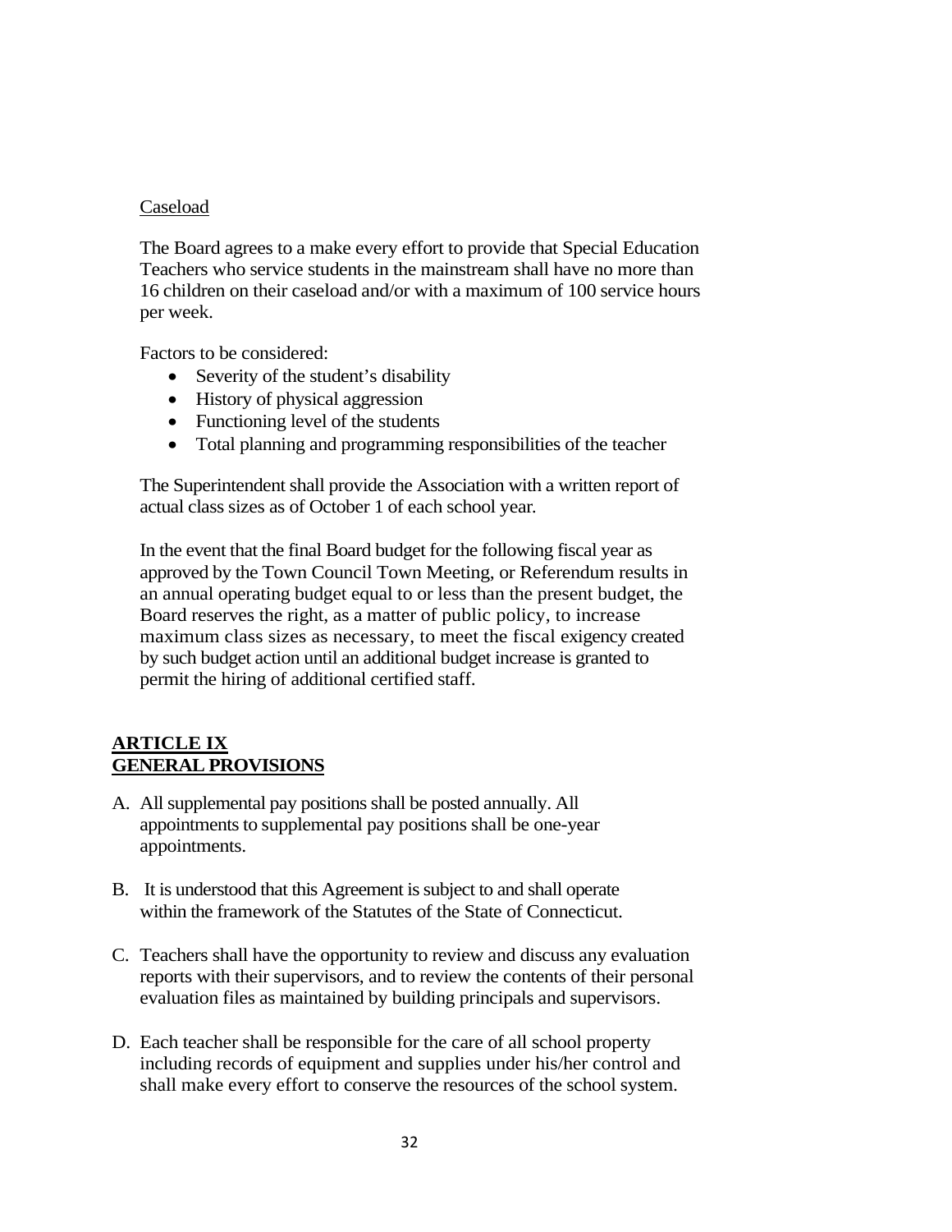Caseload

The Board agrees to a make every effort to provide that Special Education Teachers who service students in the mainstream shall have no more than 16 children on their caseload and/or with a maximum of 100 service hours per week.

Factors to be considered:

- Severity of the student's disability
- History of physical aggression
- Functioning level of the students
- Total planning and programming responsibilities of the teacher

The Superintendent shall provide the Association with a written report of actual class sizes as of October 1 of each school year.

In the event that the final Board budget for the following fiscal year as approved by the Town Council Town Meeting, or Referendum results in an annual operating budget equal to or less than the present budget, the Board reserves the right, as a matter of public policy, to increase maximum class sizes as necessary, to meet the fiscal exigency created by such budget action until an additional budget increase is granted to permit the hiring of additional certified staff.

## ARTICLE IX
## GENERAL PROVISIONS

A. All supplemental pay positions shall be posted annually. All appointments to supplemental pay positions shall be one-year appointments.

B. It is understood that this Agreement is subject to and shall operate within the framework of the Statutes of the State of Connecticut.

C. Teachers shall have the opportunity to review and discuss any evaluation reports with their supervisors, and to review the contents of their personal evaluation files as maintained by building principals and supervisors.

D. Each teacher shall be responsible for the care of all school property including records of equipment and supplies under his/her control and shall make every effort to conserve the resources of the school system.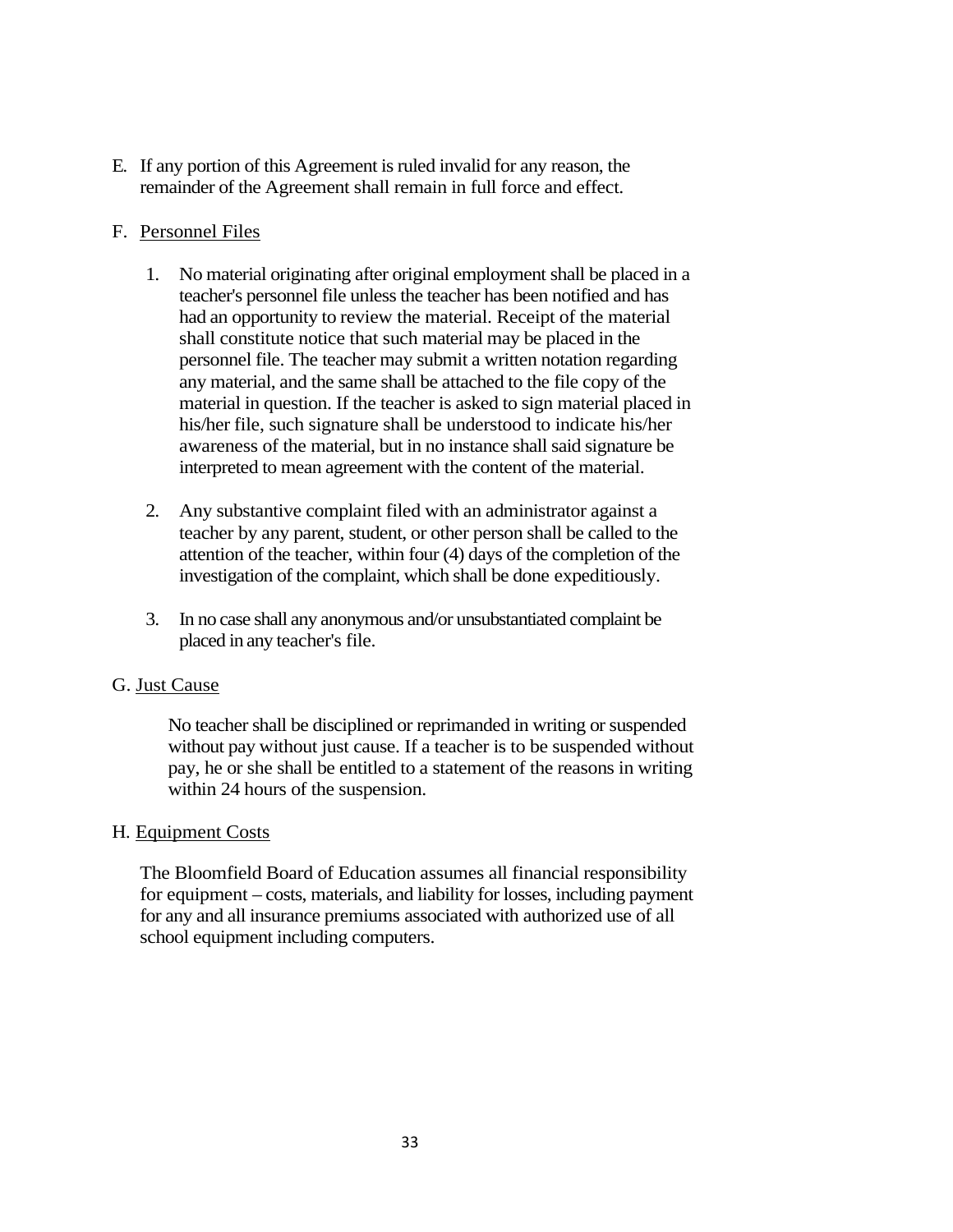E. If any portion of this Agreement is ruled invalid for any reason, the remainder of the Agreement shall remain in full force and effect.

F. Personnel Files

1. No material originating after original employment shall be placed in a teacher's personnel file unless the teacher has been notified and has had an opportunity to review the material. Receipt of the material shall constitute notice that such material may be placed in the personnel file. The teacher may submit a written notation regarding any material, and the same shall be attached to the file copy of the material in question. If the teacher is asked to sign material placed in his/her file, such signature shall be understood to indicate his/her awareness of the material, but in no instance shall said signature be interpreted to mean agreement with the content of the material.

2. Any substantive complaint filed with an administrator against a teacher by any parent, student, or other person shall be called to the attention of the teacher, within four (4) days of the completion of the investigation of the complaint, which shall be done expeditiously.

3. In no case shall any anonymous and/or unsubstantiated complaint be placed in any teacher's file.

G. Just Cause

No teacher shall be disciplined or reprimanded in writing or suspended without pay without just cause. If a teacher is to be suspended without pay, he or she shall be entitled to a statement of the reasons in writing within 24 hours of the suspension.

H. Equipment Costs

The Bloomfield Board of Education assumes all financial responsibility for equipment – costs, materials, and liability for losses, including payment for any and all insurance premiums associated with authorized use of all school equipment including computers.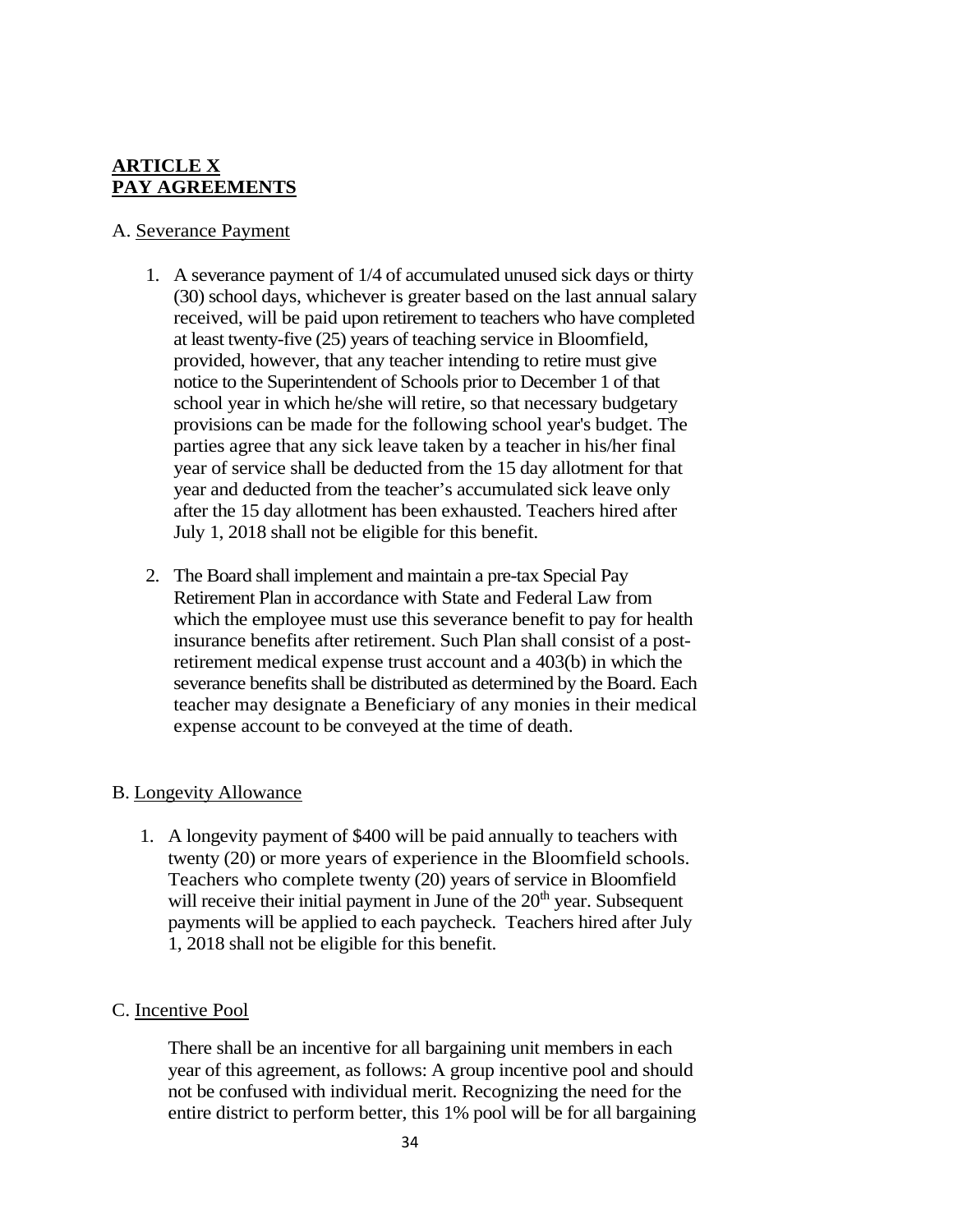## ARTICLE X
## PAY AGREEMENTS

A. Severance Payment

1. A severance payment of 1/4 of accumulated unused sick days or thirty (30) school days, whichever is greater based on the last annual salary received, will be paid upon retirement to teachers who have completed at least twenty-five (25) years of teaching service in Bloomfield, provided, however, that any teacher intending to retire must give notice to the Superintendent of Schools prior to December 1 of that school year in which he/she will retire, so that necessary budgetary provisions can be made for the following school year's budget. The parties agree that any sick leave taken by a teacher in his/her final year of service shall be deducted from the 15 day allotment for that year and deducted from the teacher's accumulated sick leave only after the 15 day allotment has been exhausted. Teachers hired after July 1, 2018 shall not be eligible for this benefit.

2. The Board shall implement and maintain a pre-tax Special Pay Retirement Plan in accordance with State and Federal Law from which the employee must use this severance benefit to pay for health insurance benefits after retirement. Such Plan shall consist of a post-retirement medical expense trust account and a 403(b) in which the severance benefits shall be distributed as determined by the Board. Each teacher may designate a Beneficiary of any monies in their medical expense account to be conveyed at the time of death.

B. Longevity Allowance

1. A longevity payment of $400 will be paid annually to teachers with twenty (20) or more years of experience in the Bloomfield schools. Teachers who complete twenty (20) years of service in Bloomfield will receive their initial payment in June of the 20th year. Subsequent payments will be applied to each paycheck. Teachers hired after July 1, 2018 shall not be eligible for this benefit.

C. Incentive Pool

There shall be an incentive for all bargaining unit members in each year of this agreement, as follows: A group incentive pool and should not be confused with individual merit. Recognizing the need for the entire district to perform better, this 1% pool will be for all bargaining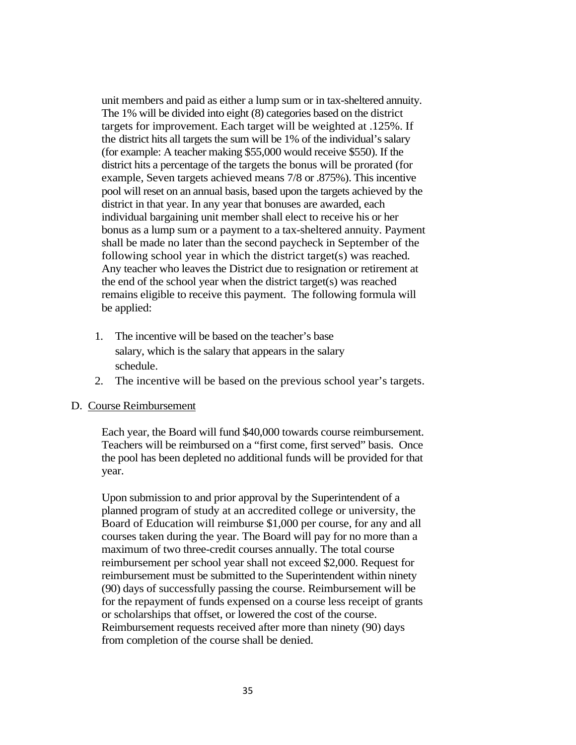unit members and paid as either a lump sum or in tax-sheltered annuity. The 1% will be divided into eight (8) categories based on the district targets for improvement. Each target will be weighted at .125%. If the district hits all targets the sum will be 1% of the individual's salary (for example: A teacher making $55,000 would receive $550). If the district hits a percentage of the targets the bonus will be prorated (for example, Seven targets achieved means 7/8 or .875%). This incentive pool will reset on an annual basis, based upon the targets achieved by the district in that year. In any year that bonuses are awarded, each individual bargaining unit member shall elect to receive his or her bonus as a lump sum or a payment to a tax-sheltered annuity. Payment shall be made no later than the second paycheck in September of the following school year in which the district target(s) was reached. Any teacher who leaves the District due to resignation or retirement at the end of the school year when the district target(s) was reached remains eligible to receive this payment. The following formula will be applied:

1. The incentive will be based on the teacher's base salary, which is the salary that appears in the salary schedule.
2. The incentive will be based on the previous school year's targets.

D. Course Reimbursement

Each year, the Board will fund $40,000 towards course reimbursement. Teachers will be reimbursed on a "first come, first served" basis. Once the pool has been depleted no additional funds will be provided for that year.

Upon submission to and prior approval by the Superintendent of a planned program of study at an accredited college or university, the Board of Education will reimburse $1,000 per course, for any and all courses taken during the year. The Board will pay for no more than a maximum of two three-credit courses annually. The total course reimbursement per school year shall not exceed $2,000. Request for reimbursement must be submitted to the Superintendent within ninety (90) days of successfully passing the course. Reimbursement will be for the repayment of funds expensed on a course less receipt of grants or scholarships that offset, or lowered the cost of the course. Reimbursement requests received after more than ninety (90) days from completion of the course shall be denied.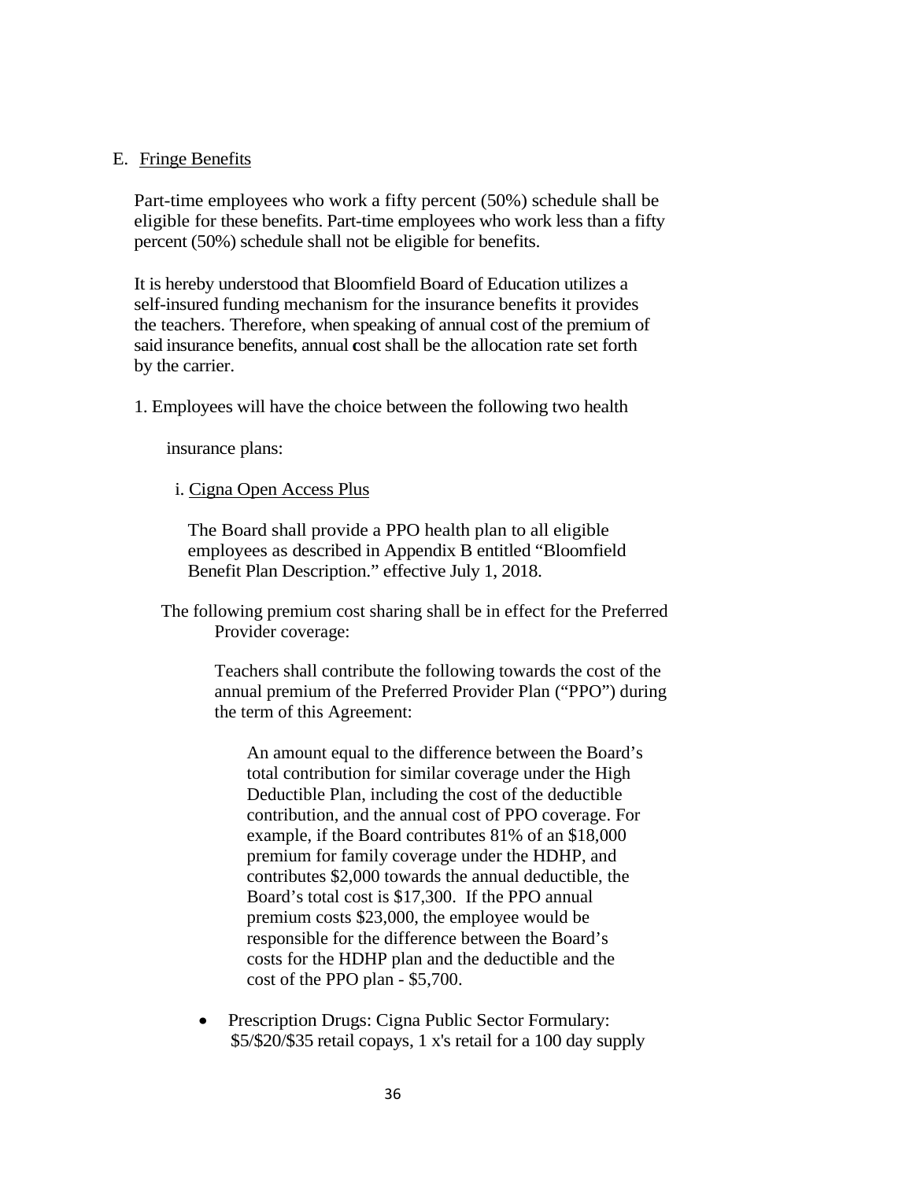E. Fringe Benefits

Part-time employees who work a fifty percent (50%) schedule shall be eligible for these benefits. Part-time employees who work less than a fifty percent (50%) schedule shall not be eligible for benefits.

It is hereby understood that Bloomfield Board of Education utilizes a self-insured funding mechanism for the insurance benefits it provides the teachers. Therefore, when speaking of annual cost of the premium of said insurance benefits, annual cost shall be the allocation rate set forth by the carrier.

1. Employees will have the choice between the following two health insurance plans:

   i. Cigna Open Access Plus

   The Board shall provide a PPO health plan to all eligible employees as described in Appendix B entitled "Bloomfield Benefit Plan Description." effective July 1, 2018.

   The following premium cost sharing shall be in effect for the Preferred Provider coverage:

   Teachers shall contribute the following towards the cost of the annual premium of the Preferred Provider Plan ("PPO") during the term of this Agreement:

   An amount equal to the difference between the Board's total contribution for similar coverage under the High Deductible Plan, including the cost of the deductible contribution, and the annual cost of PPO coverage. For example, if the Board contributes 81% of an $18,000 premium for family coverage under the HDHP, and contributes $2,000 towards the annual deductible, the Board's total cost is $17,300. If the PPO annual premium costs $23,000, the employee would be responsible for the difference between the Board's costs for the HDHP plan and the deductible and the cost of the PPO plan - $5,700.

   - Prescription Drugs: Cigna Public Sector Formulary: $5/$20/$35 retail copays, 1 x's retail for a 100 day supply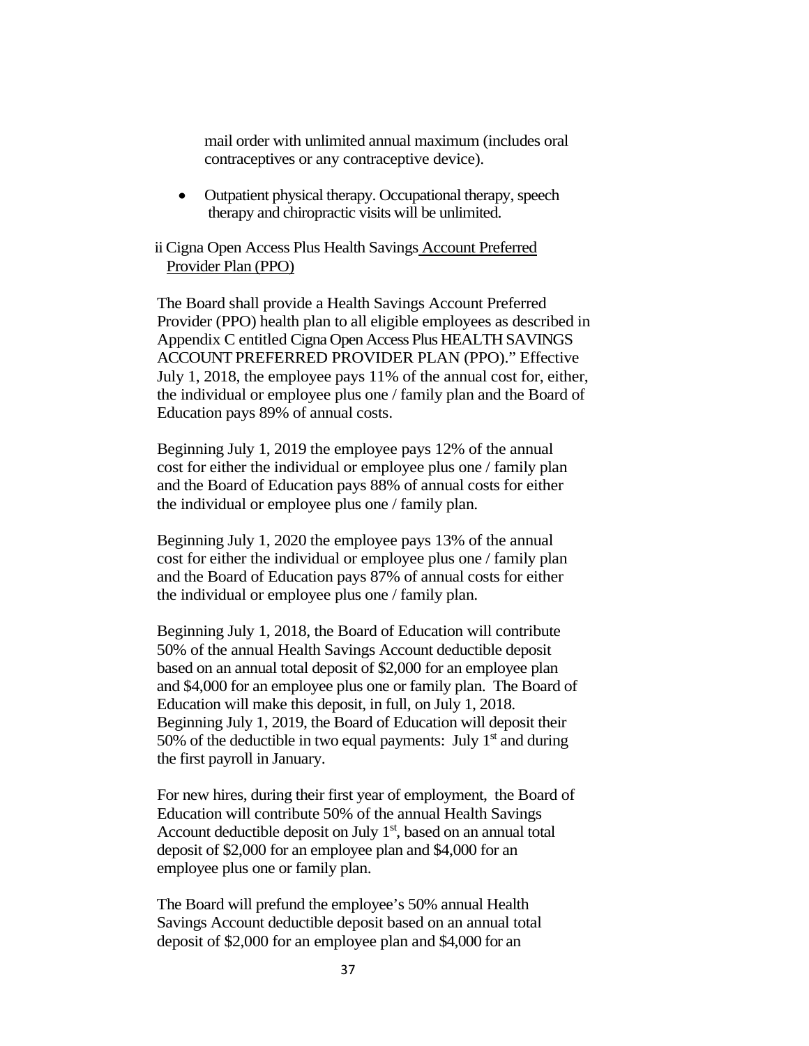mail order with unlimited annual maximum (includes oral contraceptives or any contraceptive device).

- Outpatient physical therapy. Occupational therapy, speech therapy and chiropractic visits will be unlimited.

ii Cigna Open Access Plus Health Savings Account Preferred Provider Plan (PPO)

The Board shall provide a Health Savings Account Preferred Provider (PPO) health plan to all eligible employees as described in Appendix C entitled Cigna Open Access Plus HEALTH SAVINGS ACCOUNT PREFERRED PROVIDER PLAN (PPO)." Effective July 1, 2018, the employee pays 11% of the annual cost for, either, the individual or employee plus one / family plan and the Board of Education pays 89% of annual costs.

Beginning July 1, 2019 the employee pays 12% of the annual cost for either the individual or employee plus one / family plan and the Board of Education pays 88% of annual costs for either the individual or employee plus one / family plan.

Beginning July 1, 2020 the employee pays 13% of the annual cost for either the individual or employee plus one / family plan and the Board of Education pays 87% of annual costs for either the individual or employee plus one / family plan.

Beginning July 1, 2018, the Board of Education will contribute 50% of the annual Health Savings Account deductible deposit based on an annual total deposit of $2,000 for an employee plan and $4,000 for an employee plus one or family plan. The Board of Education will make this deposit, in full, on July 1, 2018. Beginning July 1, 2019, the Board of Education will deposit their 50% of the deductible in two equal payments: July 1st and during the first payroll in January.

For new hires, during their first year of employment, the Board of Education will contribute 50% of the annual Health Savings Account deductible deposit on July 1st, based on an annual total deposit of $2,000 for an employee plan and $4,000 for an employee plus one or family plan.

The Board will prefund the employee's 50% annual Health Savings Account deductible deposit based on an annual total deposit of $2,000 for an employee plan and $4,000 for an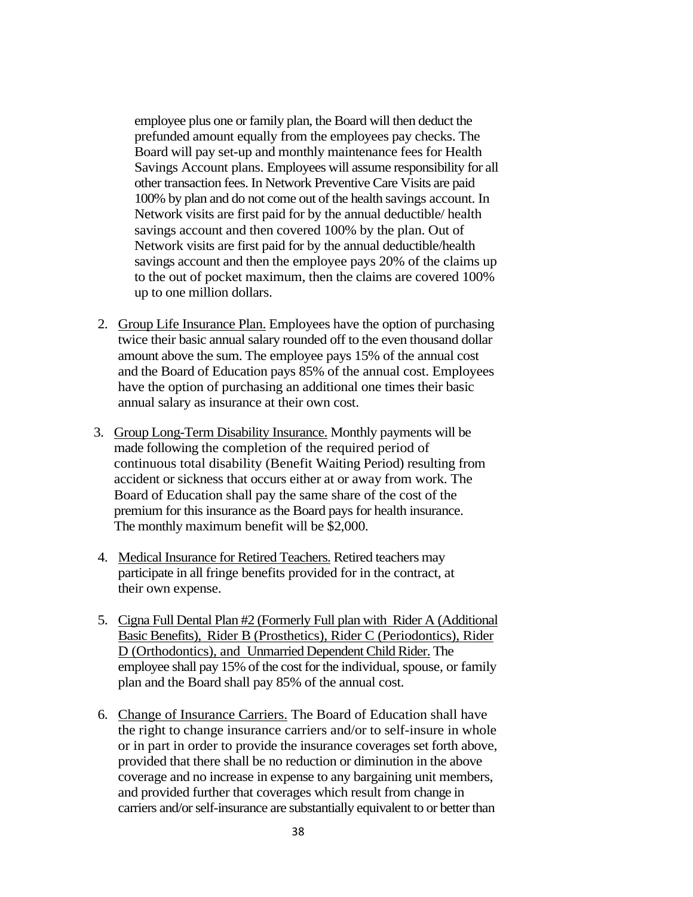employee plus one or family plan, the Board will then deduct the prefunded amount equally from the employees pay checks. The Board will pay set-up and monthly maintenance fees for Health Savings Account plans. Employees will assume responsibility for all other transaction fees. In Network Preventive Care Visits are paid 100% by plan and do not come out of the health savings account. In Network visits are first paid for by the annual deductible/ health savings account and then covered 100% by the plan. Out of Network visits are first paid for by the annual deductible/health savings account and then the employee pays 20% of the claims up to the out of pocket maximum, then the claims are covered 100% up to one million dollars.

2. <u>Group Life Insurance Plan.</u> Employees have the option of purchasing twice their basic annual salary rounded off to the even thousand dollar amount above the sum. The employee pays 15% of the annual cost and the Board of Education pays 85% of the annual cost. Employees have the option of purchasing an additional one times their basic annual salary as insurance at their own cost.

3. <u>Group Long-Term Disability Insurance.</u> Monthly payments will be made following the completion of the required period of continuous total disability (Benefit Waiting Period) resulting from accident or sickness that occurs either at or away from work. The Board of Education shall pay the same share of the cost of the premium for this insurance as the Board pays for health insurance. The monthly maximum benefit will be $2,000.

4. <u>Medical Insurance for Retired Teachers.</u> Retired teachers may participate in all fringe benefits provided for in the contract, at their own expense.

5. <u>Cigna Full Dental Plan #2 (Formerly Full plan with Rider A (Additional Basic Benefits), Rider B (Prosthetics), Rider C (Periodontics), Rider D (Orthodontics), and Unmarried Dependent Child Rider.</u> The employee shall pay 15% of the cost for the individual, spouse, or family plan and the Board shall pay 85% of the annual cost.

6. <u>Change of Insurance Carriers.</u> The Board of Education shall have the right to change insurance carriers and/or to self-insure in whole or in part in order to provide the insurance coverages set forth above, provided that there shall be no reduction or diminution in the above coverage and no increase in expense to any bargaining unit members, and provided further that coverages which result from change in carriers and/or self-insurance are substantially equivalent to or better than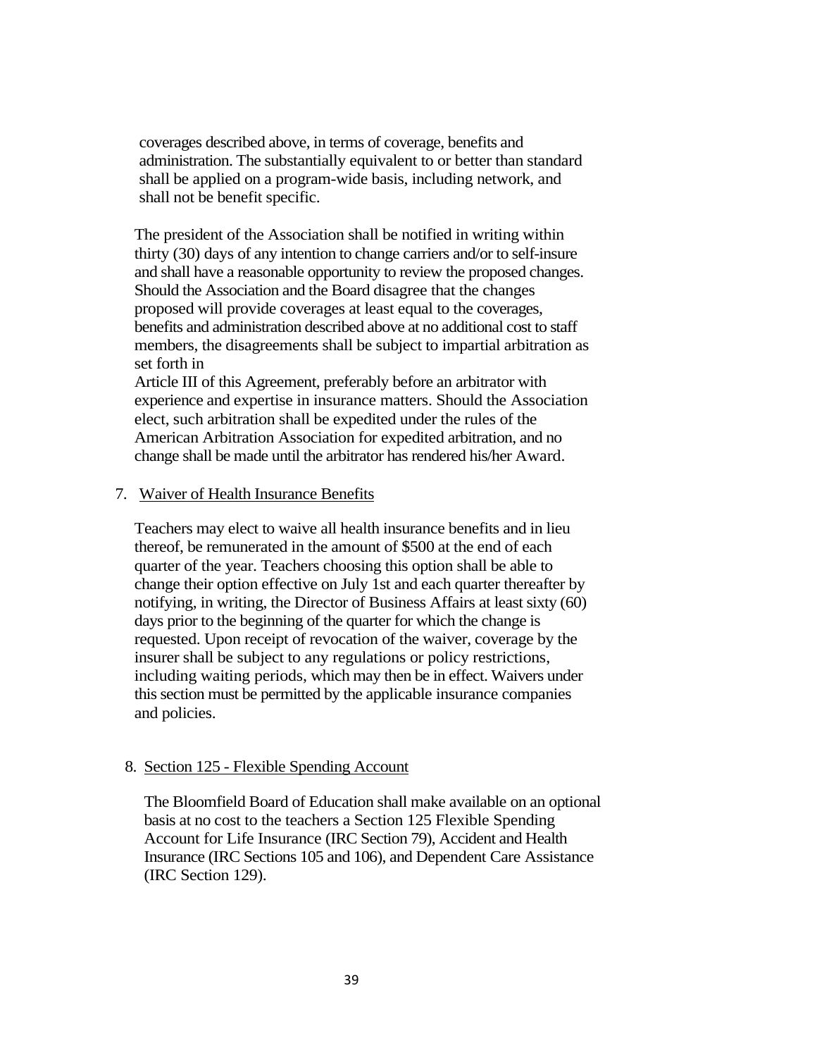coverages described above, in terms of coverage, benefits and administration. The substantially equivalent to or better than standard shall be applied on a program-wide basis, including network, and shall not be benefit specific.

The president of the Association shall be notified in writing within thirty (30) days of any intention to change carriers and/or to self-insure and shall have a reasonable opportunity to review the proposed changes. Should the Association and the Board disagree that the changes proposed will provide coverages at least equal to the coverages, benefits and administration described above at no additional cost to staff members, the disagreements shall be subject to impartial arbitration as set forth in
Article III of this Agreement, preferably before an arbitrator with experience and expertise in insurance matters. Should the Association elect, such arbitration shall be expedited under the rules of the American Arbitration Association for expedited arbitration, and no change shall be made until the arbitrator has rendered his/her Award.

7. Waiver of Health Insurance Benefits

Teachers may elect to waive all health insurance benefits and in lieu thereof, be remunerated in the amount of $500 at the end of each quarter of the year. Teachers choosing this option shall be able to change their option effective on July 1st and each quarter thereafter by notifying, in writing, the Director of Business Affairs at least sixty (60) days prior to the beginning of the quarter for which the change is requested. Upon receipt of revocation of the waiver, coverage by the insurer shall be subject to any regulations or policy restrictions, including waiting periods, which may then be in effect. Waivers under this section must be permitted by the applicable insurance companies and policies.

8. Section 125 - Flexible Spending Account

The Bloomfield Board of Education shall make available on an optional basis at no cost to the teachers a Section 125 Flexible Spending Account for Life Insurance (IRC Section 79), Accident and Health Insurance (IRC Sections 105 and 106), and Dependent Care Assistance (IRC Section 129).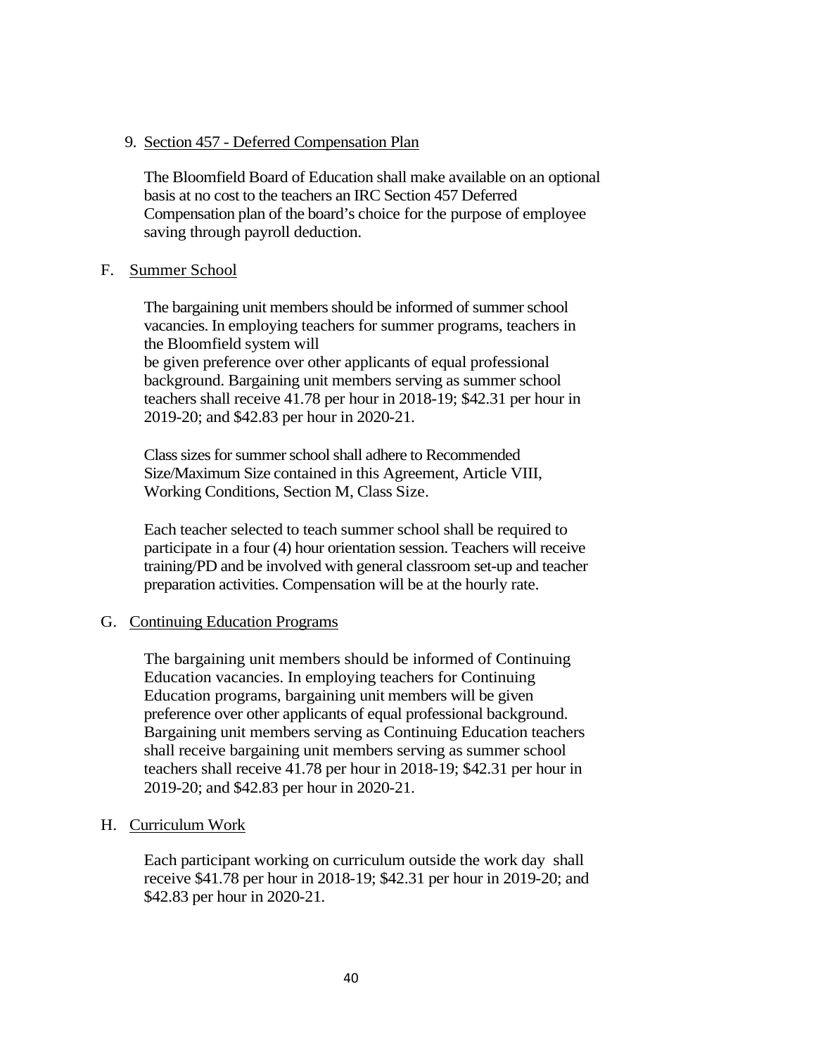9. Section 457 - Deferred Compensation Plan

   The Bloomfield Board of Education shall make available on an optional basis at no cost to the teachers an IRC Section 457 Deferred Compensation plan of the board's choice for the purpose of employee saving through payroll deduction.

F. Summer School

   The bargaining unit members should be informed of summer school vacancies. In employing teachers for summer programs, teachers in the Bloomfield system will
   be given preference over other applicants of equal professional background. Bargaining unit members serving as summer school teachers shall receive 41.78 per hour in 2018-19; $42.31 per hour in 2019-20; and $42.83 per hour in 2020-21.

   Class sizes for summer school shall adhere to Recommended Size/Maximum Size contained in this Agreement, Article VIII, Working Conditions, Section M, Class Size.

   Each teacher selected to teach summer school shall be required to participate in a four (4) hour orientation session. Teachers will receive training/PD and be involved with general classroom set-up and teacher preparation activities. Compensation will be at the hourly rate.

G. Continuing Education Programs

   The bargaining unit members should be informed of Continuing Education vacancies. In employing teachers for Continuing Education programs, bargaining unit members will be given preference over other applicants of equal professional background. Bargaining unit members serving as Continuing Education teachers shall receive bargaining unit members serving as summer school teachers shall receive 41.78 per hour in 2018-19; $42.31 per hour in 2019-20; and $42.83 per hour in 2020-21.

H. Curriculum Work

   Each participant working on curriculum outside the work day shall receive $41.78 per hour in 2018-19; $42.31 per hour in 2019-20; and $42.83 per hour in 2020-21.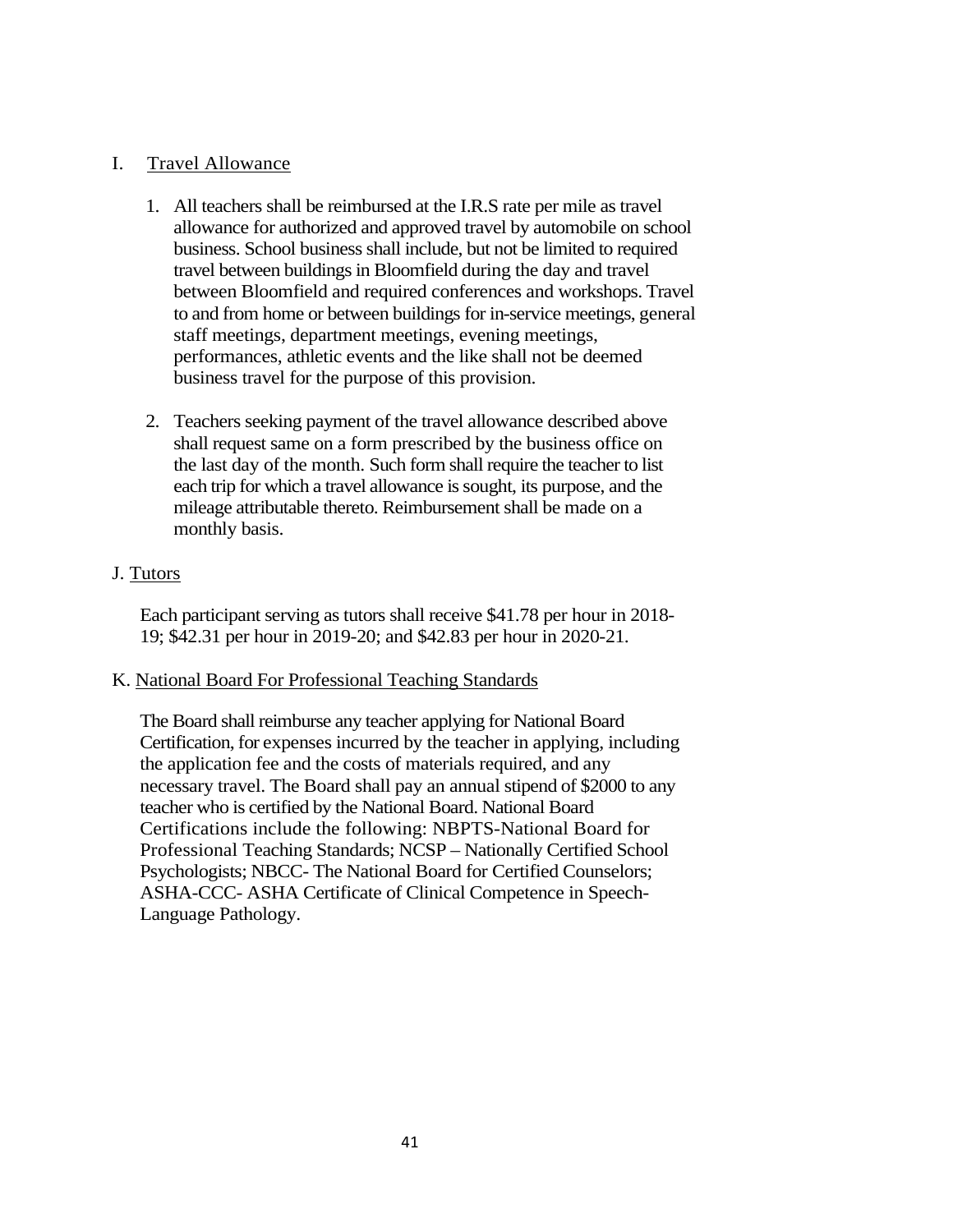## I. Travel Allowance

1. All teachers shall be reimbursed at the I.R.S rate per mile as travel allowance for authorized and approved travel by automobile on school business. School business shall include, but not be limited to required travel between buildings in Bloomfield during the day and travel between Bloomfield and required conferences and workshops. Travel to and from home or between buildings for in-service meetings, general staff meetings, department meetings, evening meetings, performances, athletic events and the like shall not be deemed business travel for the purpose of this provision.

2. Teachers seeking payment of the travel allowance described above shall request same on a form prescribed by the business office on the last day of the month. Such form shall require the teacher to list each trip for which a travel allowance is sought, its purpose, and the mileage attributable thereto. Reimbursement shall be made on a monthly basis.

## J. Tutors

Each participant serving as tutors shall receive $41.78 per hour in 2018-19; $42.31 per hour in 2019-20; and $42.83 per hour in 2020-21.

## K. National Board For Professional Teaching Standards

The Board shall reimburse any teacher applying for National Board Certification, for expenses incurred by the teacher in applying, including the application fee and the costs of materials required, and any necessary travel. The Board shall pay an annual stipend of $2000 to any teacher who is certified by the National Board. National Board Certifications include the following: NBPTS-National Board for Professional Teaching Standards; NCSP – Nationally Certified School Psychologists; NBCC- The National Board for Certified Counselors; ASHA-CCC- ASHA Certificate of Clinical Competence in Speech-Language Pathology.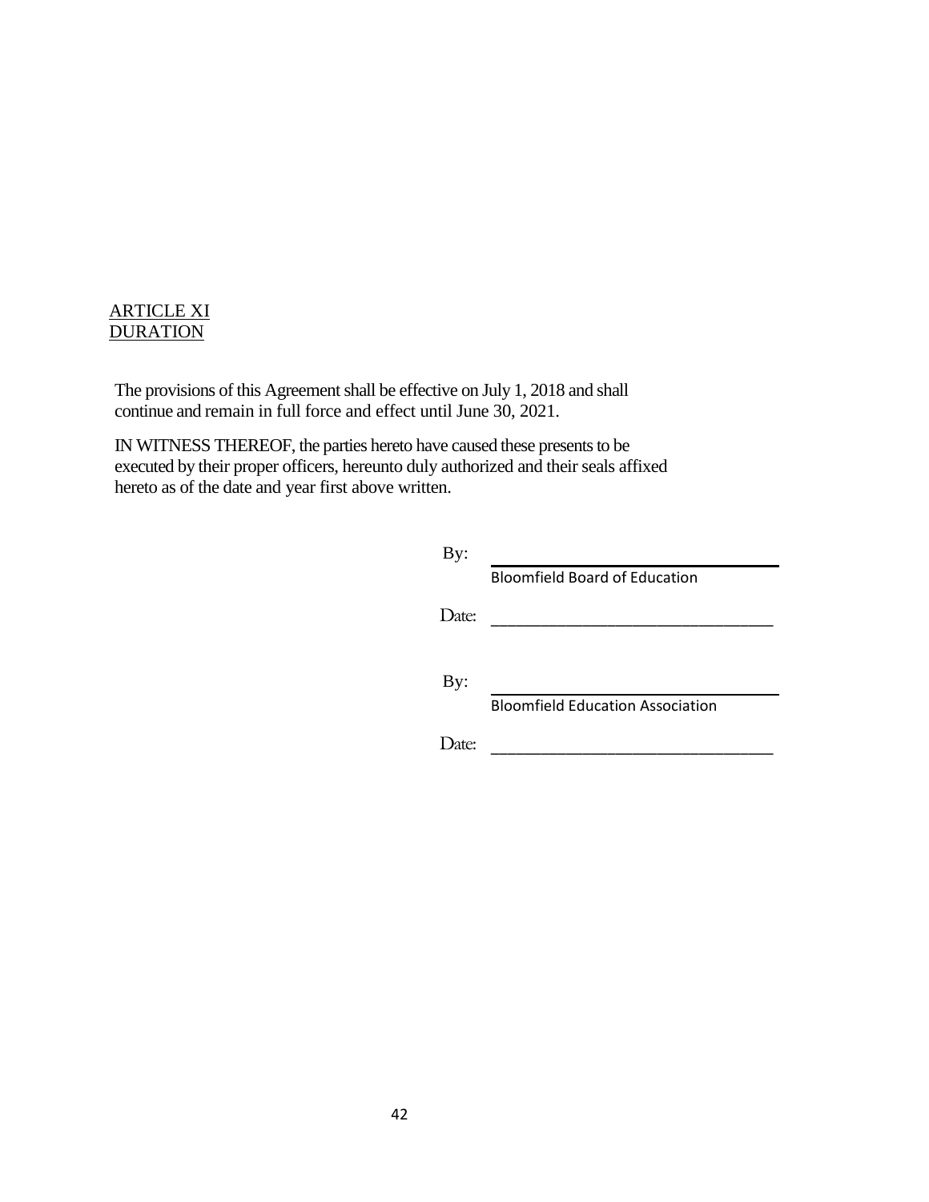## ARTICLE XI
## DURATION

The provisions of this Agreement shall be effective on July 1, 2018 and shall continue and remain in full force and effect until June 30, 2021.

IN WITNESS THEREOF, the parties hereto have caused these presents to be executed by their proper officers, hereunto duly authorized and their seals affixed hereto as of the date and year first above written.

By: ________________________________
Bloomfield Board of Education

Date: ________________________________

By: ________________________________
Bloomfield Education Association

Date: ________________________________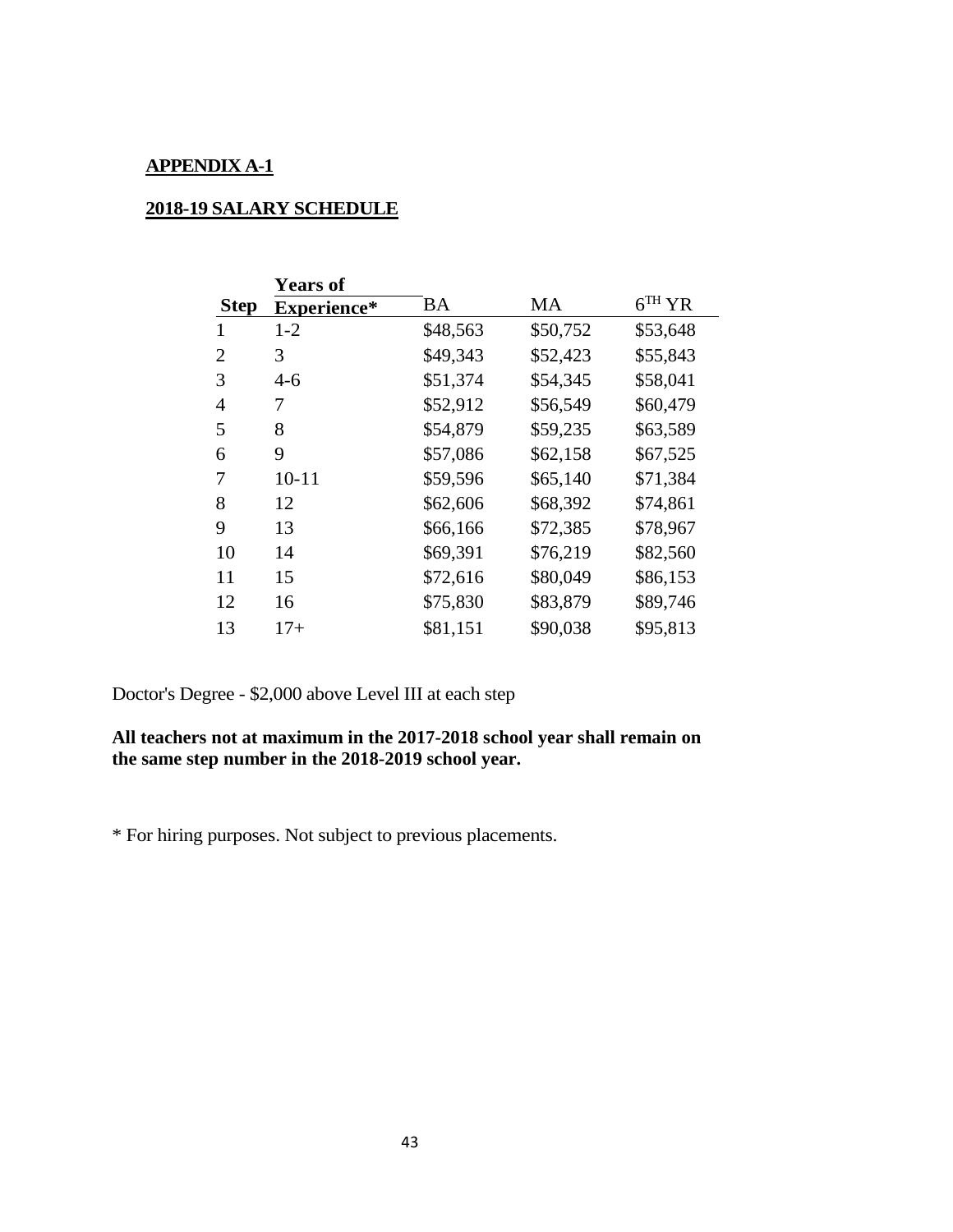**APPENDIX A-1**

**2018-19 SALARY SCHEDULE**

| **Step** | **Years of Experience*** | BA | MA | $6^{TH}$ YR |
|---|---|---|---|---|
| 1 | 1-2 | $48,563 | $50,752 | $53,648 |
| 2 | 3 | $49,343 | $52,423 | $55,843 |
| 3 | 4-6 | $51,374 | $54,345 | $58,041 |
| 4 | 7 | $52,912 | $56,549 | $60,479 |
| 5 | 8 | $54,879 | $59,235 | $63,589 |
| 6 | 9 | $57,086 | $62,158 | $67,525 |
| 7 | 10-11 | $59,596 | $65,140 | $71,384 |
| 8 | 12 | $62,606 | $68,392 | $74,861 |
| 9 | 13 | $66,166 | $72,385 | $78,967 |
| 10 | 14 | $69,391 | $76,219 | $82,560 |
| 11 | 15 | $72,616 | $80,049 | $86,153 |
| 12 | 16 | $75,830 | $83,879 | $89,746 |
| 13 | 17+ | $81,151 | $90,038 | $95,813 |

Doctor's Degree - $2,000 above Level III at each step

**All teachers not at maximum in the 2017-2018 school year shall remain on the same step number in the 2018-2019 school year.**

* For hiring purposes. Not subject to previous placements.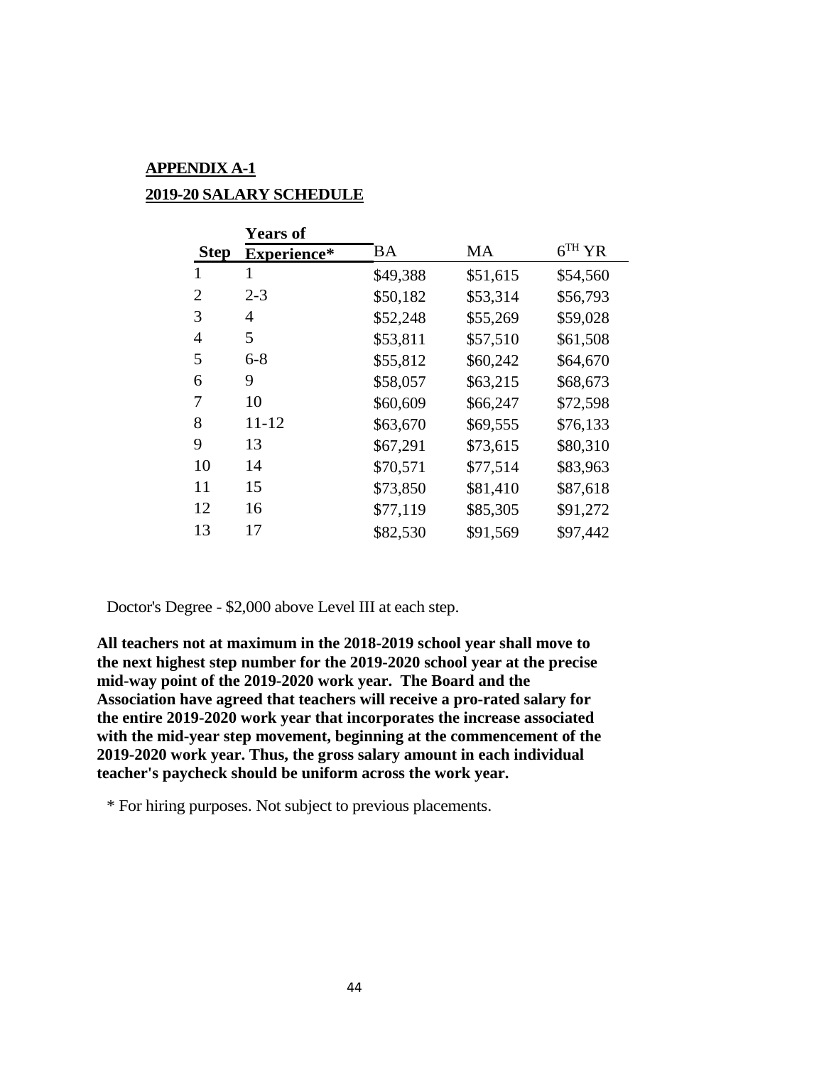**APPENDIX A-1**

**2019-20 SALARY SCHEDULE**

| Step | Years of Experience* | BA | MA | $6^{TH}$ YR |
|---|---|---|---|---|
| 1 | 1 | $49,388 | $51,615 | $54,560 |
| 2 | 2-3 | $50,182 | $53,314 | $56,793 |
| 3 | 4 | $52,248 | $55,269 | $59,028 |
| 4 | 5 | $53,811 | $57,510 | $61,508 |
| 5 | 6-8 | $55,812 | $60,242 | $64,670 |
| 6 | 9 | $58,057 | $63,215 | $68,673 |
| 7 | 10 | $60,609 | $66,247 | $72,598 |
| 8 | 11-12 | $63,670 | $69,555 | $76,133 |
| 9 | 13 | $67,291 | $73,615 | $80,310 |
| 10 | 14 | $70,571 | $77,514 | $83,963 |
| 11 | 15 | $73,850 | $81,410 | $87,618 |
| 12 | 16 | $77,119 | $85,305 | $91,272 |
| 13 | 17 | $82,530 | $91,569 | $97,442 |

Doctor's Degree - $2,000 above Level III at each step.

**All teachers not at maximum in the 2018-2019 school year shall move to the next highest step number for the 2019-2020 school year at the precise mid-way point of the 2019-2020 work year. The Board and the Association have agreed that teachers will receive a pro-rated salary for the entire 2019-2020 work year that incorporates the increase associated with the mid-year step movement, beginning at the commencement of the 2019-2020 work year. Thus, the gross salary amount in each individual teacher's paycheck should be uniform across the work year.**

\* For hiring purposes. Not subject to previous placements.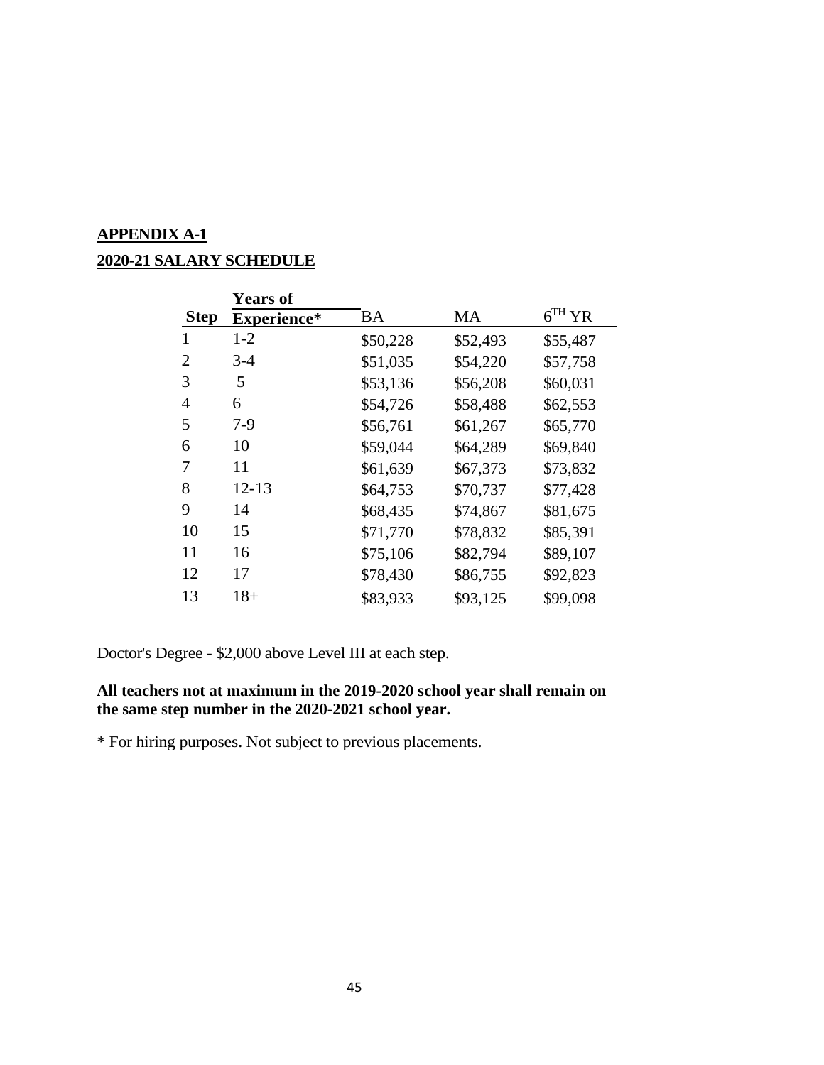**APPENDIX A-1**

**2020-21 SALARY SCHEDULE**

| Step | Years of Experience* | BA | MA | $6^{TH}$ YR |
|---|---|---|---|---|
| 1 | 1-2 | $50,228 | $52,493 | $55,487 |
| 2 | 3-4 | $51,035 | $54,220 | $57,758 |
| 3 | 5 | $53,136 | $56,208 | $60,031 |
| 4 | 6 | $54,726 | $58,488 | $62,553 |
| 5 | 7-9 | $56,761 | $61,267 | $65,770 |
| 6 | 10 | $59,044 | $64,289 | $69,840 |
| 7 | 11 | $61,639 | $67,373 | $73,832 |
| 8 | 12-13 | $64,753 | $70,737 | $77,428 |
| 9 | 14 | $68,435 | $74,867 | $81,675 |
| 10 | 15 | $71,770 | $78,832 | $85,391 |
| 11 | 16 | $75,106 | $82,794 | $89,107 |
| 12 | 17 | $78,430 | $86,755 | $92,823 |
| 13 | 18+ | $83,933 | $93,125 | $99,098 |

Doctor's Degree - $2,000 above Level III at each step.

**All teachers not at maximum in the 2019-2020 school year shall remain on the same step number in the 2020-2021 school year.**

* For hiring purposes. Not subject to previous placements.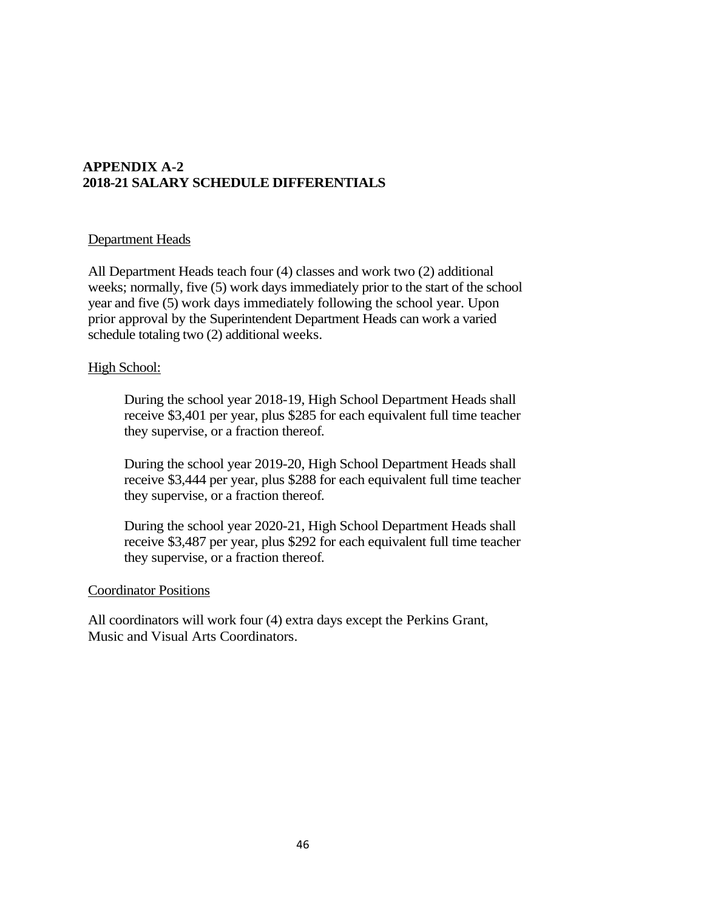## APPENDIX A-2
## 2018-21 SALARY SCHEDULE DIFFERENTIALS

Department Heads

All Department Heads teach four (4) classes and work two (2) additional weeks; normally, five (5) work days immediately prior to the start of the school year and five (5) work days immediately following the school year. Upon prior approval by the Superintendent Department Heads can work a varied schedule totaling two (2) additional weeks.

High School:

> During the school year 2018-19, High School Department Heads shall receive $3,401 per year, plus $285 for each equivalent full time teacher they supervise, or a fraction thereof.
>
> During the school year 2019-20, High School Department Heads shall receive $3,444 per year, plus $288 for each equivalent full time teacher they supervise, or a fraction thereof.
>
> During the school year 2020-21, High School Department Heads shall receive $3,487 per year, plus $292 for each equivalent full time teacher they supervise, or a fraction thereof.

Coordinator Positions

All coordinators will work four (4) extra days except the Perkins Grant, Music and Visual Arts Coordinators.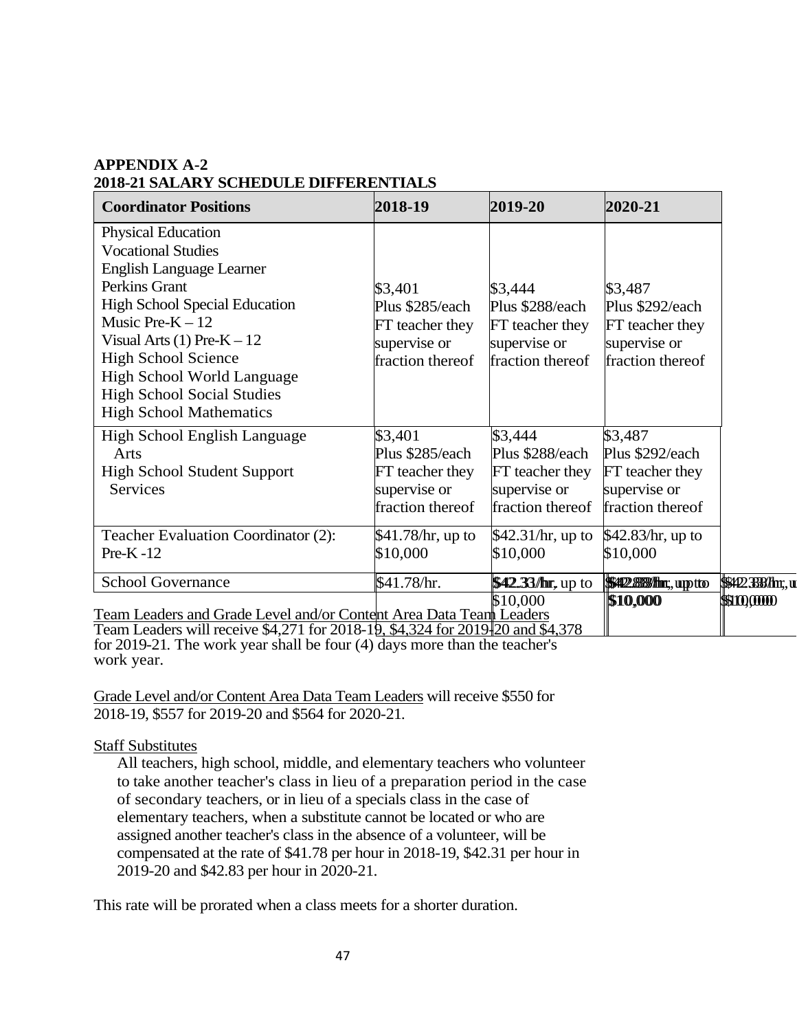**APPENDIX A-2**
**2018-21 SALARY SCHEDULE DIFFERENTIALS**

| Coordinator Positions | 2018-19 | 2019-20 | 2020-21 |
|---|---|---|---|
| Physical Education<br>Vocational Studies<br>English Language Learner<br>Perkins Grant<br>High School Special Education<br>Music Pre-K – 12<br>Visual Arts (1) Pre-K – 12<br>High School Science<br>High School World Language<br>High School Social Studies<br>High School Mathematics | $3,401<br>Plus $285/each FT teacher they supervise or fraction thereof | $3,444<br>Plus $288/each FT teacher they supervise or fraction thereof | $3,487<br>Plus $292/each FT teacher they supervise or fraction thereof |
| High School English Language Arts<br>High School Student Support Services | $3,401<br>Plus $285/each FT teacher they supervise or fraction thereof | $3,444<br>Plus $288/each FT teacher they supervise or fraction thereof | $3,487<br>Plus $292/each FT teacher they supervise or fraction thereof |
| Teacher Evaluation Coordinator (2): Pre-K -12 | $41.78/hr, up to $10,000 | $42.31/hr, up to $10,000 | $42.83/hr, up to $10,000 |
| School Governance | $41.78/hr. | $42.31/hr, up to $10,000 | $42.83/hr, up to $10,000 |

Team Leaders and Grade Level and/or Content Area Data Team Leaders
Team Leaders will receive $4,271 for 2018-19, $4,324 for 2019-20 and $4,378 for 2019-21. The work year shall be four (4) days more than the teacher's work year.

Grade Level and/or Content Area Data Team Leaders will receive $550 for 2018-19, $557 for 2019-20 and $564 for 2020-21.

Staff Substitutes

All teachers, high school, middle, and elementary teachers who volunteer to take another teacher's class in lieu of a preparation period in the case of secondary teachers, or in lieu of a specials class in the case of elementary teachers, when a substitute cannot be located or who are assigned another teacher's class in the absence of a volunteer, will be compensated at the rate of $41.78 per hour in 2018-19, $42.31 per hour in 2019-20 and $42.83 per hour in 2020-21.

This rate will be prorated when a class meets for a shorter duration.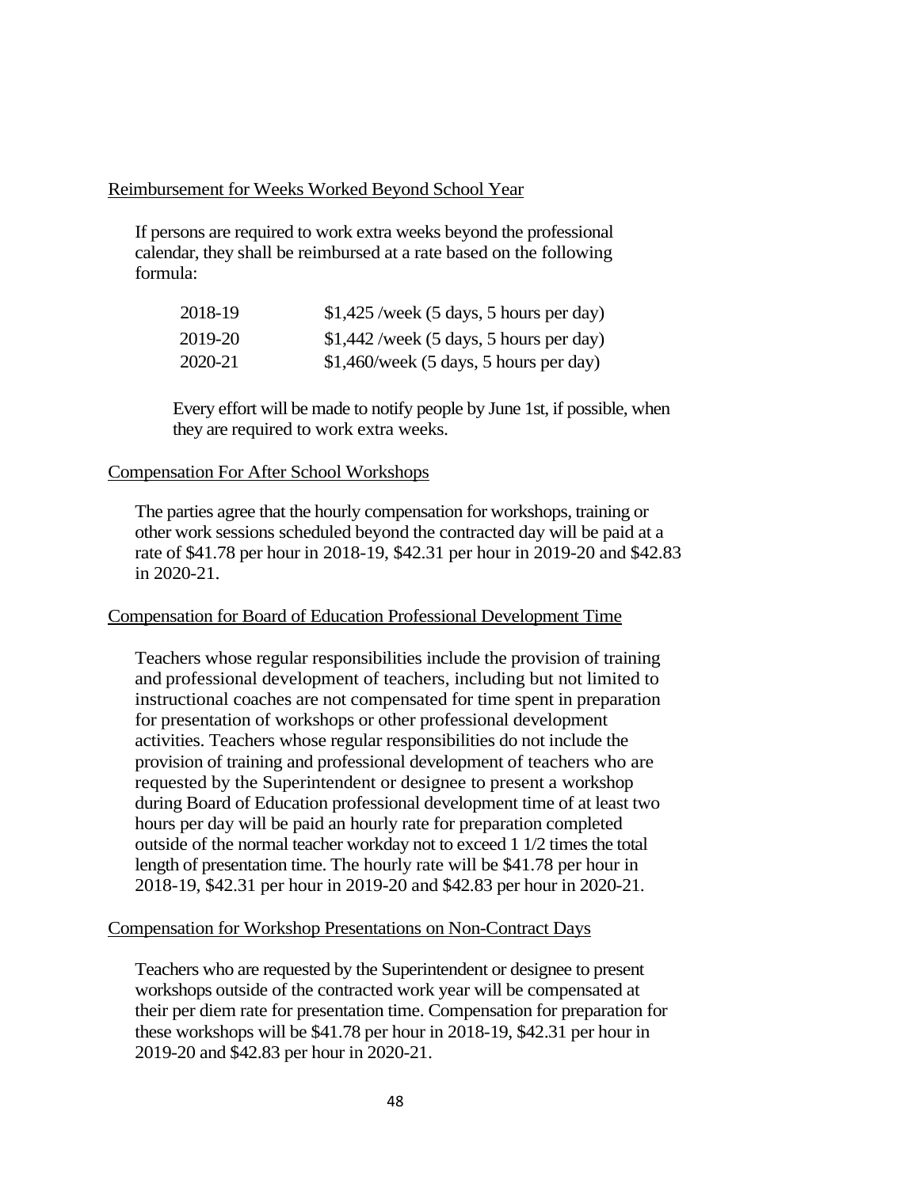Reimbursement for Weeks Worked Beyond School Year

If persons are required to work extra weeks beyond the professional calendar, they shall be reimbursed at a rate based on the following formula:

| | |
|---|---|
| 2018-19 | $1,425 /week (5 days, 5 hours per day) |
| 2019-20 | $1,442 /week (5 days, 5 hours per day) |
| 2020-21 | $1,460/week (5 days, 5 hours per day) |

Every effort will be made to notify people by June 1st, if possible, when they are required to work extra weeks.

Compensation For After School Workshops

The parties agree that the hourly compensation for workshops, training or other work sessions scheduled beyond the contracted day will be paid at a rate of $41.78 per hour in 2018-19, $42.31 per hour in 2019-20 and $42.83 in 2020-21.

Compensation for Board of Education Professional Development Time

Teachers whose regular responsibilities include the provision of training and professional development of teachers, including but not limited to instructional coaches are not compensated for time spent in preparation for presentation of workshops or other professional development activities. Teachers whose regular responsibilities do not include the provision of training and professional development of teachers who are requested by the Superintendent or designee to present a workshop during Board of Education professional development time of at least two hours per day will be paid an hourly rate for preparation completed outside of the normal teacher workday not to exceed 1 1/2 times the total length of presentation time. The hourly rate will be $41.78 per hour in 2018-19, $42.31 per hour in 2019-20 and $42.83 per hour in 2020-21.

Compensation for Workshop Presentations on Non-Contract Days

Teachers who are requested by the Superintendent or designee to present workshops outside of the contracted work year will be compensated at their per diem rate for presentation time. Compensation for preparation for these workshops will be $41.78 per hour in 2018-19, $42.31 per hour in 2019-20 and $42.83 per hour in 2020-21.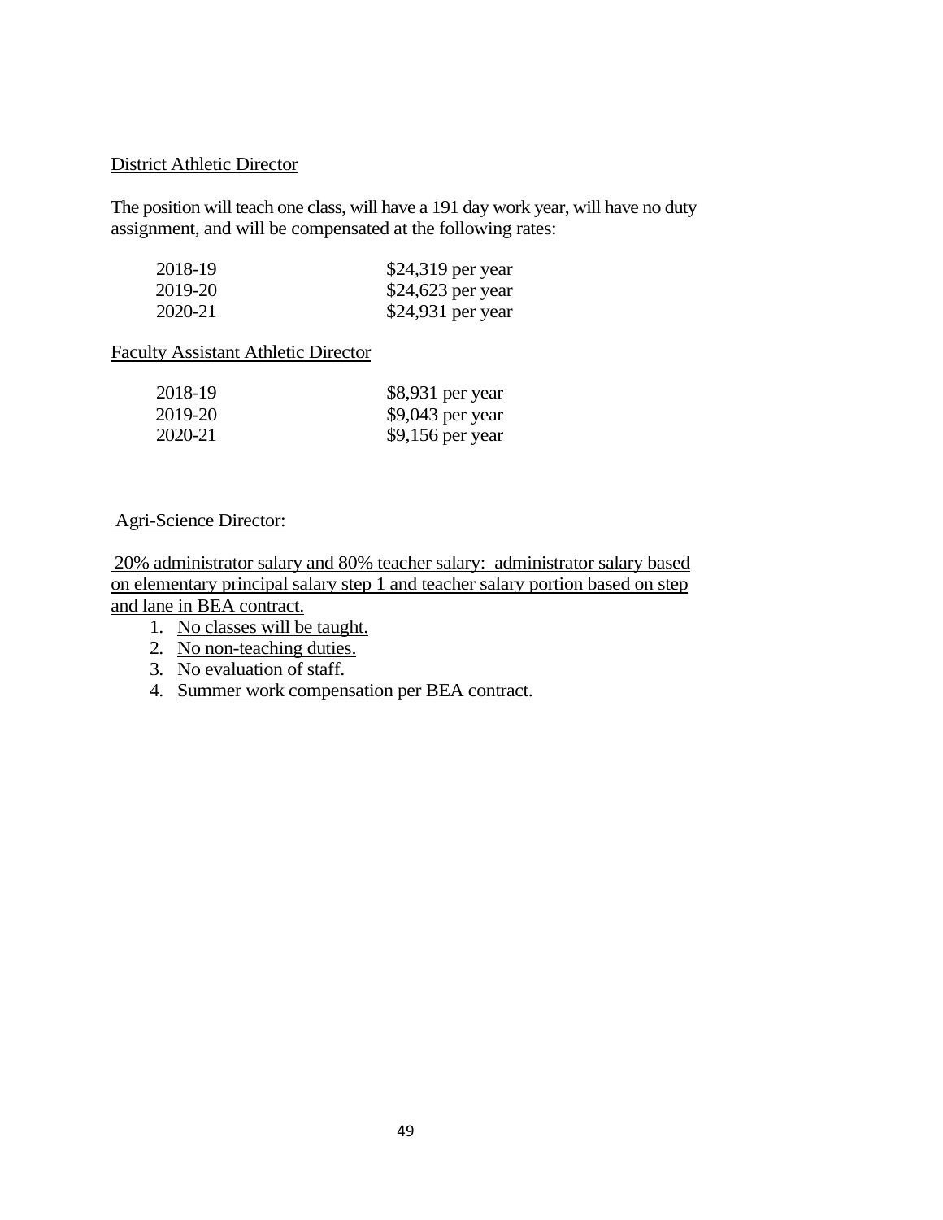District Athletic Director

The position will teach one class, will have a 191 day work year, will have no duty assignment, and will be compensated at the following rates:

| | |
|---|---|
| 2018-19 | $24,319 per year |
| 2019-20 | $24,623 per year |
| 2020-21 | $24,931 per year |

Faculty Assistant Athletic Director

| | |
|---|---|
| 2018-19 | $8,931 per year |
| 2019-20 | $9,043 per year |
| 2020-21 | $9,156 per year |

Agri-Science Director:

20% administrator salary and 80% teacher salary: administrator salary based on elementary principal salary step 1 and teacher salary portion based on step and lane in BEA contract.

1. No classes will be taught.
2. No non-teaching duties.
3. No evaluation of staff.
4. Summer work compensation per BEA contract.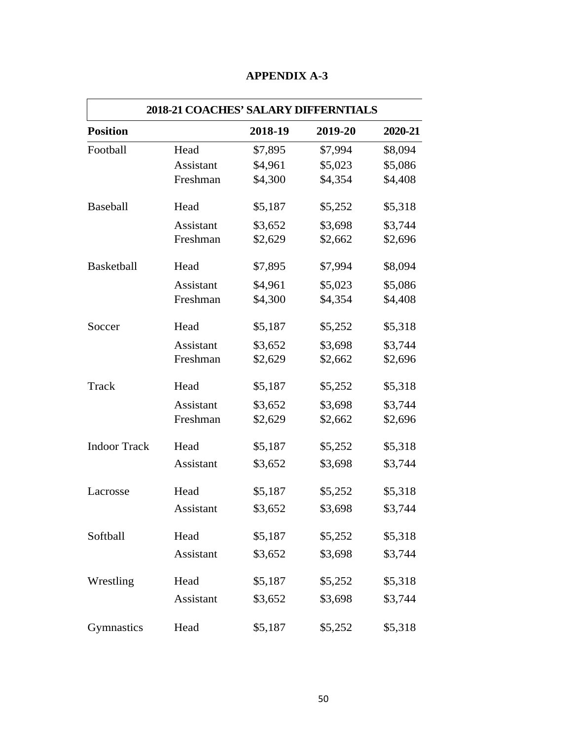## APPENDIX A-3

| 2018-21 COACHES' SALARY DIFFERNTIALS | | | | |
|---|---|---|---|---|
| **Position** | | **2018-19** | **2019-20** | **2020-21** |
| Football | Head | $7,895 | $7,994 | $8,094 |
| | Assistant | $4,961 | $5,023 | $5,086 |
| | Freshman | $4,300 | $4,354 | $4,408 |
| Baseball | Head | $5,187 | $5,252 | $5,318 |
| | Assistant | $3,652 | $3,698 | $3,744 |
| | Freshman | $2,629 | $2,662 | $2,696 |
| Basketball | Head | $7,895 | $7,994 | $8,094 |
| | Assistant | $4,961 | $5,023 | $5,086 |
| | Freshman | $4,300 | $4,354 | $4,408 |
| Soccer | Head | $5,187 | $5,252 | $5,318 |
| | Assistant | $3,652 | $3,698 | $3,744 |
| | Freshman | $2,629 | $2,662 | $2,696 |
| Track | Head | $5,187 | $5,252 | $5,318 |
| | Assistant | $3,652 | $3,698 | $3,744 |
| | Freshman | $2,629 | $2,662 | $2,696 |
| Indoor Track | Head | $5,187 | $5,252 | $5,318 |
| | Assistant | $3,652 | $3,698 | $3,744 |
| Lacrosse | Head | $5,187 | $5,252 | $5,318 |
| | Assistant | $3,652 | $3,698 | $3,744 |
| Softball | Head | $5,187 | $5,252 | $5,318 |
| | Assistant | $3,652 | $3,698 | $3,744 |
| Wrestling | Head | $5,187 | $5,252 | $5,318 |
| | Assistant | $3,652 | $3,698 | $3,744 |
| Gymnastics | Head | $5,187 | $5,252 | $5,318 |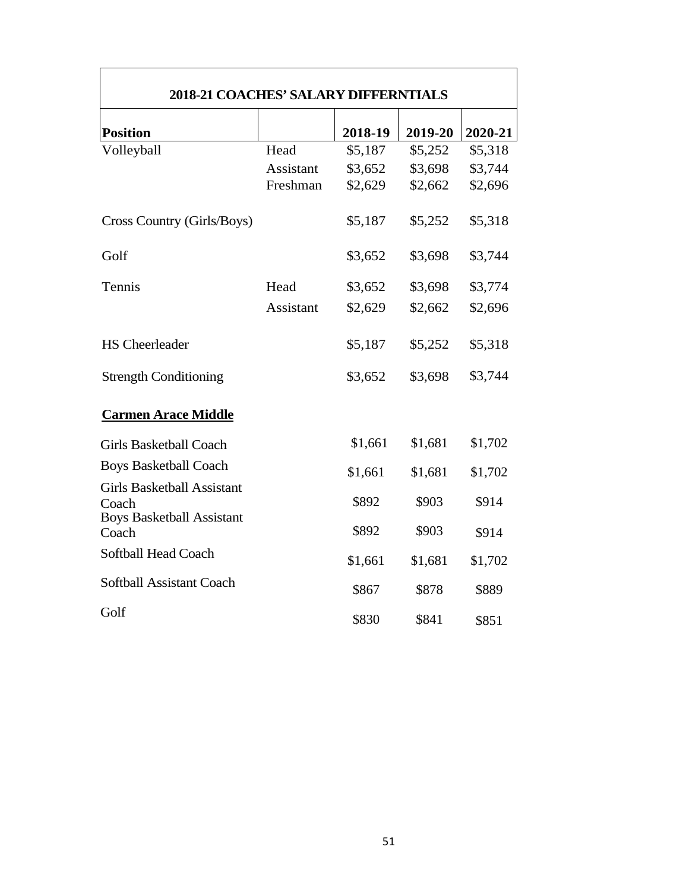| 2018-21 COACHES' SALARY DIFFERNTIALS | | | | |
|---|---|---|---|---|
| **Position** | | **2018-19** | **2019-20** | **2020-21** |
| Volleyball | Head | $5,187 | $5,252 | $5,318 |
| | Assistant | $3,652 | $3,698 | $3,744 |
| | Freshman | $2,629 | $2,662 | $2,696 |
| Cross Country (Girls/Boys) | | $5,187 | $5,252 | $5,318 |
| Golf | | $3,652 | $3,698 | $3,744 |
| Tennis | Head | $3,652 | $3,698 | $3,774 |
| | Assistant | $2,629 | $2,662 | $2,696 |
| HS Cheerleader | | $5,187 | $5,252 | $5,318 |
| Strength Conditioning | | $3,652 | $3,698 | $3,744 |
| **Carmen Arace Middle** | | | | |
| Girls Basketball Coach | | $1,661 | $1,681 | $1,702 |
| Boys Basketball Coach | | $1,661 | $1,681 | $1,702 |
| Girls Basketball Assistant Coach | | $892 | $903 | $914 |
| Boys Basketball Assistant Coach | | $892 | $903 | $914 |
| Softball Head Coach | | $1,661 | $1,681 | $1,702 |
| Softball Assistant Coach | | $867 | $878 | $889 |
| Golf | | $830 | $841 | $851 |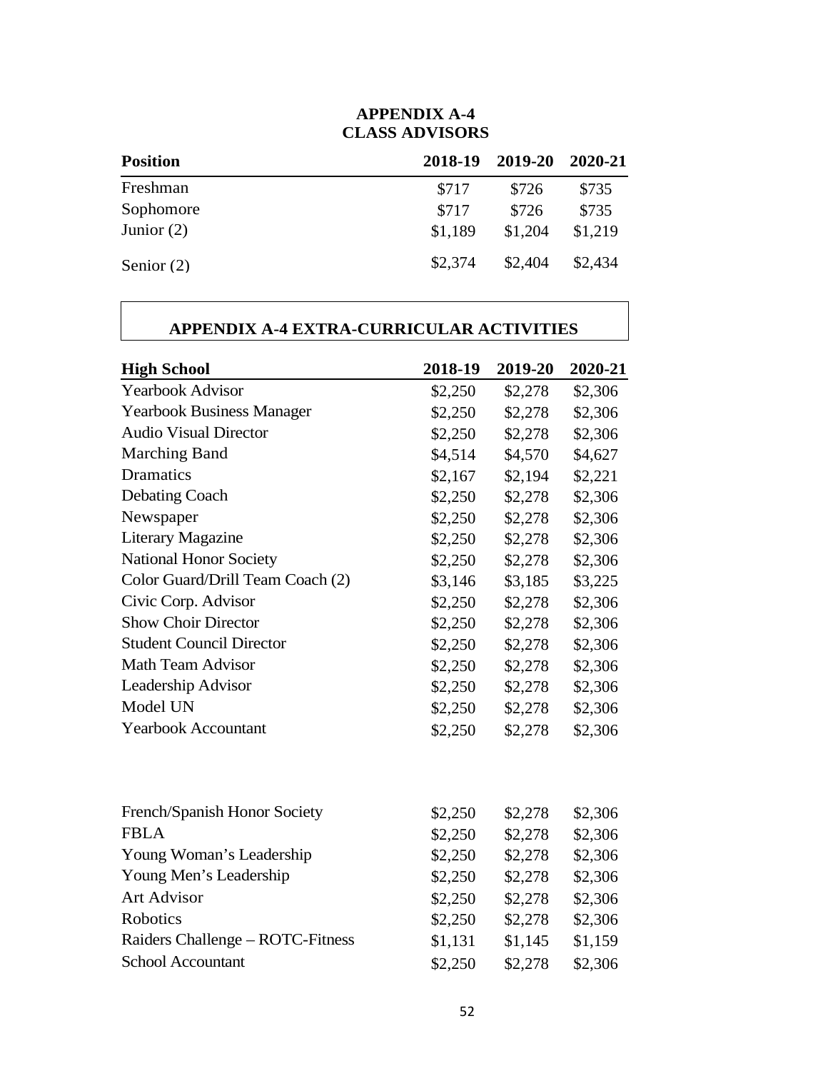## APPENDIX A-4
## CLASS ADVISORS

| Position | 2018-19 | 2019-20 | 2020-21 |
|---|---|---|---|
| Freshman | $717 | $726 | $735 |
| Sophomore | $717 | $726 | $735 |
| Junior (2) | $1,189 | $1,204 | $1,219 |
| Senior (2) | $2,374 | $2,404 | $2,434 |

## APPENDIX A-4 EXTRA-CURRICULAR ACTIVITIES

| High School | 2018-19 | 2019-20 | 2020-21 |
|---|---|---|---|
| Yearbook Advisor | $2,250 | $2,278 | $2,306 |
| Yearbook Business Manager | $2,250 | $2,278 | $2,306 |
| Audio Visual Director | $2,250 | $2,278 | $2,306 |
| Marching Band | $4,514 | $4,570 | $4,627 |
| Dramatics | $2,167 | $2,194 | $2,221 |
| Debating Coach | $2,250 | $2,278 | $2,306 |
| Newspaper | $2,250 | $2,278 | $2,306 |
| Literary Magazine | $2,250 | $2,278 | $2,306 |
| National Honor Society | $2,250 | $2,278 | $2,306 |
| Color Guard/Drill Team Coach (2) | $3,146 | $3,185 | $3,225 |
| Civic Corp. Advisor | $2,250 | $2,278 | $2,306 |
| Show Choir Director | $2,250 | $2,278 | $2,306 |
| Student Council Director | $2,250 | $2,278 | $2,306 |
| Math Team Advisor | $2,250 | $2,278 | $2,306 |
| Leadership Advisor | $2,250 | $2,278 | $2,306 |
| Model UN | $2,250 | $2,278 | $2,306 |
| Yearbook Accountant | $2,250 | $2,278 | $2,306 |
| French/Spanish Honor Society | $2,250 | $2,278 | $2,306 |
| FBLA | $2,250 | $2,278 | $2,306 |
| Young Woman's Leadership | $2,250 | $2,278 | $2,306 |
| Young Men's Leadership | $2,250 | $2,278 | $2,306 |
| Art Advisor | $2,250 | $2,278 | $2,306 |
| Robotics | $2,250 | $2,278 | $2,306 |
| Raiders Challenge – ROTC-Fitness | $1,131 | $1,145 | $1,159 |
| School Accountant | $2,250 | $2,278 | $2,306 |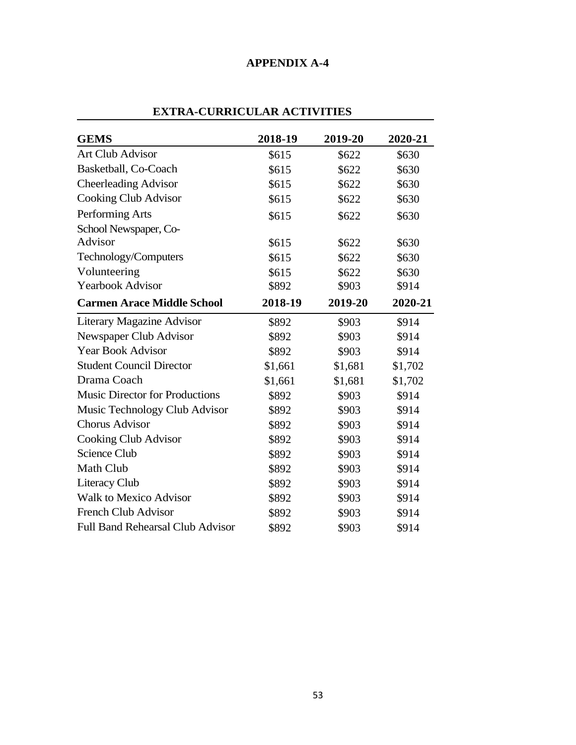# APPENDIX A-4

## EXTRA-CURRICULAR ACTIVITIES

| GEMS | 2018-19 | 2019-20 | 2020-21 |
|---|---|---|---|
| Art Club Advisor | $615 | $622 | $630 |
| Basketball, Co-Coach | $615 | $622 | $630 |
| Cheerleading Advisor | $615 | $622 | $630 |
| Cooking Club Advisor | $615 | $622 | $630 |
| Performing Arts | $615 | $622 | $630 |
| School Newspaper, Co-Advisor | $615 | $622 | $630 |
| Technology/Computers | $615 | $622 | $630 |
| Volunteering | $615 | $622 | $630 |
| Yearbook Advisor | $892 | $903 | $914 |
| **Carmen Arace Middle School** | **2018-19** | **2019-20** | **2020-21** |
| Literary Magazine Advisor | $892 | $903 | $914 |
| Newspaper Club Advisor | $892 | $903 | $914 |
| Year Book Advisor | $892 | $903 | $914 |
| Student Council Director | $1,661 | $1,681 | $1,702 |
| Drama Coach | $1,661 | $1,681 | $1,702 |
| Music Director for Productions | $892 | $903 | $914 |
| Music Technology Club Advisor | $892 | $903 | $914 |
| Chorus Advisor | $892 | $903 | $914 |
| Cooking Club Advisor | $892 | $903 | $914 |
| Science Club | $892 | $903 | $914 |
| Math Club | $892 | $903 | $914 |
| Literacy Club | $892 | $903 | $914 |
| Walk to Mexico Advisor | $892 | $903 | $914 |
| French Club Advisor | $892 | $903 | $914 |
| Full Band Rehearsal Club Advisor | $892 | $903 | $914 |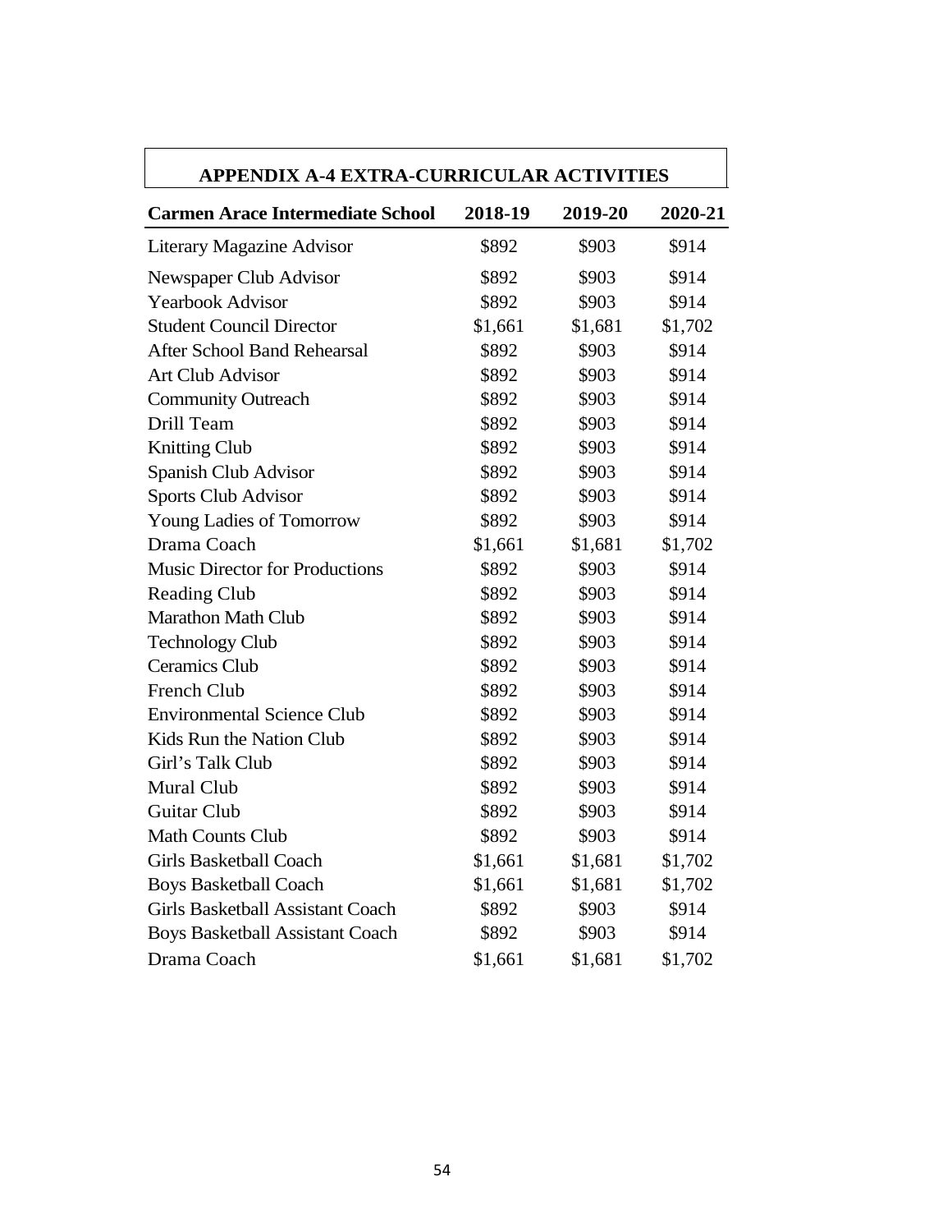## APPENDIX A-4 EXTRA-CURRICULAR ACTIVITIES

| Carmen Arace Intermediate School | 2018-19 | 2019-20 | 2020-21 |
|---|---|---|---|
| Literary Magazine Advisor | $892 | $903 | $914 |
| Newspaper Club Advisor | $892 | $903 | $914 |
| Yearbook Advisor | $892 | $903 | $914 |
| Student Council Director | $1,661 | $1,681 | $1,702 |
| After School Band Rehearsal | $892 | $903 | $914 |
| Art Club Advisor | $892 | $903 | $914 |
| Community Outreach | $892 | $903 | $914 |
| Drill Team | $892 | $903 | $914 |
| Knitting Club | $892 | $903 | $914 |
| Spanish Club Advisor | $892 | $903 | $914 |
| Sports Club Advisor | $892 | $903 | $914 |
| Young Ladies of Tomorrow | $892 | $903 | $914 |
| Drama Coach | $1,661 | $1,681 | $1,702 |
| Music Director for Productions | $892 | $903 | $914 |
| Reading Club | $892 | $903 | $914 |
| Marathon Math Club | $892 | $903 | $914 |
| Technology Club | $892 | $903 | $914 |
| Ceramics Club | $892 | $903 | $914 |
| French Club | $892 | $903 | $914 |
| Environmental Science Club | $892 | $903 | $914 |
| Kids Run the Nation Club | $892 | $903 | $914 |
| Girl's Talk Club | $892 | $903 | $914 |
| Mural Club | $892 | $903 | $914 |
| Guitar Club | $892 | $903 | $914 |
| Math Counts Club | $892 | $903 | $914 |
| Girls Basketball Coach | $1,661 | $1,681 | $1,702 |
| Boys Basketball Coach | $1,661 | $1,681 | $1,702 |
| Girls Basketball Assistant Coach | $892 | $903 | $914 |
| Boys Basketball Assistant Coach | $892 | $903 | $914 |
| Drama Coach | $1,661 | $1,681 | $1,702 |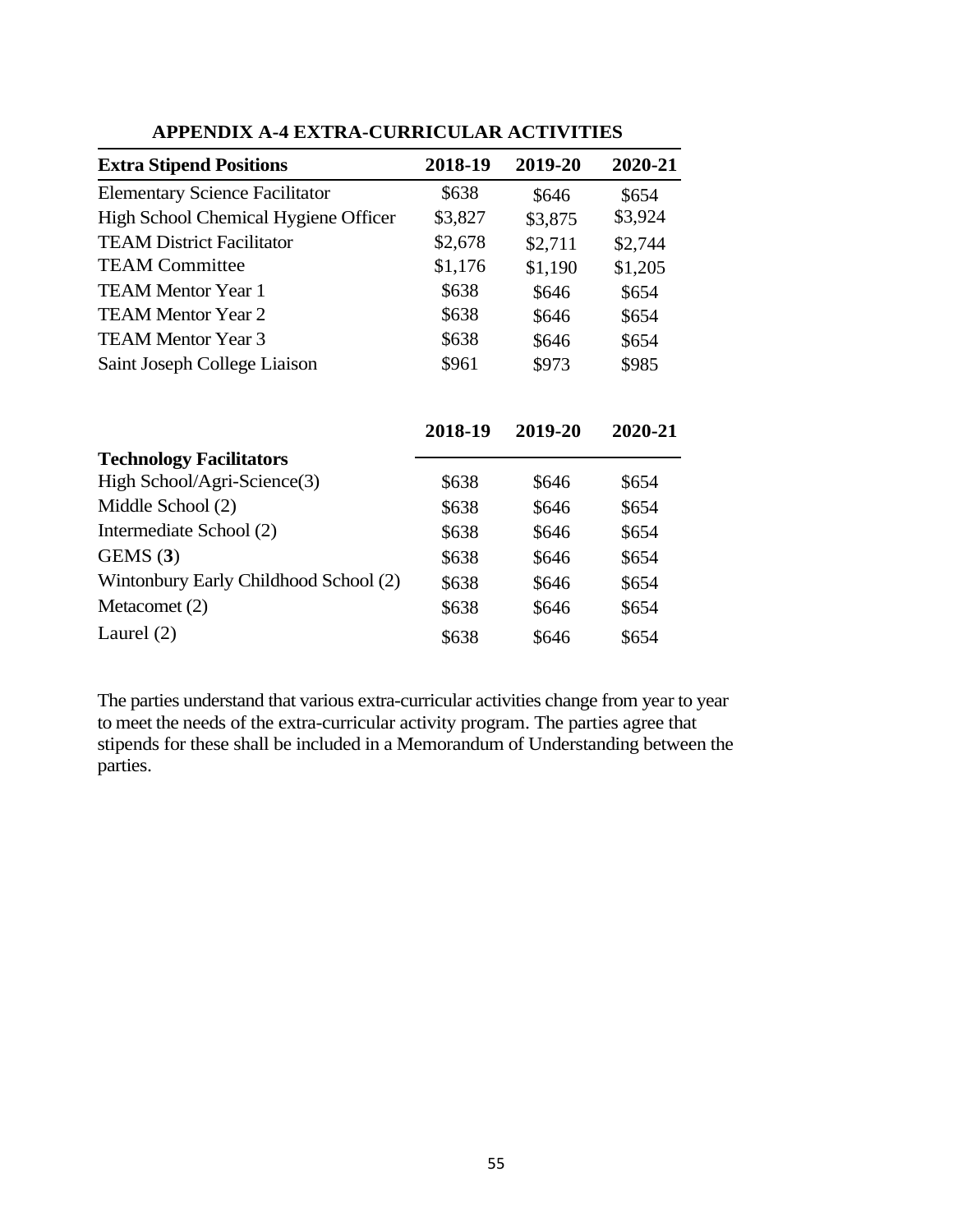## APPENDIX A-4 EXTRA-CURRICULAR ACTIVITIES

| Extra Stipend Positions | 2018-19 | 2019-20 | 2020-21 |
|---|---|---|---|
| Elementary Science Facilitator | $638 | $646 | $654 |
| High School Chemical Hygiene Officer | $3,827 | $3,875 | $3,924 |
| TEAM District Facilitator | $2,678 | $2,711 | $2,744 |
| TEAM Committee | $1,176 | $1,190 | $1,205 |
| TEAM Mentor Year 1 | $638 | $646 | $654 |
| TEAM Mentor Year 2 | $638 | $646 | $654 |
| TEAM Mentor Year 3 | $638 | $646 | $654 |
| Saint Joseph College Liaison | $961 | $973 | $985 |

| Technology Facilitators | 2018-19 | 2019-20 | 2020-21 |
|---|---|---|---|
| High School/Agri-Science(3) | $638 | $646 | $654 |
| Middle School (2) | $638 | $646 | $654 |
| Intermediate School (2) | $638 | $646 | $654 |
| GEMS (**3**) | $638 | $646 | $654 |
| Wintonbury Early Childhood School (2) | $638 | $646 | $654 |
| Metacomet (2) | $638 | $646 | $654 |
| Laurel (2) | $638 | $646 | $654 |

The parties understand that various extra-curricular activities change from year to year to meet the needs of the extra-curricular activity program. The parties agree that stipends for these shall be included in a Memorandum of Understanding between the parties.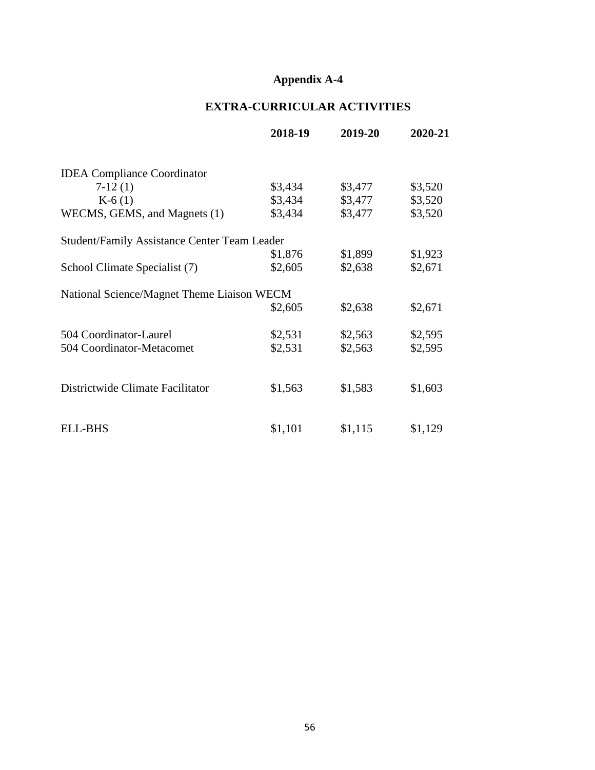# Appendix A-4

## EXTRA-CURRICULAR ACTIVITIES

| | 2018-19 | 2019-20 | 2020-21 |
|---|---|---|---|
| IDEA Compliance Coordinator | | | |
| 7-12 (1) | $3,434 | $3,477 | $3,520 |
| K-6 (1) | $3,434 | $3,477 | $3,520 |
| WECMS, GEMS, and Magnets (1) | $3,434 | $3,477 | $3,520 |
| Student/Family Assistance Center Team Leader | $1,876 | $1,899 | $1,923 |
| School Climate Specialist (7) | $2,605 | $2,638 | $2,671 |
| National Science/Magnet Theme Liaison WECM | $2,605 | $2,638 | $2,671 |
| 504 Coordinator-Laurel | $2,531 | $2,563 | $2,595 |
| 504 Coordinator-Metacomet | $2,531 | $2,563 | $2,595 |
| Districtwide Climate Facilitator | $1,563 | $1,583 | $1,603 |
| ELL-BHS | $1,101 | $1,115 | $1,129 |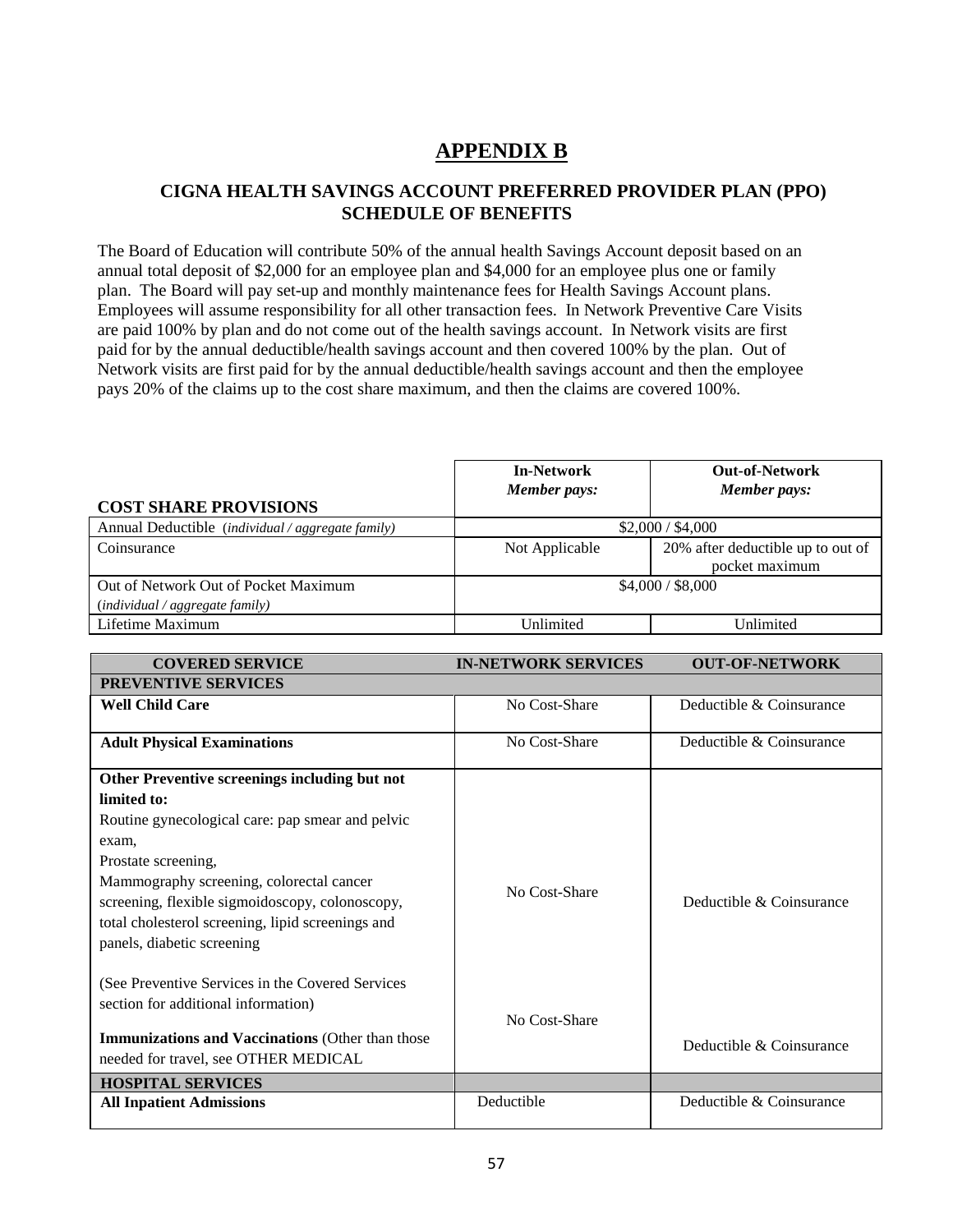# APPENDIX B

## CIGNA HEALTH SAVINGS ACCOUNT PREFERRED PROVIDER PLAN (PPO) SCHEDULE OF BENEFITS

The Board of Education will contribute 50% of the annual health Savings Account deposit based on an annual total deposit of $2,000 for an employee plan and $4,000 for an employee plus one or family plan. The Board will pay set-up and monthly maintenance fees for Health Savings Account plans. Employees will assume responsibility for all other transaction fees. In Network Preventive Care Visits are paid 100% by plan and do not come out of the health savings account. In Network visits are first paid for by the annual deductible/health savings account and then covered 100% by the plan. Out of Network visits are first paid for by the annual deductible/health savings account and then the employee pays 20% of the claims up to the cost share maximum, and then the claims are covered 100%.

| **COST SHARE PROVISIONS** | **In-Network** ***Member pays:*** | **Out-of-Network** ***Member pays:*** |
|---|---|---|
| Annual Deductible (*individual / aggregate family*) | $2,000 / $4,000 | |
| Coinsurance | Not Applicable | 20% after deductible up to out of pocket maximum |
| Out of Network Out of Pocket Maximum (*individual / aggregate family*) | $4,000 / $8,000 | |
| Lifetime Maximum | Unlimited | Unlimited |

| **COVERED SERVICE** | **IN-NETWORK SERVICES** | **OUT-OF-NETWORK** |
|---|---|---|
| **PREVENTIVE SERVICES** | | |
| **Well Child Care** | No Cost-Share | Deductible & Coinsurance |
| **Adult Physical Examinations** | No Cost-Share | Deductible & Coinsurance |
| **Other Preventive screenings including but not limited to:** Routine gynecological care: pap smear and pelvic exam, Prostate screening, Mammography screening, colorectal cancer screening, flexible sigmoidoscopy, colonoscopy, total cholesterol screening, lipid screenings and panels, diabetic screening (See Preventive Services in the Covered Services section for additional information) | No Cost-Share | Deductible & Coinsurance |
| **Immunizations and Vaccinations** (Other than those needed for travel, see OTHER MEDICAL | No Cost-Share | Deductible & Coinsurance |
| **HOSPITAL SERVICES** | | |
| **All Inpatient Admissions** | Deductible | Deductible & Coinsurance |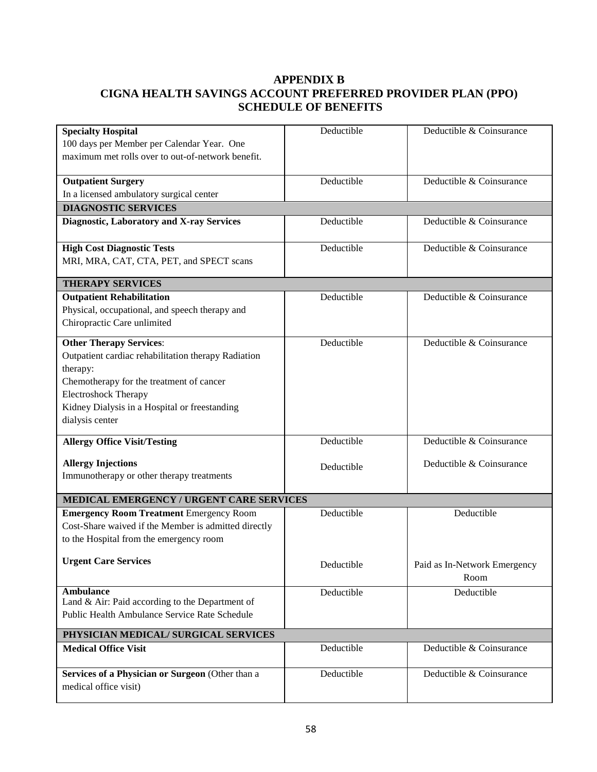# APPENDIX B
# CIGNA HEALTH SAVINGS ACCOUNT PREFERRED PROVIDER PLAN (PPO)
# SCHEDULE OF BENEFITS

| | | |
|---|---|---|
| **Specialty Hospital**<br>100 days per Member per Calendar Year. One maximum met rolls over to out-of-network benefit. | Deductible | Deductible & Coinsurance |
| **Outpatient Surgery**<br>In a licensed ambulatory surgical center | Deductible | Deductible & Coinsurance |
| **DIAGNOSTIC SERVICES** | | |
| **Diagnostic, Laboratory and X-ray Services** | Deductible | Deductible & Coinsurance |
| **High Cost Diagnostic Tests**<br>MRI, MRA, CAT, CTA, PET, and SPECT scans | Deductible | Deductible & Coinsurance |
| **THERAPY SERVICES** | | |
| **Outpatient Rehabilitation**<br>Physical, occupational, and speech therapy and Chiropractic Care unlimited | Deductible | Deductible & Coinsurance |
| **Other Therapy Services**:<br>Outpatient cardiac rehabilitation therapy Radiation therapy:<br>Chemotherapy for the treatment of cancer<br>Electroshock Therapy<br>Kidney Dialysis in a Hospital or freestanding dialysis center | Deductible | Deductible & Coinsurance |
| **Allergy Office Visit/Testing** | Deductible | Deductible & Coinsurance |
| **Allergy Injections**<br>Immunotherapy or other therapy treatments | Deductible | Deductible & Coinsurance |
| **MEDICAL EMERGENCY / URGENT CARE SERVICES** | | |
| **Emergency Room Treatment** Emergency Room Cost-Share waived if the Member is admitted directly to the Hospital from the emergency room | Deductible | Deductible |
| **Urgent Care Services** | Deductible | Paid as In-Network Emergency Room |
| **Ambulance**<br>Land & Air: Paid according to the Department of Public Health Ambulance Service Rate Schedule | Deductible | Deductible |
| **PHYSICIAN MEDICAL/ SURGICAL SERVICES** | | |
| **Medical Office Visit** | Deductible | Deductible & Coinsurance |
| **Services of a Physician or Surgeon** (Other than a medical office visit) | Deductible | Deductible & Coinsurance |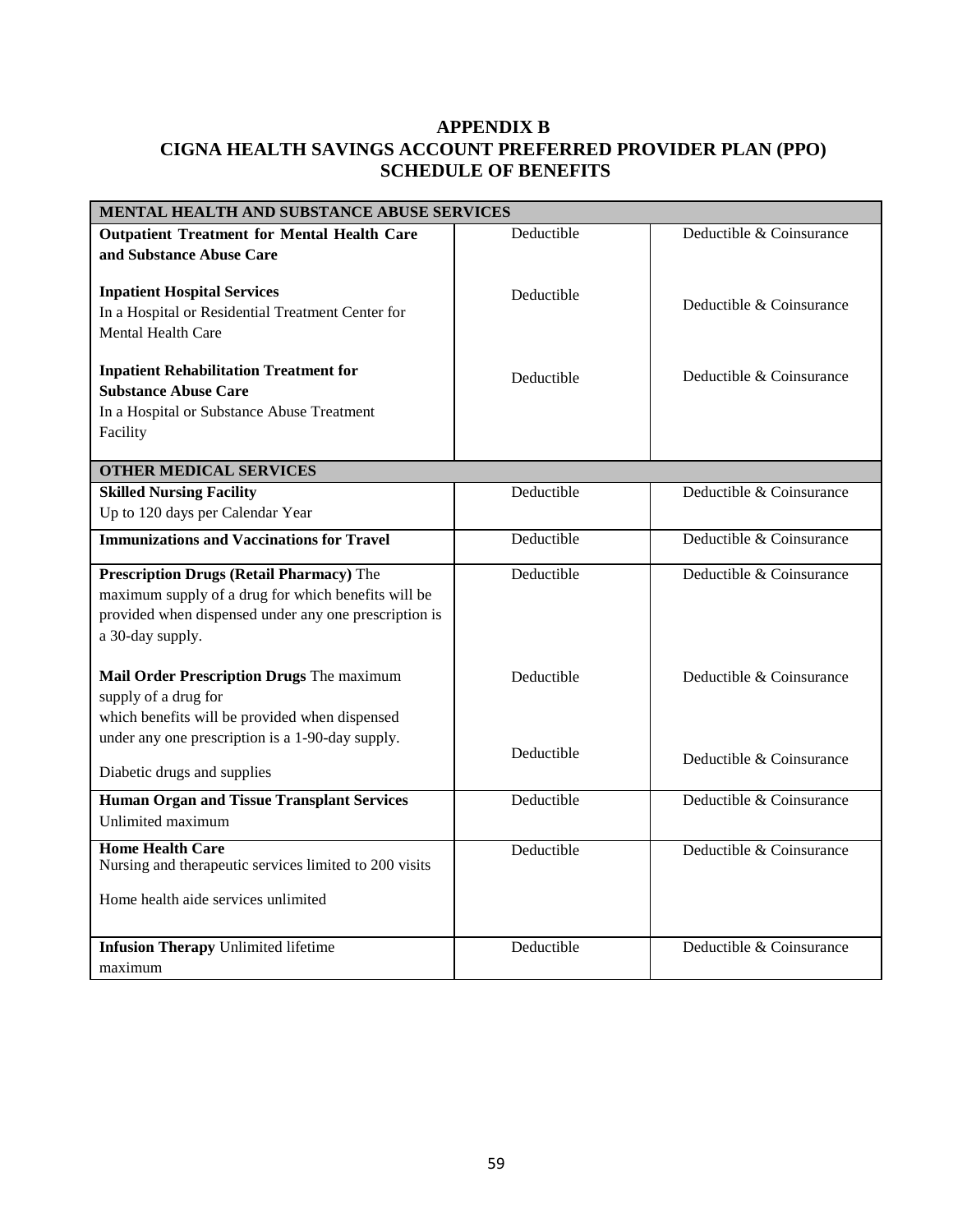# APPENDIX B
# CIGNA HEALTH SAVINGS ACCOUNT PREFERRED PROVIDER PLAN (PPO) SCHEDULE OF BENEFITS

| **MENTAL HEALTH AND SUBSTANCE ABUSE SERVICES** | | |
|---|---|---|
| **Outpatient Treatment for Mental Health Care and Substance Abuse Care** | Deductible | Deductible & Coinsurance |
| **Inpatient Hospital Services** In a Hospital or Residential Treatment Center for Mental Health Care | Deductible | Deductible & Coinsurance |
| **Inpatient Rehabilitation Treatment for Substance Abuse Care** In a Hospital or Substance Abuse Treatment Facility | Deductible | Deductible & Coinsurance |
| **OTHER MEDICAL SERVICES** | | |
| **Skilled Nursing Facility** Up to 120 days per Calendar Year | Deductible | Deductible & Coinsurance |
| **Immunizations and Vaccinations for Travel** | Deductible | Deductible & Coinsurance |
| **Prescription Drugs (Retail Pharmacy)** The maximum supply of a drug for which benefits will be provided when dispensed under any one prescription is a 30-day supply. | Deductible | Deductible & Coinsurance |
| **Mail Order Prescription Drugs** The maximum supply of a drug for which benefits will be provided when dispensed under any one prescription is a 1-90-day supply. | Deductible | Deductible & Coinsurance |
| Diabetic drugs and supplies | Deductible | Deductible & Coinsurance |
| **Human Organ and Tissue Transplant Services** Unlimited maximum | Deductible | Deductible & Coinsurance |
| **Home Health Care** Nursing and therapeutic services limited to 200 visits<br><br>Home health aide services unlimited | Deductible | Deductible & Coinsurance |
| **Infusion Therapy** Unlimited lifetime maximum | Deductible | Deductible & Coinsurance |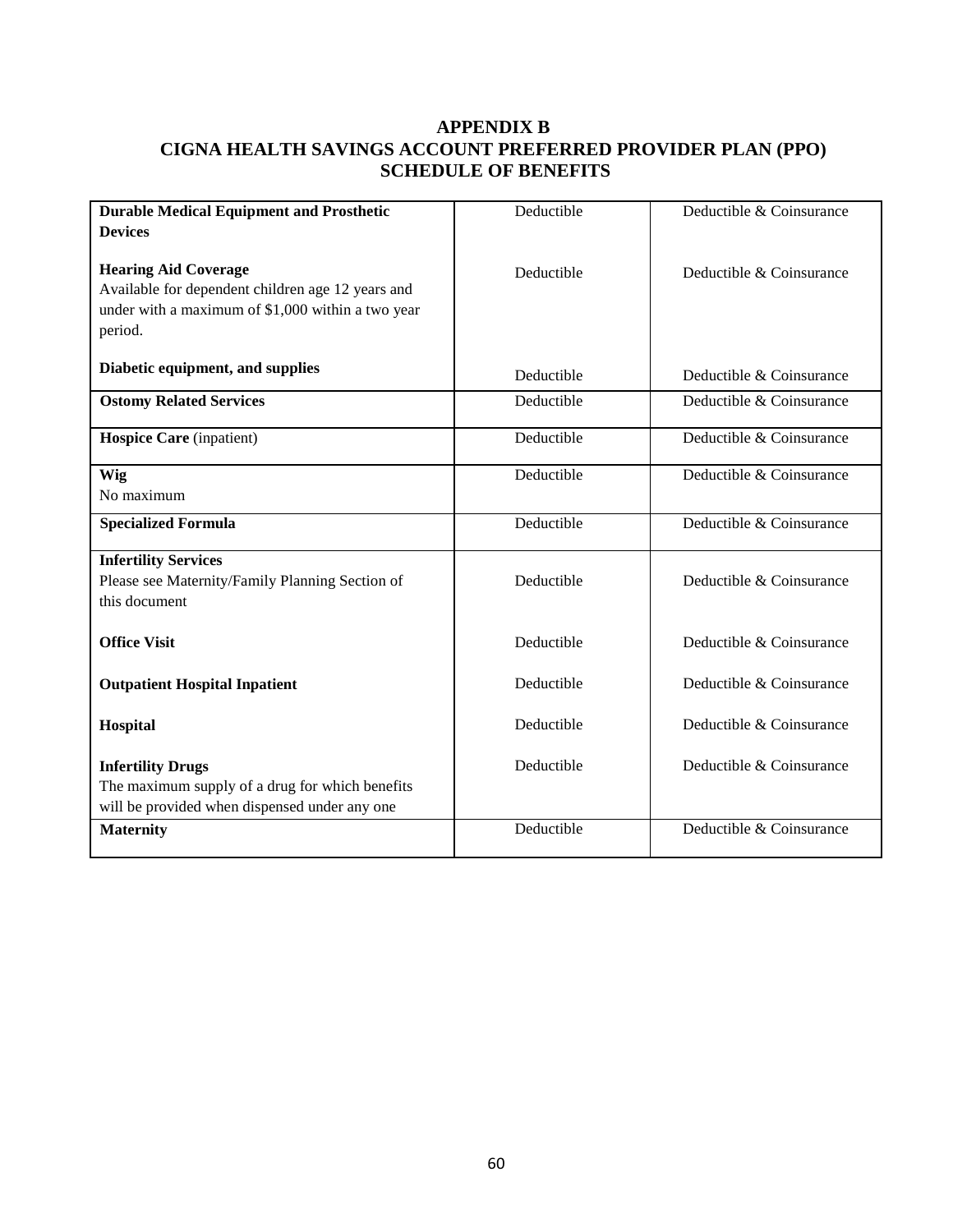# APPENDIX B
# CIGNA HEALTH SAVINGS ACCOUNT PREFERRED PROVIDER PLAN (PPO)
# SCHEDULE OF BENEFITS

| | | |
|---|---|---|
| **Durable Medical Equipment and Prosthetic Devices** | Deductible | Deductible & Coinsurance |
| **Hearing Aid Coverage**<br>Available for dependent children age 12 years and under with a maximum of $1,000 within a two year period. | Deductible | Deductible & Coinsurance |
| **Diabetic equipment, and supplies** | Deductible | Deductible & Coinsurance |
| **Ostomy Related Services** | Deductible | Deductible & Coinsurance |
| **Hospice Care** (inpatient) | Deductible | Deductible & Coinsurance |
| **Wig**<br>No maximum | Deductible | Deductible & Coinsurance |
| **Specialized Formula** | Deductible | Deductible & Coinsurance |
| **Infertility Services**<br>Please see Maternity/Family Planning Section of this document | Deductible | Deductible & Coinsurance |
| **Office Visit** | Deductible | Deductible & Coinsurance |
| **Outpatient Hospital Inpatient** | Deductible | Deductible & Coinsurance |
| **Hospital** | Deductible | Deductible & Coinsurance |
| **Infertility Drugs**<br>The maximum supply of a drug for which benefits will be provided when dispensed under any one | Deductible | Deductible & Coinsurance |
| **Maternity** | Deductible | Deductible & Coinsurance |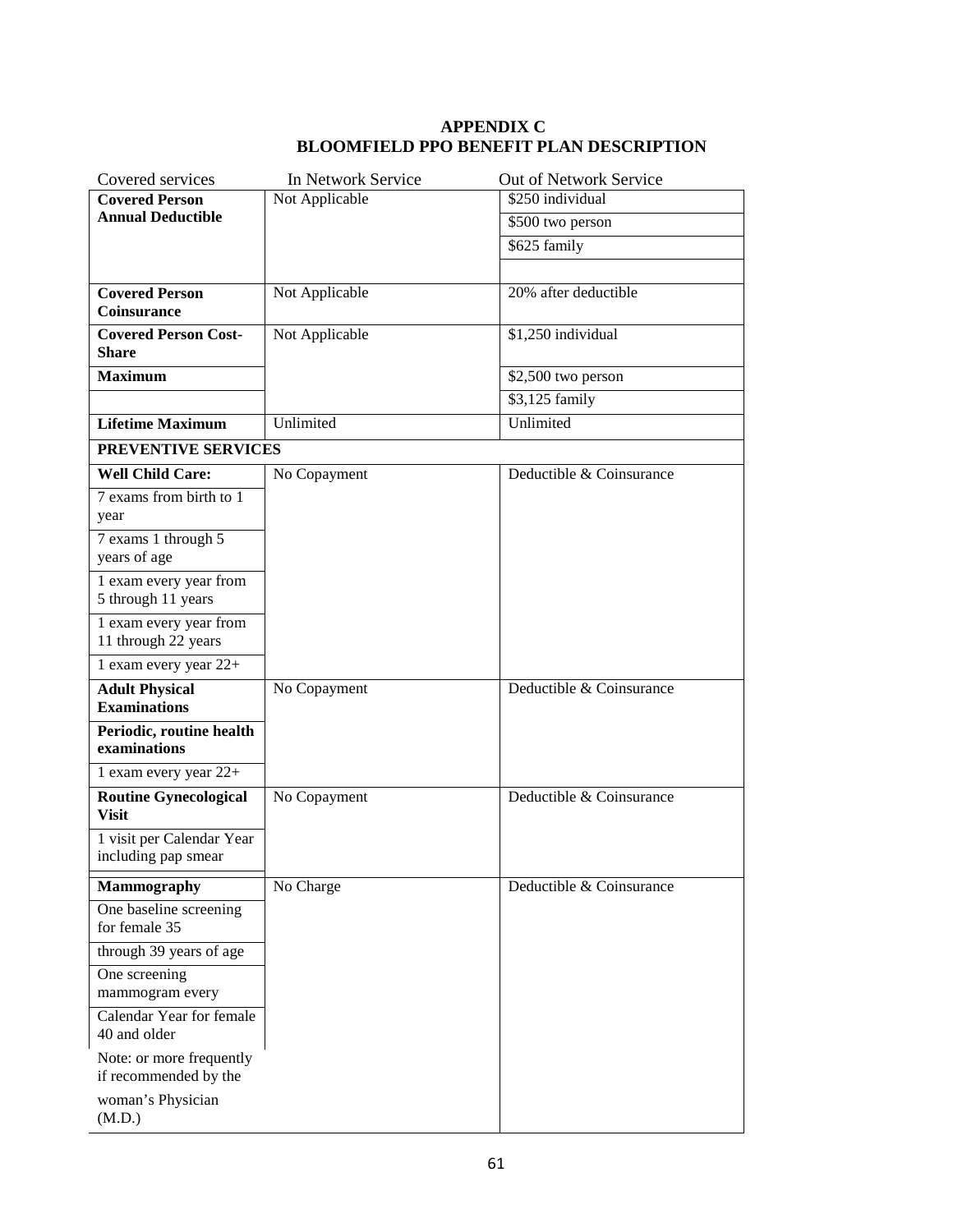# APPENDIX C
# BLOOMFIELD PPO BENEFIT PLAN DESCRIPTION

| Covered services | In Network Service | Out of Network Service |
|---|---|---|
| **Covered Person Annual Deductible** | Not Applicable | $250 individual |
| | | $500 two person |
| | | $625 family |
| | | |
| **Covered Person Coinsurance** | Not Applicable | 20% after deductible |
| **Covered Person Cost-Share** | Not Applicable | $1,250 individual |
| **Maximum** | | $2,500 two person |
| | | $3,125 family |
| **Lifetime Maximum** | Unlimited | Unlimited |
| **PREVENTIVE SERVICES** | | |
| **Well Child Care:** | No Copayment | Deductible & Coinsurance |
| 7 exams from birth to 1 year | | |
| 7 exams 1 through 5 years of age | | |
| 1 exam every year from 5 through 11 years | | |
| 1 exam every year from 11 through 22 years | | |
| 1 exam every year 22+ | | |
| **Adult Physical Examinations** | No Copayment | Deductible & Coinsurance |
| **Periodic, routine health examinations** | | |
| 1 exam every year 22+ | | |
| **Routine Gynecological Visit** | No Copayment | Deductible & Coinsurance |
| 1 visit per Calendar Year including pap smear | | |
| **Mammography** | No Charge | Deductible & Coinsurance |
| One baseline screening for female 35 | | |
| through 39 years of age | | |
| One screening mammogram every | | |
| Calendar Year for female 40 and older | | |
| Note: or more frequently if recommended by the | | |
| woman's Physician (M.D.) | | |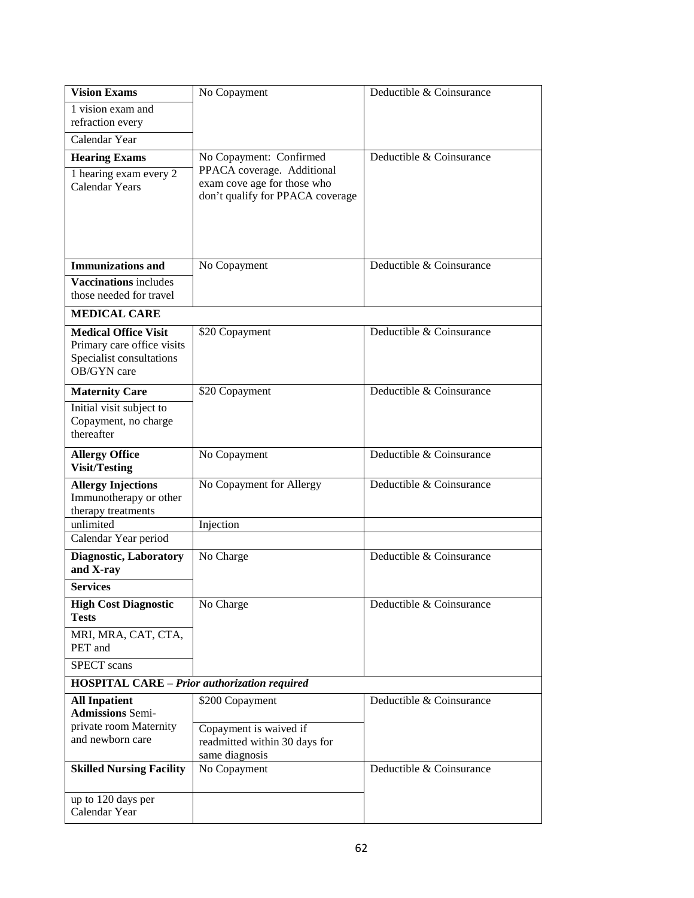| **Vision Exams** 1 vision exam and refraction every Calendar Year | No Copayment | Deductible & Coinsurance |
|---|---|---|
| **Hearing Exams** 1 hearing exam every 2 Calendar Years | No Copayment: Confirmed PPACA coverage. Additional exam cove age for those who don't qualify for PPACA coverage | Deductible & Coinsurance |
| **Immunizations and Vaccinations** includes those needed for travel | No Copayment | Deductible & Coinsurance |
| **MEDICAL CARE** | | |
| **Medical Office Visit** Primary care office visits Specialist consultations OB/GYN care | \$20 Copayment | Deductible & Coinsurance |
| **Maternity Care** Initial visit subject to Copayment, no charge thereafter | \$20 Copayment | Deductible & Coinsurance |
| **Allergy Office Visit/Testing** | No Copayment | Deductible & Coinsurance |
| **Allergy Injections** Immunotherapy or other therapy treatments unlimited Calendar Year period | No Copayment for Allergy Injection | Deductible & Coinsurance |
| **Diagnostic, Laboratory and X-ray Services** | No Charge | Deductible & Coinsurance |
| **High Cost Diagnostic Tests** MRI, MRA, CAT, CTA, PET and SPECT scans | No Charge | Deductible & Coinsurance |
| **HOSPITAL CARE –** ***Prior authorization required*** | | |
| **All Inpatient Admissions** Semi-private room Maternity and newborn care | \$200 Copayment<br>Copayment is waived if readmitted within 30 days for same diagnosis | Deductible & Coinsurance |
| **Skilled Nursing Facility** up to 120 days per Calendar Year | No Copayment | Deductible & Coinsurance |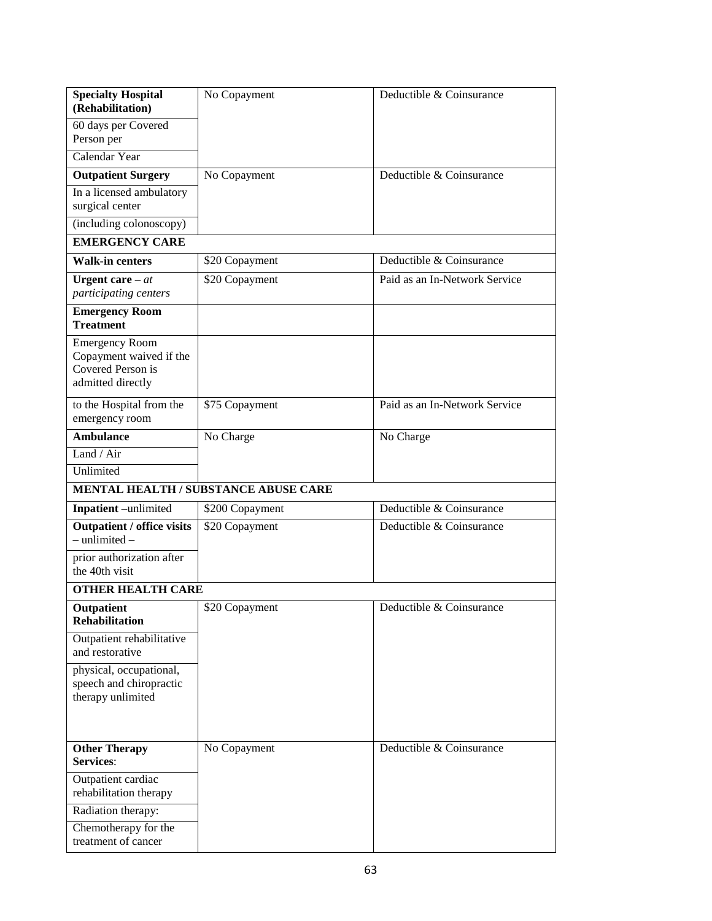| | | |
|---|---|---|
| **Specialty Hospital (Rehabilitation)** 60 days per Covered Person per Calendar Year | No Copayment | Deductible & Coinsurance |
| **Outpatient Surgery** In a licensed ambulatory surgical center (including colonoscopy) | No Copayment | Deductible & Coinsurance |
| **EMERGENCY CARE** | | |
| **Walk-in centers** | $20 Copayment | Deductible & Coinsurance |
| **Urgent care** – *at participating centers* | $20 Copayment | Paid as an In-Network Service |
| **Emergency Room Treatment** | | |
| Emergency Room Copayment waived if the Covered Person is admitted directly | | |
| to the Hospital from the emergency room | $75 Copayment | Paid as an In-Network Service |
| **Ambulance** Land / Air Unlimited | No Charge | No Charge |
| **MENTAL HEALTH / SUBSTANCE ABUSE CARE** | | |
| **Inpatient** –unlimited | $200 Copayment | Deductible & Coinsurance |
| **Outpatient / office visits** – unlimited – prior authorization after the 40th visit | $20 Copayment | Deductible & Coinsurance |
| **OTHER HEALTH CARE** | | |
| **Outpatient Rehabilitation** Outpatient rehabilitative and restorative physical, occupational, speech and chiropractic therapy unlimited | $20 Copayment | Deductible & Coinsurance |
| **Other Therapy Services**: Outpatient cardiac rehabilitation therapy Radiation therapy: Chemotherapy for the treatment of cancer | No Copayment | Deductible & Coinsurance |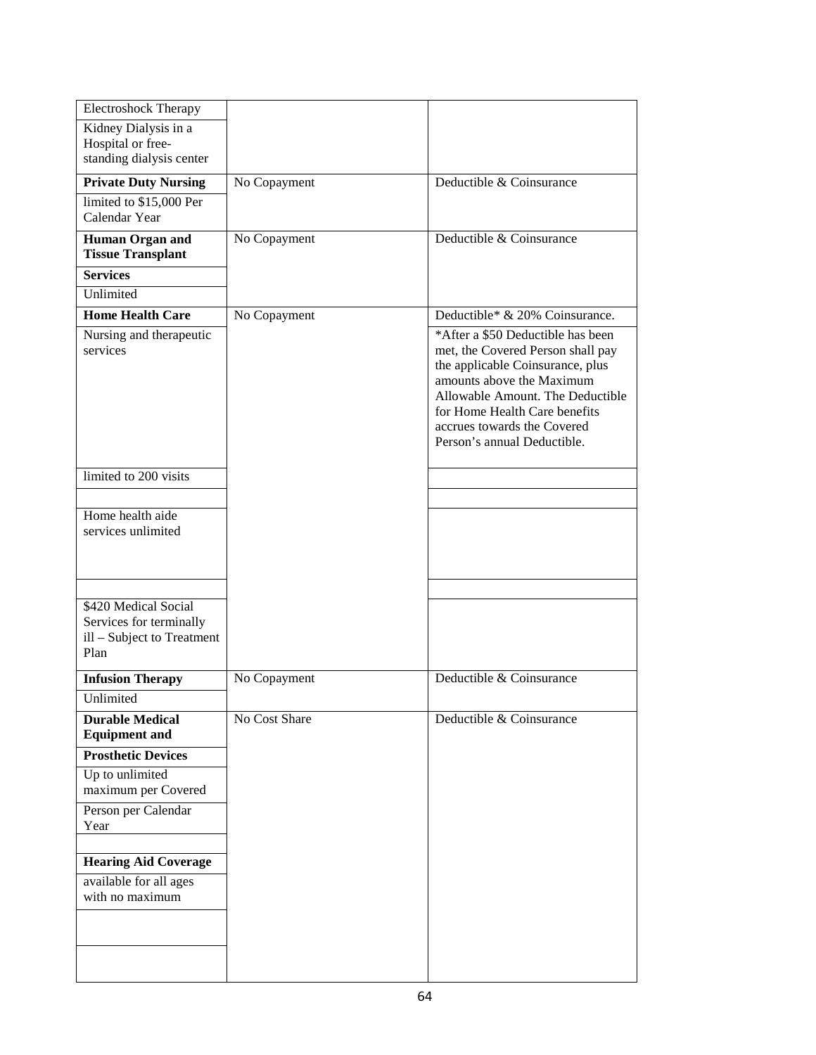| | | |
|---|---|---|
| Electroshock Therapy | | |
| Kidney Dialysis in a Hospital or free-standing dialysis center | | |
| **Private Duty Nursing** | No Copayment | Deductible & Coinsurance |
| limited to $15,000 Per Calendar Year | | |
| **Human Organ and Tissue Transplant** | No Copayment | Deductible & Coinsurance |
| **Services** | | |
| Unlimited | | |
| **Home Health Care** | No Copayment | Deductible* & 20% Coinsurance. |
| Nursing and therapeutic services | | *After a $50 Deductible has been met, the Covered Person shall pay the applicable Coinsurance, plus amounts above the Maximum Allowable Amount. The Deductible for Home Health Care benefits accrues towards the Covered Person's annual Deductible. |
| limited to 200 visits | | |
| | | |
| Home health aide services unlimited | | |
| | | |
| $420 Medical Social Services for terminally ill – Subject to Treatment Plan | | |
| **Infusion Therapy** | No Copayment | Deductible & Coinsurance |
| Unlimited | | |
| **Durable Medical Equipment and** | No Cost Share | Deductible & Coinsurance |
| **Prosthetic Devices** | | |
| Up to unlimited maximum per Covered | | |
| Person per Calendar Year | | |
| | | |
| **Hearing Aid Coverage** | | |
| available for all ages with no maximum | | |
| | | |
| | | |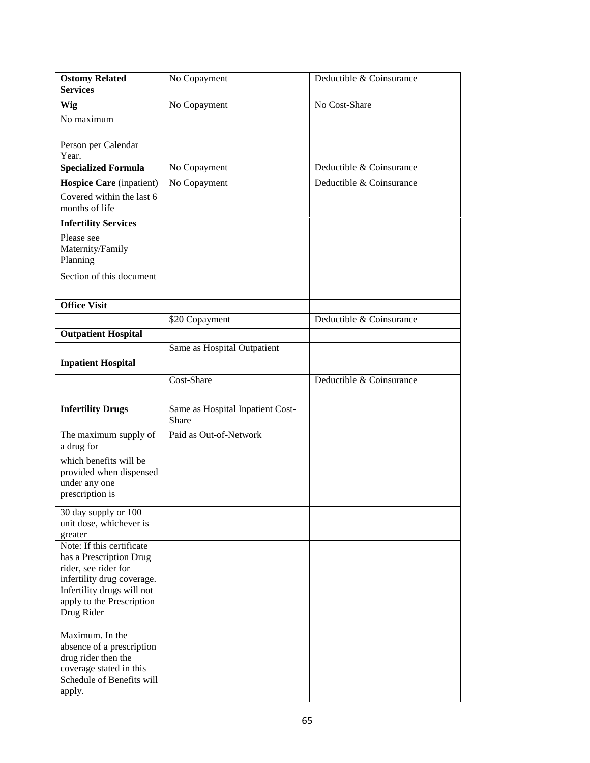| **Ostomy Related Services** | No Copayment | Deductible & Coinsurance |
|---|---|---|
| **Wig** | No Copayment | No Cost-Share |
| No maximum | | |
| Person per Calendar Year. | | |
| **Specialized Formula** | No Copayment | Deductible & Coinsurance |
| **Hospice Care** (inpatient) | No Copayment | Deductible & Coinsurance |
| Covered within the last 6 months of life | | |
| **Infertility Services** | | |
| Please see Maternity/Family Planning | | |
| Section of this document | | |
| | | |
| **Office Visit** | | |
| | $20 Copayment | Deductible & Coinsurance |
| **Outpatient Hospital** | | |
| | Same as Hospital Outpatient | |
| **Inpatient Hospital** | | |
| | Cost-Share | Deductible & Coinsurance |
| | | |
| **Infertility Drugs** | Same as Hospital Inpatient Cost-Share | |
| The maximum supply of a drug for | Paid as Out-of-Network | |
| which benefits will be provided when dispensed under any one prescription is | | |
| 30 day supply or 100 unit dose, whichever is greater | | |
| Note: If this certificate has a Prescription Drug rider, see rider for infertility drug coverage. Infertility drugs will not apply to the Prescription Drug Rider | | |
| Maximum. In the absence of a prescription drug rider then the coverage stated in this Schedule of Benefits will apply. | | |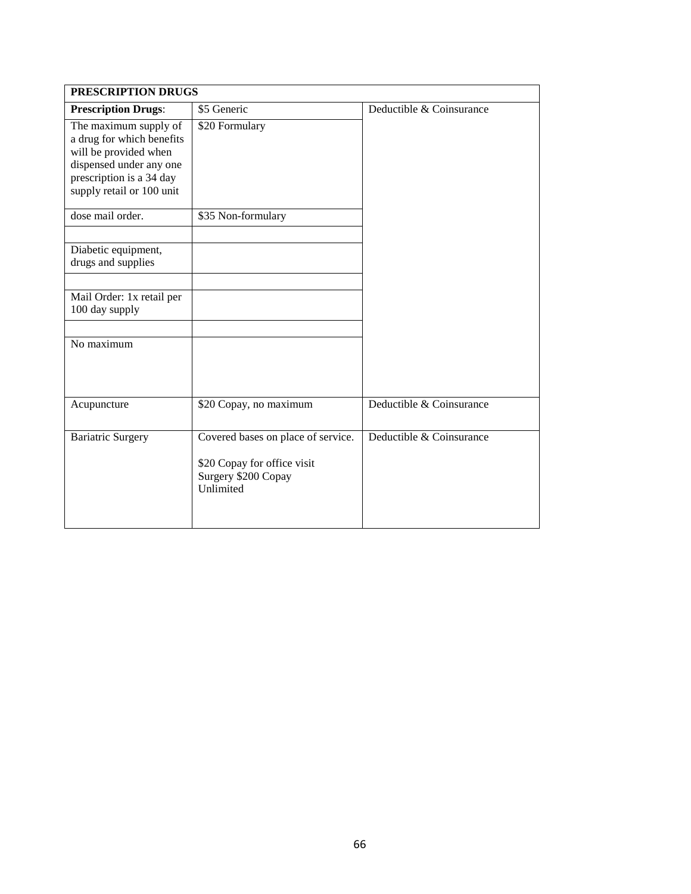| PRESCRIPTION DRUGS | | |
|---|---|---|
| **Prescription Drugs**: | \$5 Generic | Deductible & Coinsurance |
| The maximum supply of a drug for which benefits will be provided when dispensed under any one prescription is a 34 day supply retail or 100 unit | \$20 Formulary | |
| dose mail order. | \$35 Non-formulary | |
| | | |
| Diabetic equipment, drugs and supplies | | |
| | | |
| Mail Order: 1x retail per 100 day supply | | |
| | | |
| No maximum | | |
| Acupuncture | \$20 Copay, no maximum | Deductible & Coinsurance |
| Bariatric Surgery | Covered bases on place of service.<br><br>\$20 Copay for office visit<br>Surgery \$200 Copay<br>Unlimited | Deductible & Coinsurance |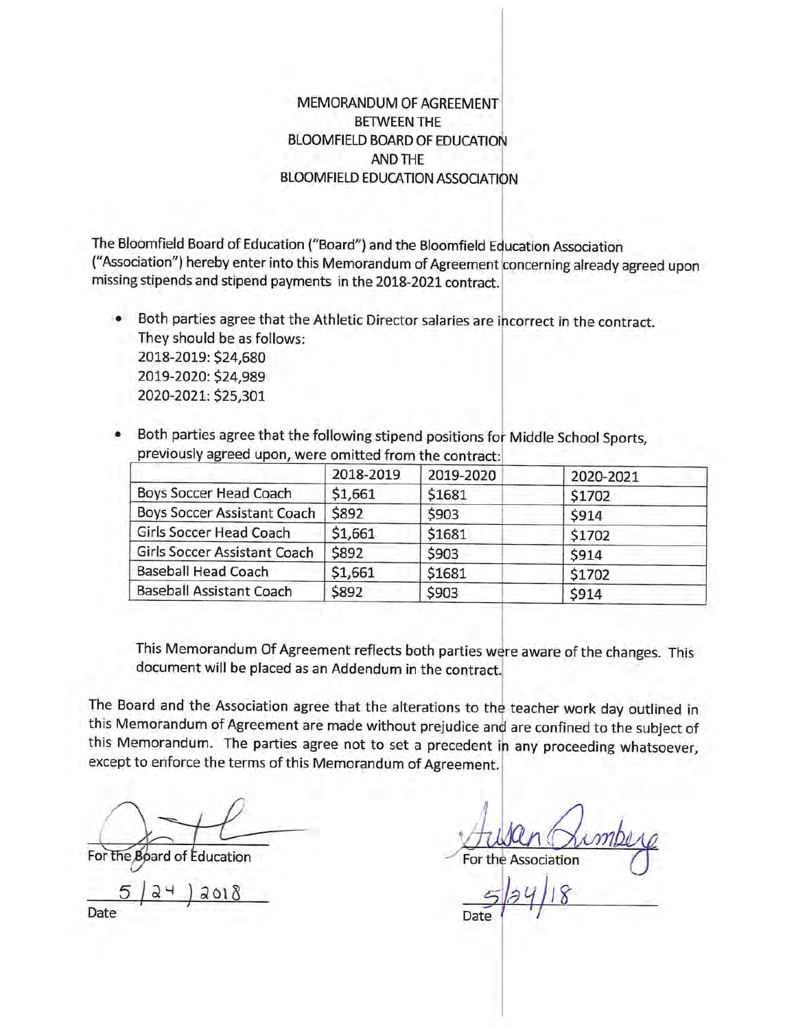# MEMORANDUM OF AGREEMENT
# BETWEEN THE
# BLOOMFIELD BOARD OF EDUCATION
# AND THE
# BLOOMFIELD EDUCATION ASSOCIATION

The Bloomfield Board of Education ("Board") and the Bloomfield Education Association ("Association") hereby enter into this Memorandum of Agreement concerning already agreed upon missing stipends and stipend payments in the 2018-2021 contract.

- Both parties agree that the Athletic Director salaries are incorrect in the contract. They should be as follows:
  2018-2019: $24,680
  2019-2020: $24,989
  2020-2021: $25,301

- Both parties agree that the following stipend positions for Middle School Sports, previously agreed upon, were omitted from the contract:

| | 2018-2019 | 2019-2020 | 2020-2021 |
|---|---|---|---|
| Boys Soccer Head Coach | $1,661 | $1681 | $1702 |
| Boys Soccer Assistant Coach | $892 | $903 | $914 |
| Girls Soccer Head Coach | $1,661 | $1681 | $1702 |
| Girls Soccer Assistant Coach | $892 | $903 | $914 |
| Baseball Head Coach | $1,661 | $1681 | $1702 |
| Baseball Assistant Coach | $892 | $903 | $914 |

This Memorandum Of Agreement reflects both parties were aware of the changes. This document will be placed as an Addendum in the contract.

The Board and the Association agree that the alterations to the teacher work day outlined in this Memorandum of Agreement are made without prejudice and are confined to the subject of this Memorandum. The parties agree not to set a precedent in any proceeding whatsoever, except to enforce the terms of this Memorandum of Agreement.

For the Board of Education
5/24/2018
Date

For the Association
5/24/18
Date